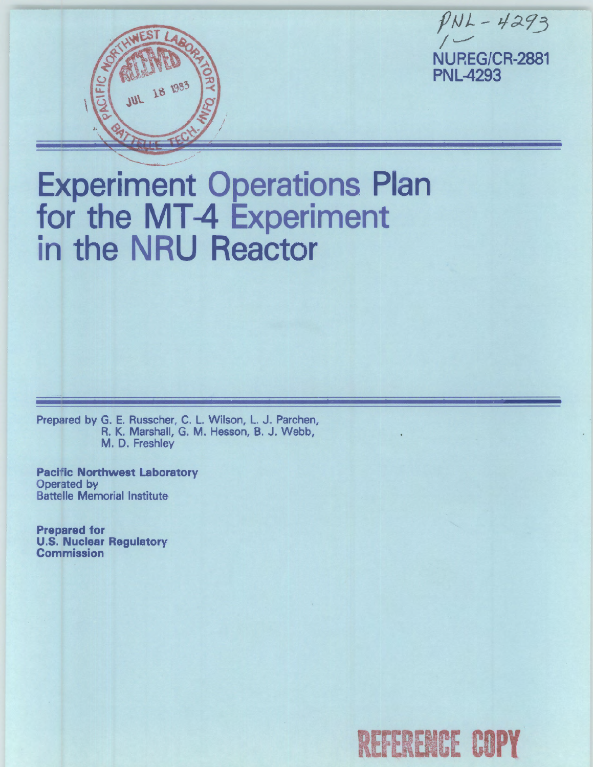PNL-4293

NUREG/CR-2881
PNL-4293

# Experiment Operations Plan for the MT-4 Experiment in the NRU Reactor

Prepared by G. E. Russcher, C. L. Wilson, L. J. Parchen, R. K. Marshall, G. M. Hesson, B. J. Webb, M. D. Freshley

**Pacific Northwest Laboratory**
Operated by
Battelle Memorial Institute

**Prepared for**
**U.S. Nuclear Regulatory Commission**

REFERENCE COPY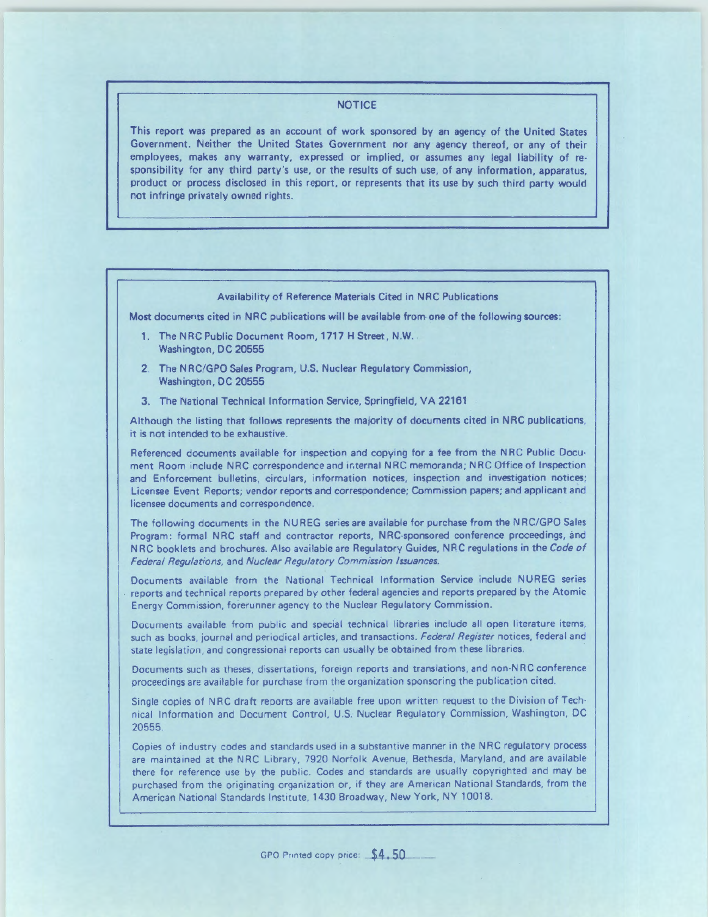## NOTICE

This report was prepared as an account of work sponsored by an agency of the United States Government. Neither the United States Government nor any agency thereof, or any of their employees, makes any warranty, expressed or implied, or assumes any legal liability of responsibility for any third party's use, or the results of such use, of any information, apparatus, product or process disclosed in this report, or represents that its use by such third party would not infringe privately owned rights.

## Availability of Reference Materials Cited in NRC Publications

Most documents cited in NRC publications will be available from one of the following sources:

1. The NRC Public Document Room, 1717 H Street, N.W. Washington, DC 20555
2. The NRC/GPO Sales Program, U.S. Nuclear Regulatory Commission, Washington, DC 20555
3. The National Technical Information Service, Springfield, VA 22161

Although the listing that follows represents the majority of documents cited in NRC publications, it is not intended to be exhaustive.

Referenced documents available for inspection and copying for a fee from the NRC Public Document Room include NRC correspondence and internal NRC memoranda; NRC Office of Inspection and Enforcement bulletins, circulars, information notices, inspection and investigation notices; Licensee Event Reports; vendor reports and correspondence; Commission papers; and applicant and licensee documents and correspondence.

The following documents in the NUREG series are available for purchase from the NRC/GPO Sales Program: formal NRC staff and contractor reports, NRC-sponsored conference proceedings, and NRC booklets and brochures. Also available are Regulatory Guides, NRC regulations in the *Code of Federal Regulations*, and *Nuclear Regulatory Commission Issuances*.

Documents available from the National Technical Information Service include NUREG series reports and technical reports prepared by other federal agencies and reports prepared by the Atomic Energy Commission, forerunner agency to the Nuclear Regulatory Commission.

Documents available from public and special technical libraries include all open literature items, such as books, journal and periodical articles, and transactions. *Federal Register* notices, federal and state legislation, and congressional reports can usually be obtained from these libraries.

Documents such as theses, dissertations, foreign reports and translations, and non-NRC conference proceedings are available for purchase from the organization sponsoring the publication cited.

Single copies of NRC draft reports are available free upon written request to the Division of Technical Information and Document Control, U.S. Nuclear Regulatory Commission, Washington, DC 20555.

Copies of industry codes and standards used in a substantive manner in the NRC regulatory process are maintained at the NRC Library, 7920 Norfolk Avenue, Bethesda, Maryland, and are available there for reference use by the public. Codes and standards are usually copyrighted and may be purchased from the originating organization or, if they are American National Standards, from the American National Standards Institute, 1430 Broadway, New York, NY 10018.

GPO Printed copy price: $4.50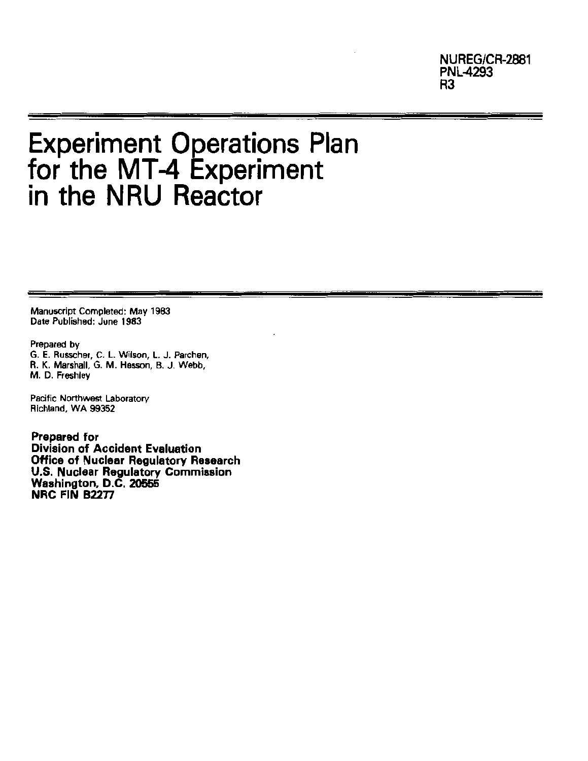NUREG/CR-2881
PNL-4293
R3

# Experiment Operations Plan for the MT-4 Experiment in the NRU Reactor

Manuscript Completed: May 1983
Date Published: June 1983

Prepared by
G. E. Russcher, C. L. Wilson, L. J. Parchen,
R. K. Marshall, G. M. Hesson, B. J. Webb,
M. D. Freshley

Pacific Northwest Laboratory
Richland, WA 99352

**Prepared for**
**Division of Accident Evaluation**
**Office of Nuclear Regulatory Research**
**U.S. Nuclear Regulatory Commission**
**Washington, D.C. 20555**
**NRC FIN B2277**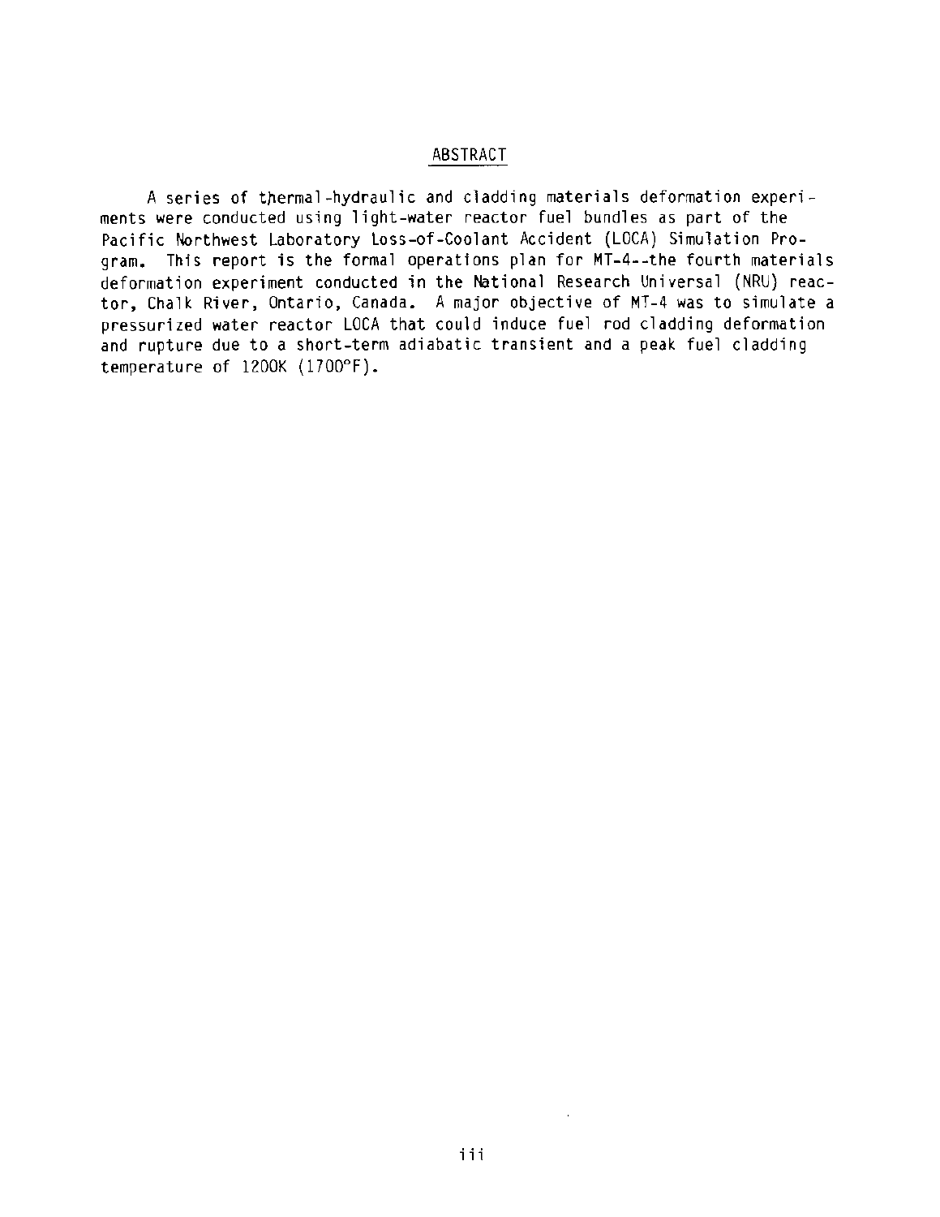## ABSTRACT

A series of thermal-hydraulic and cladding materials deformation experiments were conducted using light-water reactor fuel bundles as part of the Pacific Northwest Laboratory Loss-of-Coolant Accident (LOCA) Simulation Program. This report is the formal operations plan for MT-4--the fourth materials deformation experiment conducted in the National Research Universal (NRU) reactor, Chalk River, Ontario, Canada. A major objective of MT-4 was to simulate a pressurized water reactor LOCA that could induce fuel rod cladding deformation and rupture due to a short-term adiabatic transient and a peak fuel cladding temperature of 1200K (1700°F).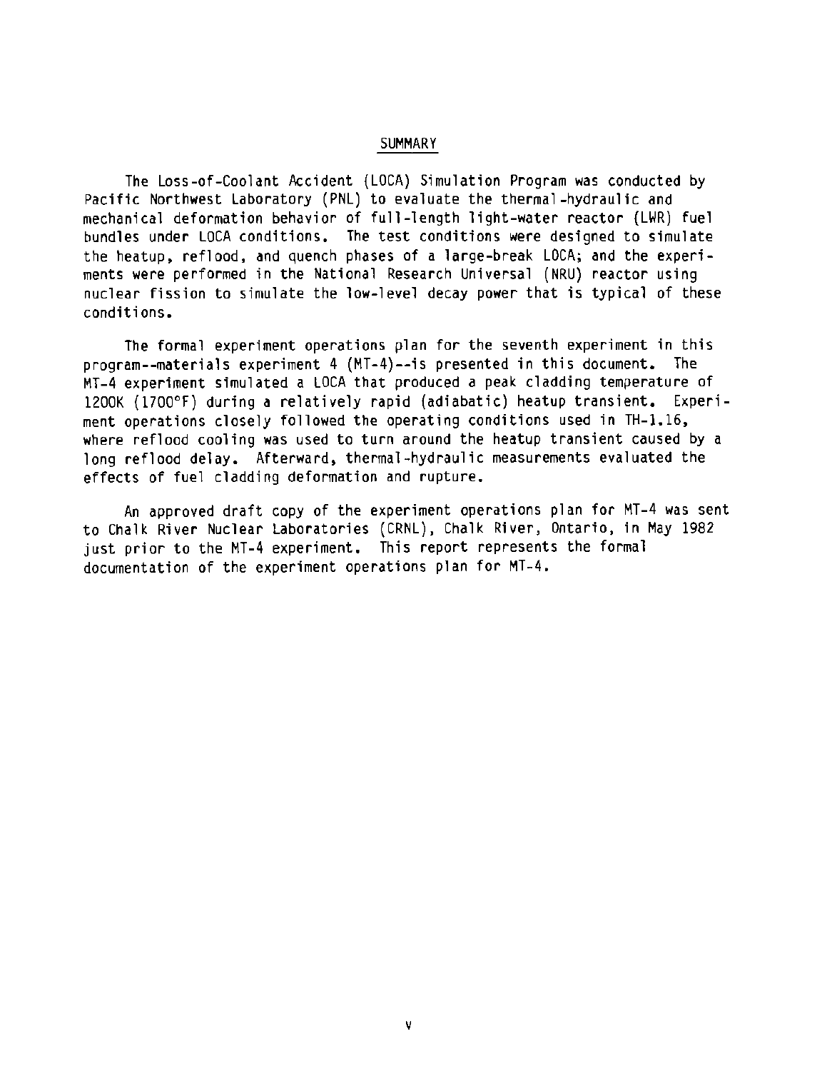## SUMMARY

The Loss-of-Coolant Accident (LOCA) Simulation Program was conducted by Pacific Northwest Laboratory (PNL) to evaluate the thermal-hydraulic and mechanical deformation behavior of full-length light-water reactor (LWR) fuel bundles under LOCA conditions. The test conditions were designed to simulate the heatup, reflood, and quench phases of a large-break LOCA; and the experiments were performed in the National Research Universal (NRU) reactor using nuclear fission to simulate the low-level decay power that is typical of these conditions.

The formal experiment operations plan for the seventh experiment in this program--materials experiment 4 (MT-4)--is presented in this document. The MT-4 experiment simulated a LOCA that produced a peak cladding temperature of 1200K (1700°F) during a relatively rapid (adiabatic) heatup transient. Experiment operations closely followed the operating conditions used in TH-1.16, where reflood cooling was used to turn around the heatup transient caused by a long reflood delay. Afterward, thermal-hydraulic measurements evaluated the effects of fuel cladding deformation and rupture.

An approved draft copy of the experiment operations plan for MT-4 was sent to Chalk River Nuclear Laboratories (CRNL), Chalk River, Ontario, in May 1982 just prior to the MT-4 experiment. This report represents the formal documentation of the experiment operations plan for MT-4.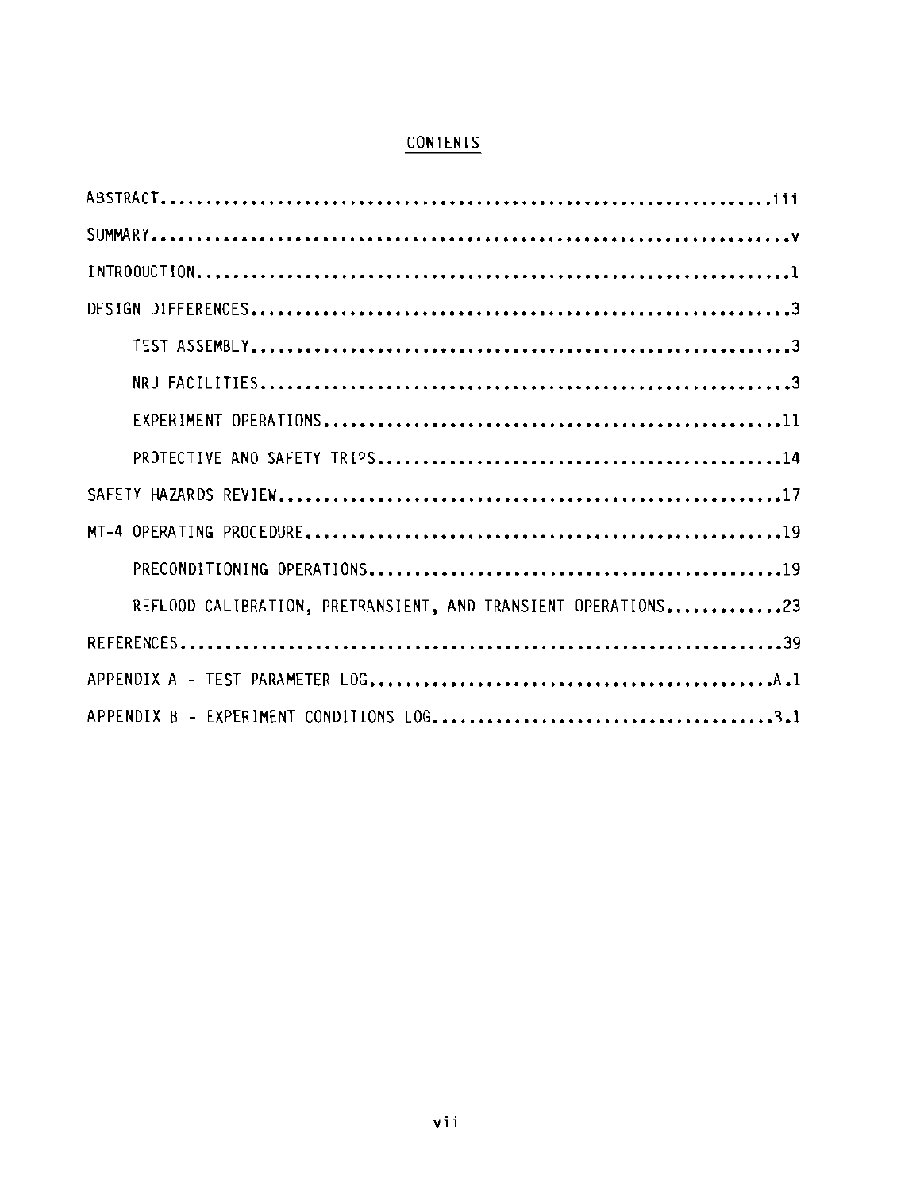## CONTENTS

ABSTRACT.................................................................iii

SUMMARY..................................................................v

INTRODUCTION.............................................................1

DESIGN DIFFERENCES.......................................................3

  TEST ASSEMBLY..........................................................3

  NRU FACILITIES.........................................................3

  EXPERIMENT OPERATIONS..................................................11

  PROTECTIVE AND SAFETY TRIPS............................................14

SAFETY HAZARDS REVIEW....................................................17

MT-4 OPERATING PROCEDURE.................................................19

  PRECONDITIONING OPERATIONS.............................................19

  REFLOOD CALIBRATION, PRETRANSIENT, AND TRANSIENT OPERATIONS.............23

REFERENCES...............................................................39

APPENDIX A - TEST PARAMETER LOG..........................................A.1

APPENDIX B - EXPERIMENT CONDITIONS LOG....................................B.1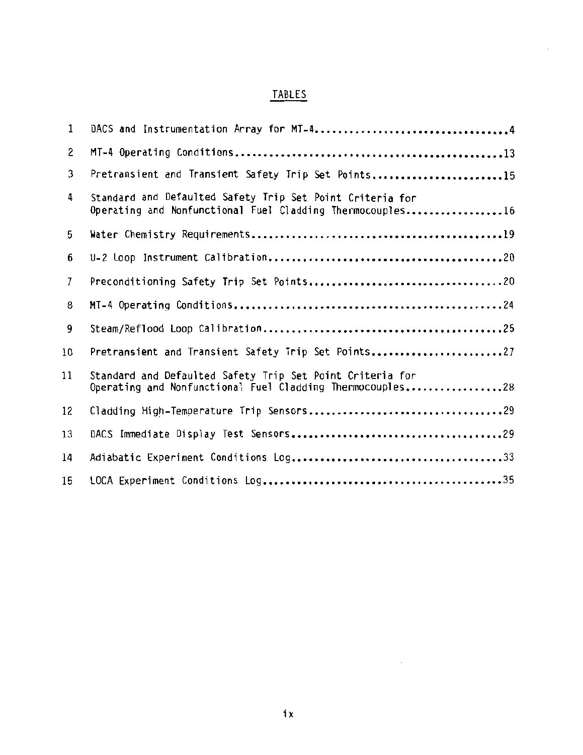## TABLES

| | | |
|---|---|---|
| 1 | DACS and Instrumentation Array for MT-4 | 4 |
| 2 | MT-4 Operating Conditions | 13 |
| 3 | Pretransient and Transient Safety Trip Set Points | 15 |
| 4 | Standard and Defaulted Safety Trip Set Point Criteria for Operating and Nonfunctional Fuel Cladding Thermocouples | 16 |
| 5 | Water Chemistry Requirements | 19 |
| 6 | U-2 Loop Instrument Calibration | 20 |
| 7 | Preconditioning Safety Trip Set Points | 20 |
| 8 | MT-4 Operating Conditions | 24 |
| 9 | Steam/Reflood Loop Calibration | 25 |
| 10 | Pretransient and Transient Safety Trip Set Points | 27 |
| 11 | Standard and Defaulted Safety Trip Set Point Criteria for Operating and Nonfunctional Fuel Cladding Thermocouples | 28 |
| 12 | Cladding High-Temperature Trip Sensors | 29 |
| 13 | DACS Immediate Display Test Sensors | 29 |
| 14 | Adiabatic Experiment Conditions Log | 33 |
| 15 | LOCA Experiment Conditions Log | 35 |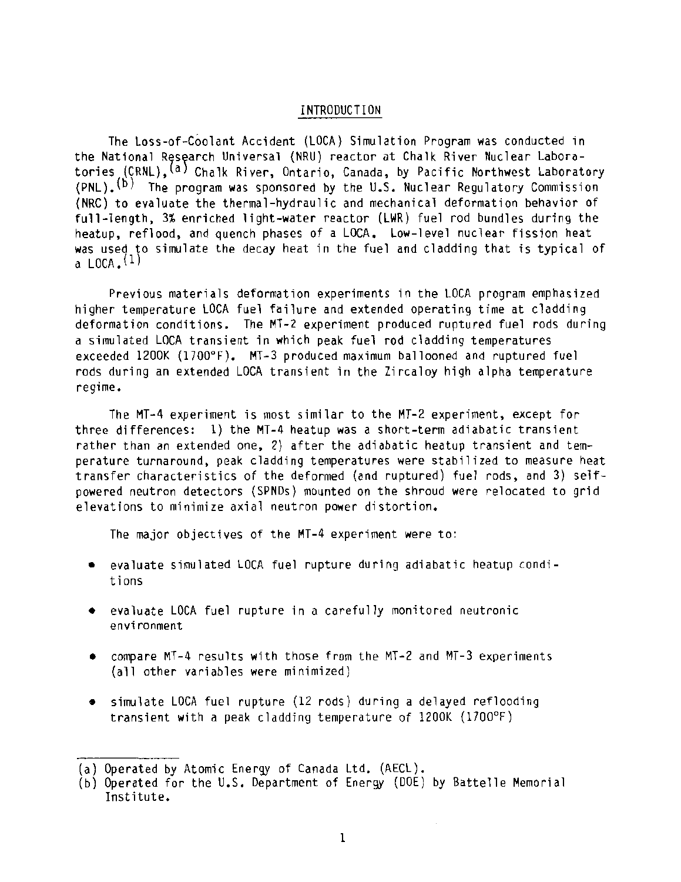# INTRODUCTION

The Loss-of-Coolant Accident (LOCA) Simulation Program was conducted in the National Research Universal (NRU) reactor at Chalk River Nuclear Laboratories (CRNL),[a] Chalk River, Ontario, Canada, by Pacific Northwest Laboratory (PNL).[b] The program was sponsored by the U.S. Nuclear Regulatory Commission (NRC) to evaluate the thermal-hydraulic and mechanical deformation behavior of full-length, 3% enriched light-water reactor (LWR) fuel rod bundles during the heatup, reflood, and quench phases of a LOCA. Low-level nuclear fission heat was used to simulate the decay heat in the fuel and cladding that is typical of a LOCA.[1]

Previous materials deformation experiments in the LOCA program emphasized higher temperature LOCA fuel failure and extended operating time at cladding deformation conditions. The MT-2 experiment produced ruptured fuel rods during a simulated LOCA transient in which peak fuel rod cladding temperatures exceeded 1200K (1700°F). MT-3 produced maximum ballooned and ruptured fuel rods during an extended LOCA transient in the Zircaloy high alpha temperature regime.

The MT-4 experiment is most similar to the MT-2 experiment, except for three differences: 1) the MT-4 heatup was a short-term adiabatic transient rather than an extended one, 2) after the adiabatic heatup transient and temperature turnaround, peak cladding temperatures were stabilized to measure heat transfer characteristics of the deformed (and ruptured) fuel rods, and 3) self-powered neutron detectors (SPNDs) mounted on the shroud were relocated to grid elevations to minimize axial neutron power distortion.

The major objectives of the MT-4 experiment were to:

- evaluate simulated LOCA fuel rupture during adiabatic heatup conditions
- evaluate LOCA fuel rupture in a carefully monitored neutronic environment
- compare MT-4 results with those from the MT-2 and MT-3 experiments (all other variables were minimized)
- simulate LOCA fuel rupture (12 rods) during a delayed reflooding transient with a peak cladding temperature of 1200K (1700°F)

---

(a) Operated by Atomic Energy of Canada Ltd. (AECL).
(b) Operated for the U.S. Department of Energy (DOE) by Battelle Memorial Institute.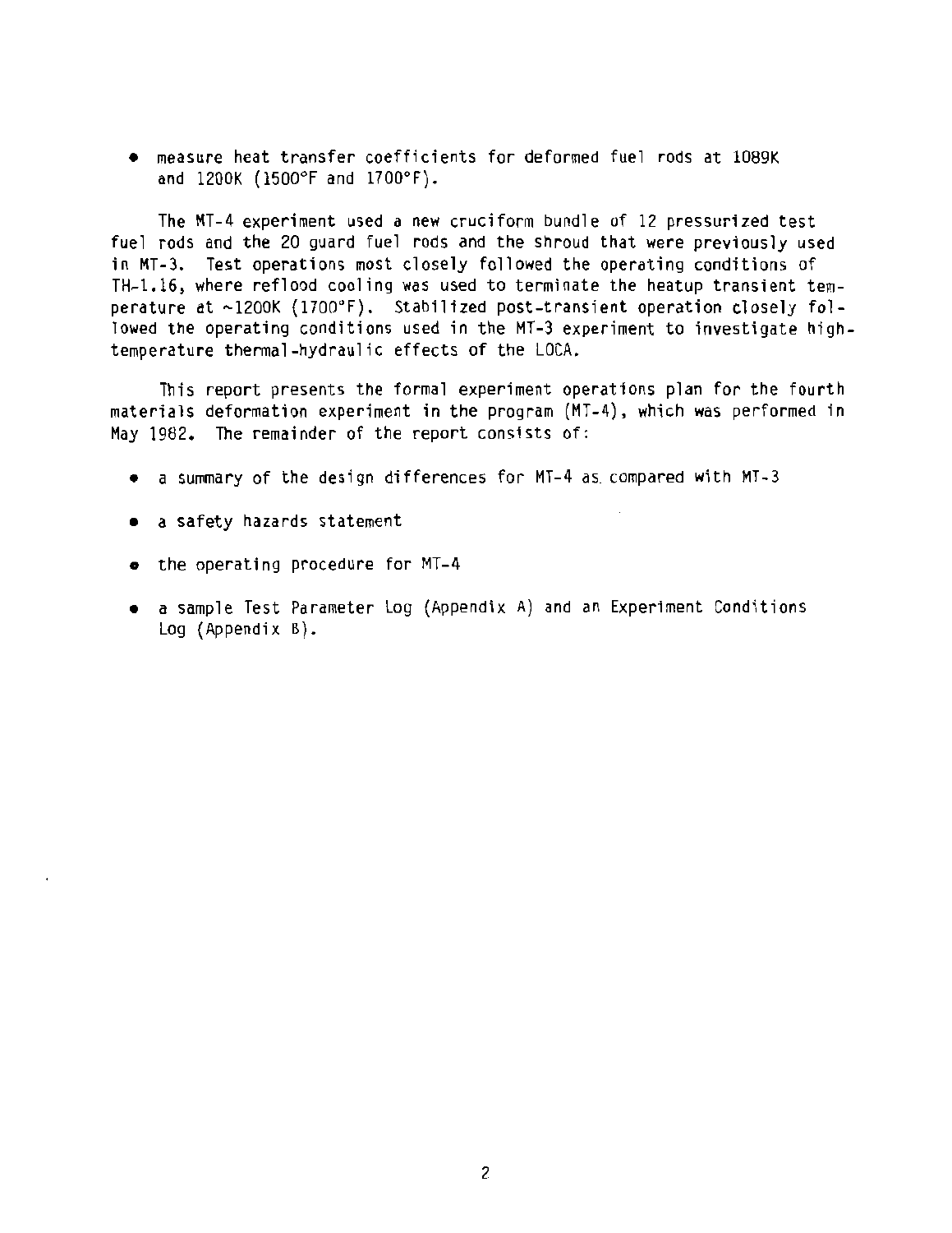- measure heat transfer coefficients for deformed fuel rods at 1089K and 1200K (1500°F and 1700°F).

The MT-4 experiment used a new cruciform bundle of 12 pressurized test fuel rods and the 20 guard fuel rods and the shroud that were previously used in MT-3. Test operations most closely followed the operating conditions of TH-1.16, where reflood cooling was used to terminate the heatup transient temperature at ~1200K (1700°F). Stabilized post-transient operation closely followed the operating conditions used in the MT-3 experiment to investigate high-temperature thermal-hydraulic effects of the LOCA.

This report presents the formal experiment operations plan for the fourth materials deformation experiment in the program (MT-4), which was performed in May 1982. The remainder of the report consists of:

- a summary of the design differences for MT-4 as compared with MT-3
- a safety hazards statement
- the operating procedure for MT-4
- a sample Test Parameter Log (Appendix A) and an Experiment Conditions Log (Appendix B).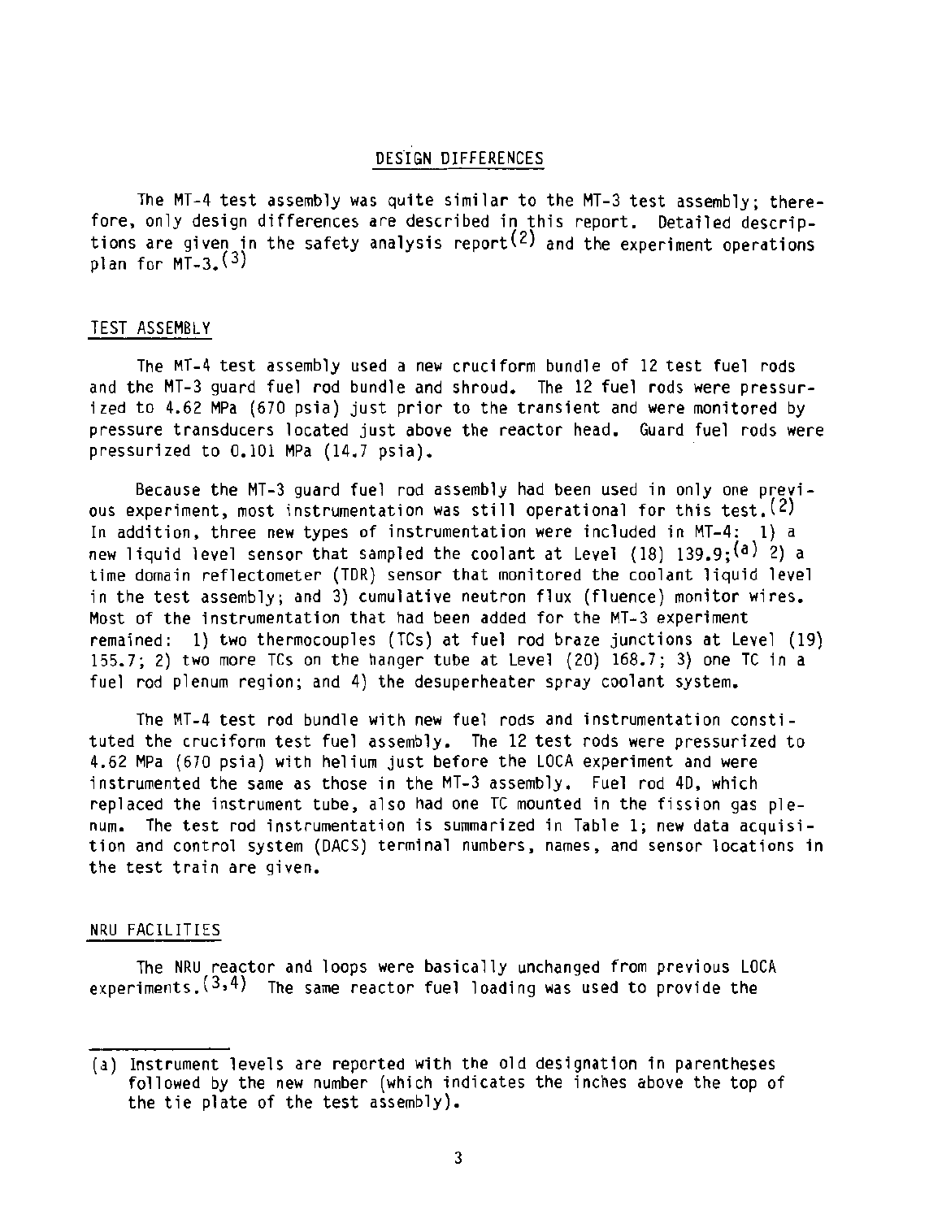## DESIGN DIFFERENCES

The MT-4 test assembly was quite similar to the MT-3 test assembly; therefore, only design differences are described in this report. Detailed descriptions are given in the safety analysis report[2] and the experiment operations plan for MT-3.[3]

### TEST ASSEMBLY

The MT-4 test assembly used a new cruciform bundle of 12 test fuel rods and the MT-3 guard fuel rod bundle and shroud. The 12 fuel rods were pressurized to 4.62 MPa (670 psia) just prior to the transient and were monitored by pressure transducers located just above the reactor head. Guard fuel rods were pressurized to 0.101 MPa (14.7 psia).

Because the MT-3 guard fuel rod assembly had been used in only one previous experiment, most instrumentation was still operational for this test.[2] In addition, three new types of instrumentation were included in MT-4: 1) a new liquid level sensor that sampled the coolant at Level (18) 139.9;[a] 2) a time domain reflectometer (TDR) sensor that monitored the coolant liquid level in the test assembly; and 3) cumulative neutron flux (fluence) monitor wires. Most of the instrumentation that had been added for the MT-3 experiment remained: 1) two thermocouples (TCs) at fuel rod braze junctions at Level (19) 155.7; 2) two more TCs on the hanger tube at Level (20) 168.7; 3) one TC in a fuel rod plenum region; and 4) the desuperheater spray coolant system.

The MT-4 test rod bundle with new fuel rods and instrumentation constituted the cruciform test fuel assembly. The 12 test rods were pressurized to 4.62 MPa (670 psia) with helium just before the LOCA experiment and were instrumented the same as those in the MT-3 assembly. Fuel rod 4D, which replaced the instrument tube, also had one TC mounted in the fission gas plenum. The test rod instrumentation is summarized in Table 1; new data acquisition and control system (DACS) terminal numbers, names, and sensor locations in the test train are given.

### NRU FACILITIES

The NRU reactor and loops were basically unchanged from previous LOCA experiments.[3,4] The same reactor fuel loading was used to provide the

---

(a) Instrument levels are reported with the old designation in parentheses followed by the new number (which indicates the inches above the top of the tie plate of the test assembly).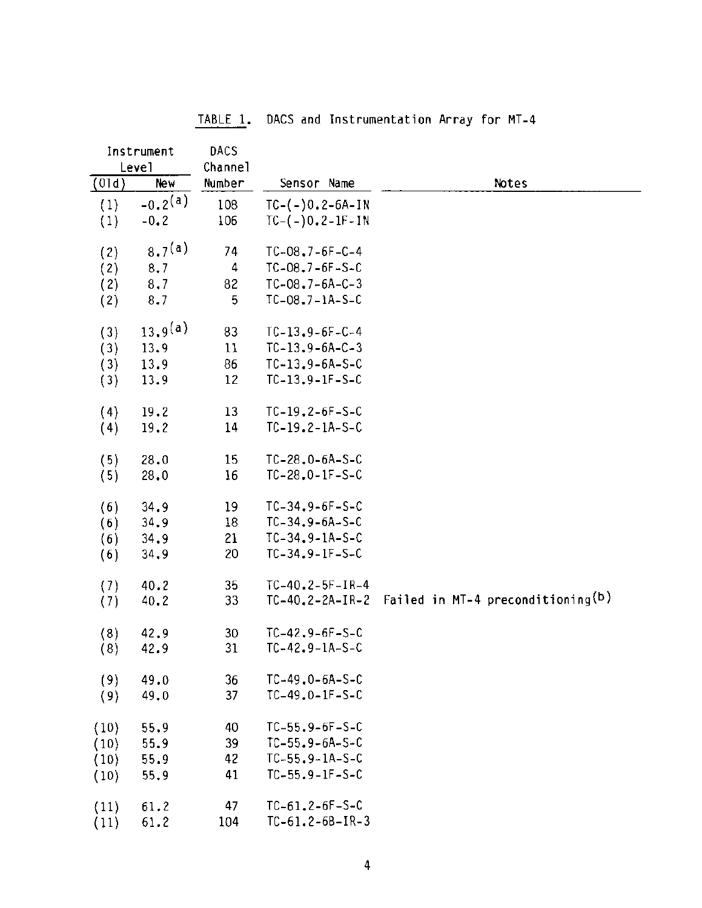TABLE 1. DACS and Instrumentation Array for MT-4

| Instrument Level (Old) | Instrument Level New | DACS Channel Number | Sensor Name | Notes |
|---|---|---|---|---|
| (1) | -0.2[a] | 108 | TC-(-)0.2-6A-IN | |
| (1) | -0.2 | 106 | TC-(-)0.2-1F-IN | |
| (2) | 8.7[a] | 74 | TC-08.7-6F-C-4 | |
| (2) | 8.7 | 4 | TC-08.7-6F-S-C | |
| (2) | 8.7 | 82 | TC-08.7-6A-C-3 | |
| (2) | 8.7 | 5 | TC-08.7-1A-S-C | |
| (3) | 13.9[a] | 83 | TC-13.9-6F-C-4 | |
| (3) | 13.9 | 11 | TC-13.9-6A-C-3 | |
| (3) | 13.9 | 86 | TC-13.9-6A-S-C | |
| (3) | 13.9 | 12 | TC-13.9-1F-S-C | |
| (4) | 19.2 | 13 | TC-19.2-6F-S-C | |
| (4) | 19.2 | 14 | TC-19.2-1A-S-C | |
| (5) | 28.0 | 15 | TC-28.0-6A-S-C | |
| (5) | 28.0 | 16 | TC-28.0-1F-S-C | |
| (6) | 34.9 | 19 | TC-34.9-6F-S-C | |
| (6) | 34.9 | 18 | TC-34.9-6A-S-C | |
| (6) | 34.9 | 21 | TC-34.9-1A-S-C | |
| (6) | 34.9 | 20 | TC-34.9-1F-S-C | |
| (7) | 40.2 | 35 | TC-40.2-5F-IR-4 | |
| (7) | 40.2 | 33 | TC-40.2-2A-IR-2 | Failed in MT-4 preconditioning[b] |
| (8) | 42.9 | 30 | TC-42.9-6F-S-C | |
| (8) | 42.9 | 31 | TC-42.9-1A-S-C | |
| (9) | 49.0 | 36 | TC-49.0-6A-S-C | |
| (9) | 49.0 | 37 | TC-49.0-1F-S-C | |
| (10) | 55.9 | 40 | TC-55.9-6F-S-C | |
| (10) | 55.9 | 39 | TC-55.9-6A-S-C | |
| (10) | 55.9 | 42 | TC-55.9-1A-S-C | |
| (10) | 55.9 | 41 | TC-55.9-1F-S-C | |
| (11) | 61.2 | 47 | TC-61.2-6F-S-C | |
| (11) | 61.2 | 104 | TC-61.2-6B-IR-3 | |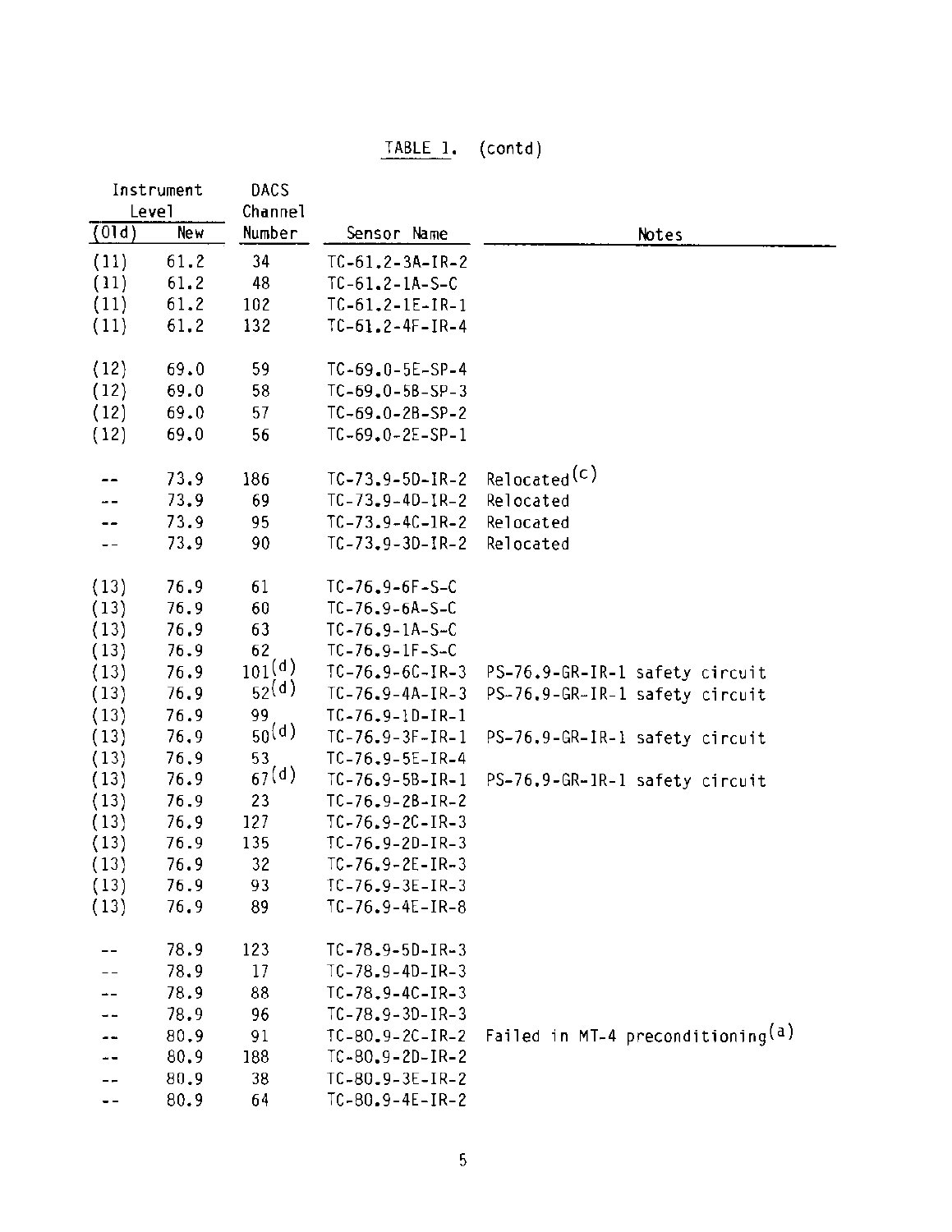TABLE 1. (contd)

| Instrument Level (Old) | Instrument Level New | DACS Channel Number | Sensor Name | Notes |
|---|---|---|---|---|
| (11) | 61.2 | 34 | TC-61.2-3A-IR-2 | |
| (11) | 61.2 | 48 | TC-61.2-1A-S-C | |
| (11) | 61.2 | 102 | TC-61.2-1E-IR-1 | |
| (11) | 61.2 | 132 | TC-61.2-4F-IR-4 | |
| (12) | 69.0 | 59 | TC-69.0-5E-SP-4 | |
| (12) | 69.0 | 58 | TC-69.0-5B-SP-3 | |
| (12) | 69.0 | 57 | TC-69.0-2B-SP-2 | |
| (12) | 69.0 | 56 | TC-69.0-2E-SP-1 | |
| -- | 73.9 | 186 | TC-73.9-5D-IR-2 | Relocated[c] |
| -- | 73.9 | 69 | TC-73.9-4D-IR-2 | Relocated |
| -- | 73.9 | 95 | TC-73.9-4C-IR-2 | Relocated |
| -- | 73.9 | 90 | TC-73.9-3D-IR-2 | Relocated |
| (13) | 76.9 | 61 | TC-76.9-6F-S-C | |
| (13) | 76.9 | 60 | TC-76.9-6A-S-C | |
| (13) | 76.9 | 63 | TC-76.9-1A-S-C | |
| (13) | 76.9 | 62 | TC-76.9-1F-S-C | |
| (13) | 76.9 | 101[d] | TC-76.9-6C-IR-3 | PS-76.9-GR-IR-1 safety circuit |
| (13) | 76.9 | 52[d] | TC-76.9-4A-IR-3 | PS-76.9-GR-IR-1 safety circuit |
| (13) | 76.9 | 99 | TC-76.9-1D-IR-1 | |
| (13) | 76.9 | 50[d] | TC-76.9-3F-IR-1 | PS-76.9-GR-IR-1 safety circuit |
| (13) | 76.9 | 53 | TC-76.9-5E-IR-4 | |
| (13) | 76.9 | 67[d] | TC-76.9-5B-IR-1 | PS-76.9-GR-IR-1 safety circuit |
| (13) | 76.9 | 23 | TC-76.9-2B-IR-2 | |
| (13) | 76.9 | 127 | TC-76.9-2C-IR-3 | |
| (13) | 76.9 | 135 | TC-76.9-2D-IR-3 | |
| (13) | 76.9 | 32 | TC-76.9-2E-IR-3 | |
| (13) | 76.9 | 93 | TC-76.9-3E-IR-3 | |
| (13) | 76.9 | 89 | TC-76.9-4E-IR-8 | |
| -- | 78.9 | 123 | TC-78.9-5D-IR-3 | |
| -- | 78.9 | 17 | TC-78.9-4D-IR-3 | |
| -- | 78.9 | 88 | TC-78.9-4C-IR-3 | |
| -- | 78.9 | 96 | TC-78.9-3D-IR-3 | |
| -- | 80.9 | 91 | TC-80.9-2C-IR-2 | Failed in MT-4 preconditioning[a] |
| -- | 80.9 | 188 | TC-80.9-2D-IR-2 | |
| -- | 80.9 | 38 | TC-80.9-3E-IR-2 | |
| -- | 80.9 | 64 | TC-80.9-4E-IR-2 | |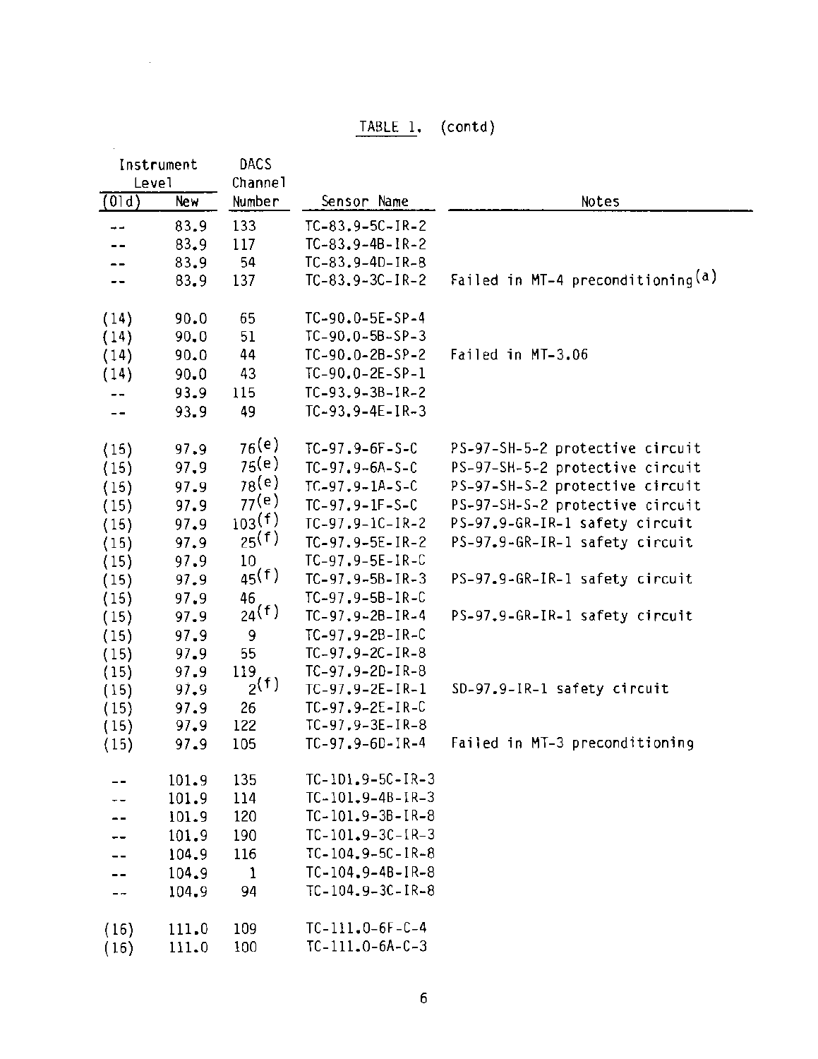TABLE 1. (contd)

| Instrument Level (Old) | Instrument Level New | DACS Channel Number | Sensor Name | Notes |
|---|---|---|---|---|
| -- | 83.9 | 133 | TC-83.9-5C-IR-2 | |
| -- | 83.9 | 117 | TC-83.9-4B-IR-2 | |
| -- | 83.9 | 54 | TC-83.9-4D-IR-8 | |
| -- | 83.9 | 137 | TC-83.9-3C-IR-2 | Failed in MT-4 preconditioning[a] |
| (14) | 90.0 | 65 | TC-90.0-5E-SP-4 | |
| (14) | 90.0 | 51 | TC-90.0-5B-SP-3 | |
| (14) | 90.0 | 44 | TC-90.0-2B-SP-2 | Failed in MT-3.06 |
| (14) | 90.0 | 43 | TC-90.0-2E-SP-1 | |
| -- | 93.9 | 115 | TC-93.9-3B-IR-2 | |
| -- | 93.9 | 49 | TC-93.9-4E-IR-3 | |
| (15) | 97.9 | 76[e] | TC-97.9-6F-S-C | PS-97-SH-5-2 protective circuit |
| (15) | 97.9 | 75[e] | TC-97.9-6A-S-C | PS-97-SH-5-2 protective circuit |
| (15) | 97.9 | 78[e] | TC-97.9-1A-S-C | PS-97-SH-S-2 protective circuit |
| (15) | 97.9 | 77[e] | TC-97.9-1F-S-C | PS-97-SH-S-2 protective circuit |
| (15) | 97.9 | 103[f] | TC-97.9-1C-IR-2 | PS-97.9-GR-IR-1 safety circuit |
| (15) | 97.9 | 25[f] | TC-97.9-5E-IR-2 | PS-97.9-GR-IR-1 safety circuit |
| (15) | 97.9 | 10 | TC-97.9-5E-IR-C | |
| (15) | 97.9 | 45[f] | TC-97.9-5B-IR-3 | PS-97.9-GR-IR-1 safety circuit |
| (15) | 97.9 | 46 | TC-97.9-5B-IR-C | |
| (15) | 97.9 | 24[f] | TC-97.9-2B-IR-4 | PS-97.9-GR-IR-1 safety circuit |
| (15) | 97.9 | 9 | TC-97.9-2B-IR-C | |
| (15) | 97.9 | 55 | TC-97.9-2C-IR-8 | |
| (15) | 97.9 | 119 | TC-97.9-2D-IR-8 | |
| (15) | 97.9 | 2[f] | TC-97.9-2E-IR-1 | SD-97.9-IR-1 safety circuit |
| (15) | 97.9 | 26 | TC-97.9-2E-IR-C | |
| (15) | 97.9 | 122 | TC-97.9-3E-IR-8 | |
| (15) | 97.9 | 105 | TC-97.9-6D-IR-4 | Failed in MT-3 preconditioning |
| -- | 101.9 | 135 | TC-101.9-5C-IR-3 | |
| -- | 101.9 | 114 | TC-101.9-4B-IR-3 | |
| -- | 101.9 | 120 | TC-101.9-3B-IR-8 | |
| -- | 101.9 | 190 | TC-101.9-3C-IR-3 | |
| -- | 104.9 | 116 | TC-104.9-5C-IR-8 | |
| -- | 104.9 | 1 | TC-104.9-4B-IR-8 | |
| -- | 104.9 | 94 | TC-104.9-3C-IR-8 | |
| (16) | 111.0 | 109 | TC-111.0-6F-C-4 | |
| (16) | 111.0 | 100 | TC-111.0-6A-C-3 | |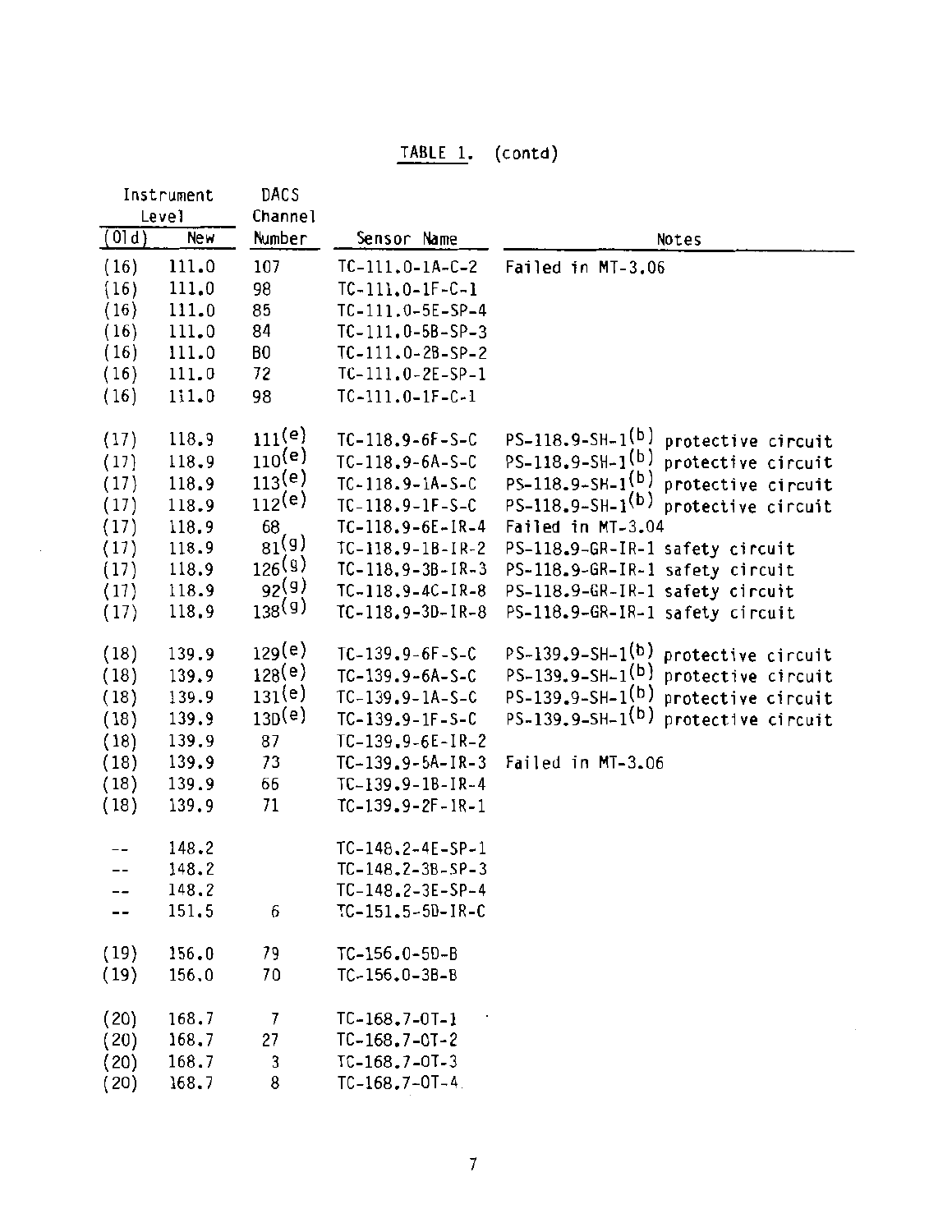TABLE 1. (contd)

| Instrument Level (Old) | Instrument Level New | DACS Channel Number | Sensor Name | Notes |
|---|---|---|---|---|
| (16) | 111.0 | 107 | TC-111.0-1A-C-2 | Failed in MT-3.06 |
| (16) | 111.0 | 98 | TC-111.0-1F-C-1 | |
| (16) | 111.0 | 85 | TC-111.0-5E-SP-4 | |
| (16) | 111.0 | 84 | TC-111.0-5B-SP-3 | |
| (16) | 111.0 | B0 | TC-111.0-2B-SP-2 | |
| (16) | 111.0 | 72 | TC-111.0-2E-SP-1 | |
| (16) | 111.0 | 98 | TC-111.0-1F-C-1 | |
| (17) | 118.9 | 111[e] | TC-118.9-6F-S-C | PS-118.9-SH-1[b] protective circuit |
| (17) | 118.9 | 110[e] | TC-118.9-6A-S-C | PS-118.9-SH-1[b] protective circuit |
| (17) | 118.9 | 113[e] | TC-118.9-1A-S-C | PS-118.9-SH-1[b] protective circuit |
| (17) | 118.9 | 112[e] | TC-118.9-1F-S-C | PS-118.9-SH-1[b] protective circuit |
| (17) | 118.9 | 68 | TC-118.9-6E-IR-4 | Failed in MT-3.04 |
| (17) | 118.9 | 81[g] | TC-118.9-1B-IR-2 | PS-118.9-GR-IR-1 safety circuit |
| (17) | 118.9 | 126[g] | TC-118.9-3B-IR-3 | PS-118.9-GR-IR-1 safety circuit |
| (17) | 118.9 | 92[g] | TC-118.9-4C-IR-8 | PS-118.9-GR-IR-1 safety circuit |
| (17) | 118.9 | 138[g] | TC-118.9-3D-IR-8 | PS-118.9-GR-IR-1 safety circuit |
| (18) | 139.9 | 129[e] | TC-139.9-6F-S-C | PS-139.9-SH-1[b] protective circuit |
| (18) | 139.9 | 128[e] | TC-139.9-6A-S-C | PS-139.9-SH-1[b] protective circuit |
| (18) | 139.9 | 131[e] | TC-139.9-1A-S-C | PS-139.9-SH-1[b] protective circuit |
| (18) | 139.9 | 130[e] | TC-139.9-1F-S-C | PS-139.9-SH-1[b] protective circuit |
| (18) | 139.9 | 87 | TC-139.9-6E-IR-2 | |
| (18) | 139.9 | 73 | TC-139.9-5A-IR-3 | Failed in MT-3.06 |
| (18) | 139.9 | 66 | TC-139.9-1B-IR-4 | |
| (18) | 139.9 | 71 | TC-139.9-2F-IR-1 | |
| -- | 148.2 | | TC-148.2-4E-SP-1 | |
| -- | 148.2 | | TC-148.2-3B-SP-3 | |
| -- | 148.2 | | TC-148.2-3E-SP-4 | |
| -- | 151.5 | 6 | TC-151.5-5D-IR-C | |
| (19) | 156.0 | 79 | TC-156.0-5D-B | |
| (19) | 156.0 | 70 | TC-156.0-3B-B | |
| (20) | 168.7 | 7 | TC-168.7-OT-1 | |
| (20) | 168.7 | 27 | TC-168.7-OT-2 | |
| (20) | 168.7 | 3 | TC-168.7-OT-3 | |
| (20) | 168.7 | 8 | TC-168.7-OT-4 | |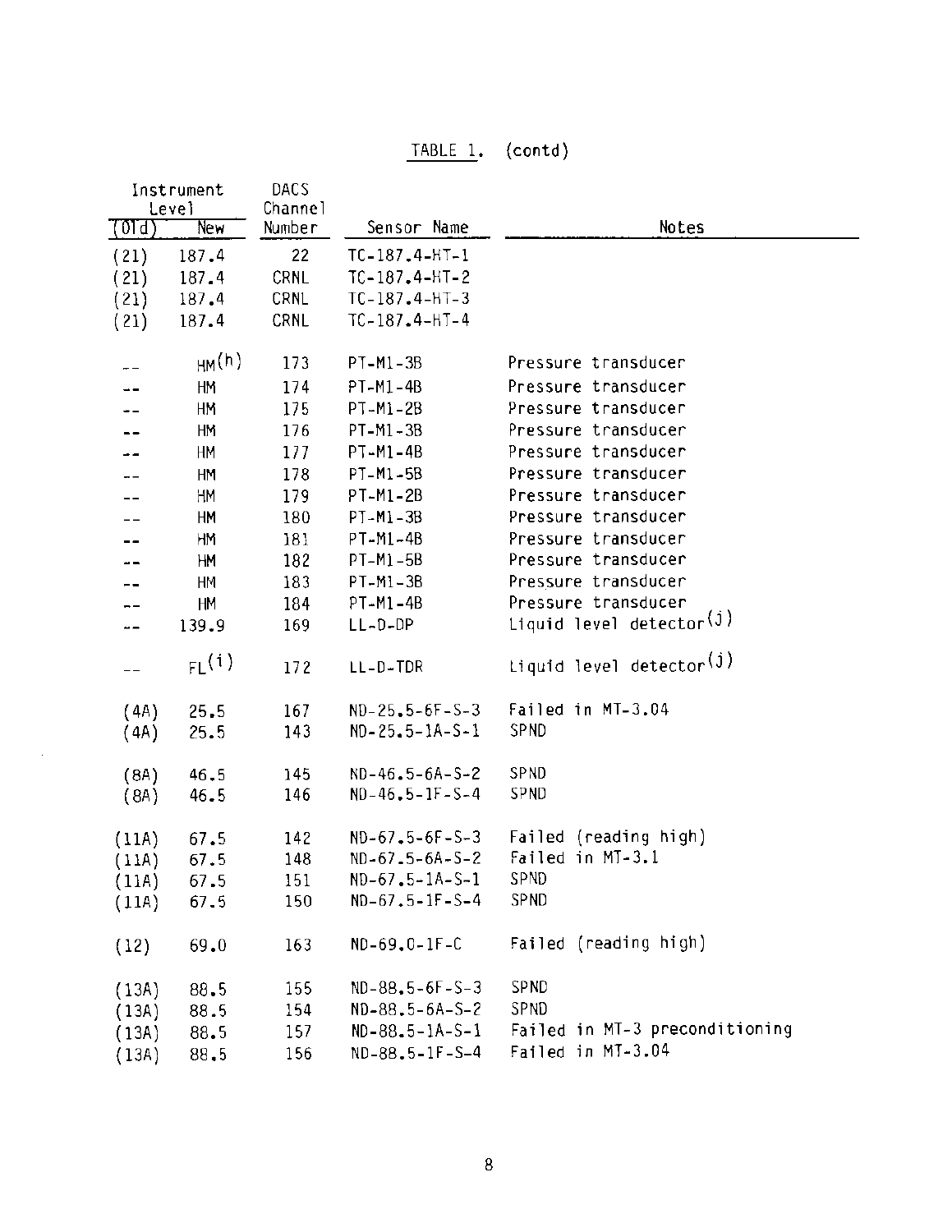TABLE 1. (contd)

| Instrument Level (Old) | Instrument Level New | DACS Channel Number | Sensor Name | Notes |
|---|---|---|---|---|
| (21) | 187.4 | 22 | TC-187.4-HT-1 | |
| (21) | 187.4 | CRNL | TC-187.4-HT-2 | |
| (21) | 187.4 | CRNL | TC-187.4-HT-3 | |
| (21) | 187.4 | CRNL | TC-187.4-HT-4 | |
| -- | HM[h] | 173 | PT-M1-3B | Pressure transducer |
| -- | HM | 174 | PT-M1-4B | Pressure transducer |
| -- | HM | 175 | PT-M1-2B | Pressure transducer |
| -- | HM | 176 | PT-M1-3B | Pressure transducer |
| -- | HM | 177 | PT-M1-4B | Pressure transducer |
| -- | HM | 178 | PT-M1-5B | Pressure transducer |
| -- | HM | 179 | PT-M1-2B | Pressure transducer |
| -- | HM | 180 | PT-M1-3B | Pressure transducer |
| -- | HM | 181 | PT-M1-4B | Pressure transducer |
| -- | HM | 182 | PT-M1-5B | Pressure transducer |
| -- | HM | 183 | PT-M1-3B | Pressure transducer |
| -- | HM | 184 | PT-M1-4B | Pressure transducer |
| -- | 139.9 | 169 | LL-D-DP | Liquid level detector[j] |
| -- | FL[i] | 172 | LL-D-TDR | Liquid level detector[j] |
| (4A) | 25.5 | 167 | ND-25.5-6F-S-3 | Failed in MT-3.04 |
| (4A) | 25.5 | 143 | ND-25.5-1A-S-1 | SPND |
| (8A) | 46.5 | 145 | ND-46.5-6A-S-2 | SPND |
| (8A) | 46.5 | 146 | ND-46.5-1F-S-4 | SPND |
| (11A) | 67.5 | 142 | ND-67.5-6F-S-3 | Failed (reading high) |
| (11A) | 67.5 | 148 | ND-67.5-6A-S-2 | Failed in MT-3.1 |
| (11A) | 67.5 | 151 | ND-67.5-1A-S-1 | SPND |
| (11A) | 67.5 | 150 | ND-67.5-1F-S-4 | SPND |
| (12) | 69.0 | 163 | ND-69.0-1F-C | Failed (reading high) |
| (13A) | 88.5 | 155 | ND-88.5-6F-S-3 | SPND |
| (13A) | 88.5 | 154 | ND-88.5-6A-S-2 | SPND |
| (13A) | 88.5 | 157 | ND-88.5-1A-S-1 | Failed in MT-3 preconditioning |
| (13A) | 88.5 | 156 | ND-88.5-1F-S-4 | Failed in MT-3.04 |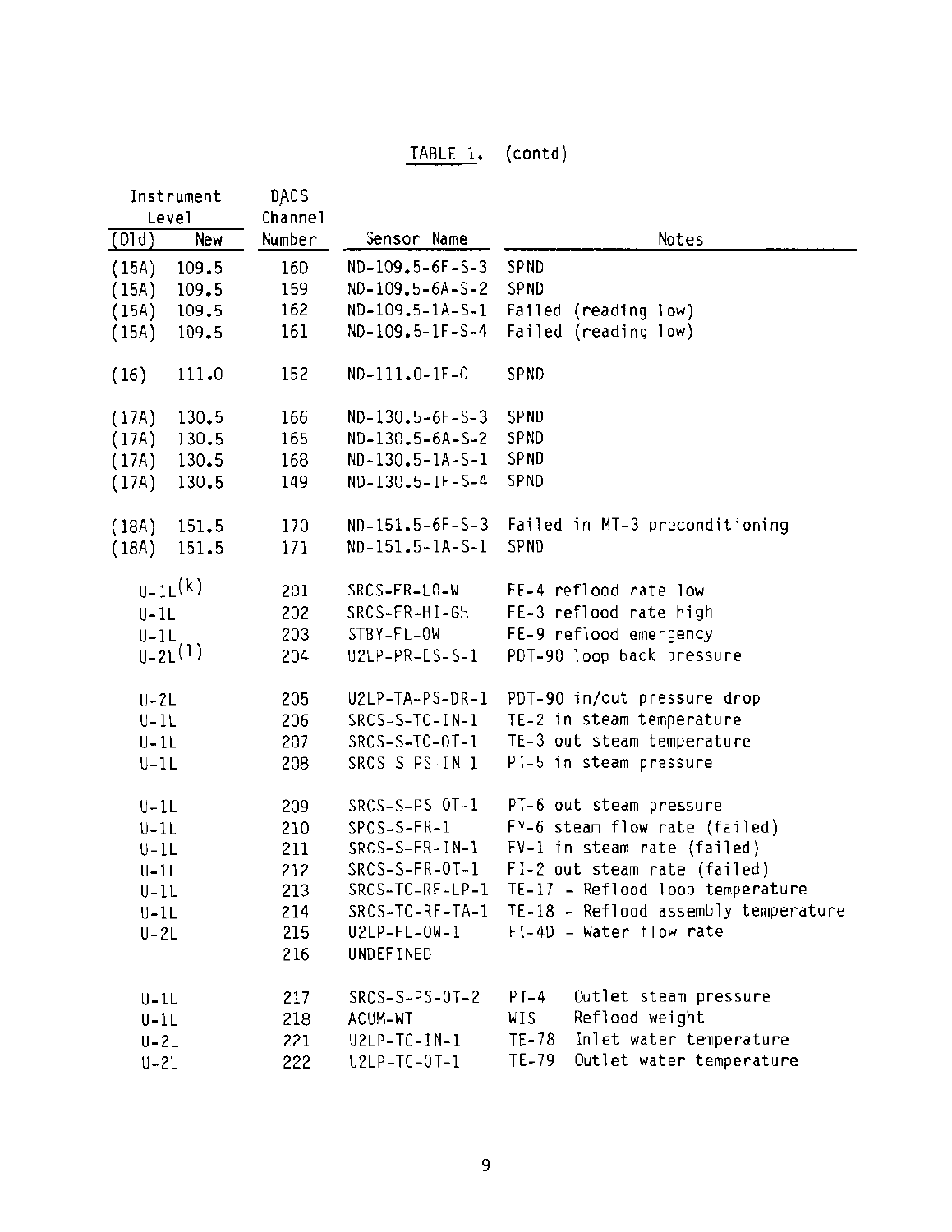TABLE 1. (contd)

| Instrument Level (Old) | Instrument Level New | DACS Channel Number | Sensor Name | Notes |
|---|---|---|---|---|
| (15A) | 109.5 | 160 | ND-109.5-6F-S-3 | SPND |
| (15A) | 109.5 | 159 | ND-109.5-6A-S-2 | SPND |
| (15A) | 109.5 | 162 | ND-109.5-1A-S-1 | Failed (reading low) |
| (15A) | 109.5 | 161 | ND-109.5-1F-S-4 | Failed (reading low) |
| (16) | 111.0 | 152 | ND-111.0-1F-C | SPND |
| (17A) | 130.5 | 166 | ND-130.5-6F-S-3 | SPND |
| (17A) | 130.5 | 165 | ND-130.5-6A-S-2 | SPND |
| (17A) | 130.5 | 168 | ND-130.5-1A-S-1 | SPND |
| (17A) | 130.5 | 149 | ND-130.5-1F-S-4 | SPND |
| (18A) | 151.5 | 170 | ND-151.5-6F-S-3 | Failed in MT-3 preconditioning |
| (18A) | 151.5 | 171 | ND-151.5-1A-S-1 | SPND |
| U-1L[k] | | 201 | SRCS-FR-LO-W | FE-4 reflood rate low |
| U-1L | | 202 | SRCS-FR-HI-GH | FE-3 reflood rate high |
| U-1L | | 203 | STBY-FL-OW | FE-9 reflood emergency |
| U-2L[l] | | 204 | U2LP-PR-ES-S-1 | PDT-90 loop back pressure |
| U-2L | | 205 | U2LP-TA-PS-DR-1 | PDT-90 in/out pressure drop |
| U-1L | | 206 | SRCS-S-TC-IN-1 | TE-2 in steam temperature |
| U-1L | | 207 | SRCS-S-TC-OT-1 | TE-3 out steam temperature |
| U-1L | | 208 | SRCS-S-PS-IN-1 | PT-5 in steam pressure |
| U-1L | | 209 | SRCS-S-PS-OT-1 | PT-6 out steam pressure |
| U-1L | | 210 | SPCS-S-FR-1 | FY-6 steam flow rate (failed) |
| U-1L | | 211 | SRCS-S-FR-IN-1 | FV-1 in steam rate (failed) |
| U-1L | | 212 | SRCS-S-FR-OT-1 | FI-2 out steam rate (failed) |
| U-1L | | 213 | SRCS-TC-RF-LP-1 | TE-17 - Reflood loop temperature |
| U-1L | | 214 | SRCS-TC-RF-TA-1 | TE-18 - Reflood assembly temperature |
| U-2L | | 215 | U2LP-FL-OW-1 | FT-4D - Water flow rate |
| | | 216 | UNDEFINED | |
| U-1L | | 217 | SRCS-S-PS-OT-2 | PT-4 Outlet steam pressure |
| U-1L | | 218 | ACUM-WT | WIS Reflood weight |
| U-2L | | 221 | U2LP-TC-IN-1 | TE-78 Inlet water temperature |
| U-2L | | 222 | U2LP-TC-OT-1 | TE-79 Outlet water temperature |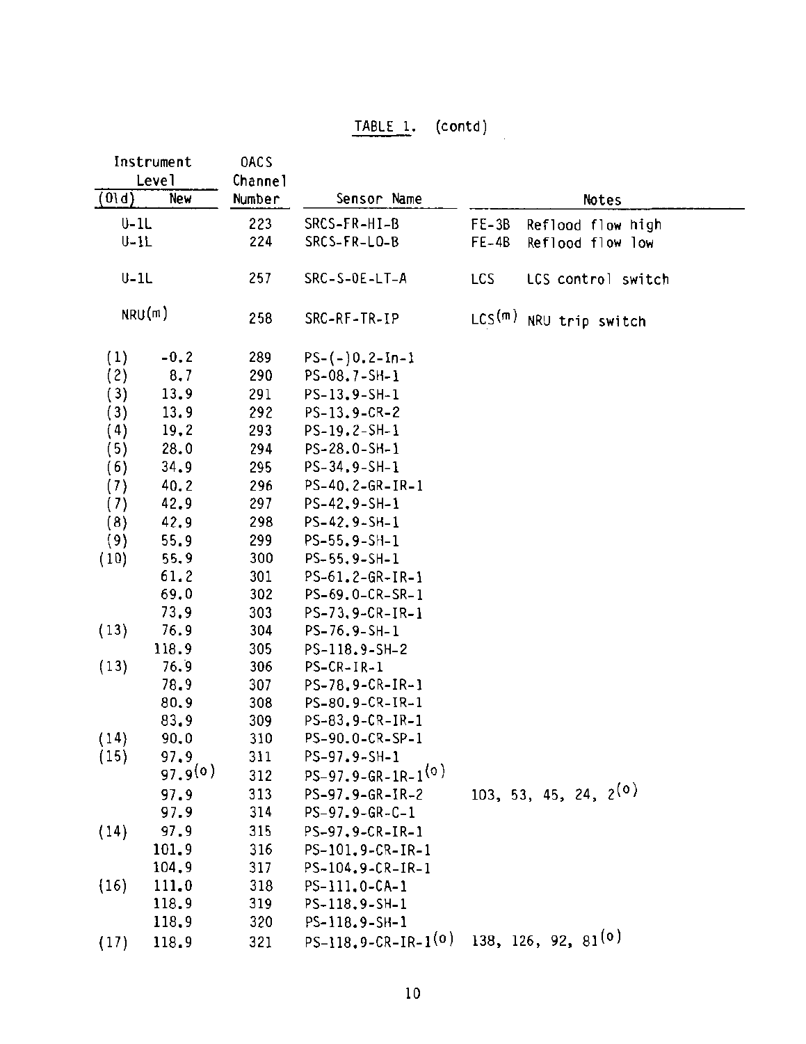TABLE 1. (contd)

| Instrument Level (Old) | New | OACS Channel Number | Sensor Name | Notes | |
|---|---|---|---|---|---|
| U-1L | | 223 | SRCS-FR-HI-B | FE-3B | Reflood flow high |
| U-1L | | 224 | SRCS-FR-LO-B | FE-4B | Reflood flow low |
| U-1L | | 257 | SRC-S-OE-LT-A | LCS | LCS control switch |
| NRU(m) | | 258 | SRC-RF-TR-IP | LCS(m) | NRU trip switch |
| (1) | -0.2 | 289 | PS-(-)0.2-In-1 | | |
| (2) | 8.7 | 290 | PS-08.7-SH-1 | | |
| (3) | 13.9 | 291 | PS-13.9-SH-1 | | |
| (3) | 13.9 | 292 | PS-13.9-CR-2 | | |
| (4) | 19.2 | 293 | PS-19.2-SH-1 | | |
| (5) | 28.0 | 294 | PS-28.0-SH-1 | | |
| (6) | 34.9 | 295 | PS-34.9-SH-1 | | |
| (7) | 40.2 | 296 | PS-40.2-GR-IR-1 | | |
| (7) | 42.9 | 297 | PS-42.9-SH-1 | | |
| (8) | 42.9 | 298 | PS-42.9-SH-1 | | |
| (9) | 55.9 | 299 | PS-55.9-SH-1 | | |
| (10) | 55.9 | 300 | PS-55.9-SH-1 | | |
| | 61.2 | 301 | PS-61.2-GR-IR-1 | | |
| | 69.0 | 302 | PS-69.0-CR-SR-1 | | |
| | 73.9 | 303 | PS-73.9-CR-IR-1 | | |
| (13) | 76.9 | 304 | PS-76.9-SH-1 | | |
| | 118.9 | 305 | PS-118.9-SH-2 | | |
| (13) | 76.9 | 306 | PS-CR-IR-1 | | |
| | 78.9 | 307 | PS-78.9-CR-IR-1 | | |
| | 80.9 | 308 | PS-80.9-CR-IR-1 | | |
| | 83.9 | 309 | PS-83.9-CR-IR-1 | | |
| (14) | 90.0 | 310 | PS-90.0-CR-SP-1 | | |
| (15) | 97.9 | 311 | PS-97.9-SH-1 | | |
| | 97.9(o) | 312 | PS-97.9-GR-1R-1(o) | | |
| | 97.9 | 313 | PS-97.9-GR-IR-2 | 103, 53, 45, 24, 2(o) | |
| | 97.9 | 314 | PS-97.9-GR-C-1 | | |
| (14) | 97.9 | 315 | PS-97.9-CR-IR-1 | | |
| | 101.9 | 316 | PS-101.9-CR-IR-1 | | |
| | 104.9 | 317 | PS-104.9-CR-IR-1 | | |
| (16) | 111.0 | 318 | PS-111.0-CA-1 | | |
| | 118.9 | 319 | PS-118.9-SH-1 | | |
| | 118.9 | 320 | PS-118.9-SH-1 | | |
| (17) | 118.9 | 321 | PS-118.9-CR-IR-1(o) | 138, 126, 92, 81(o) | |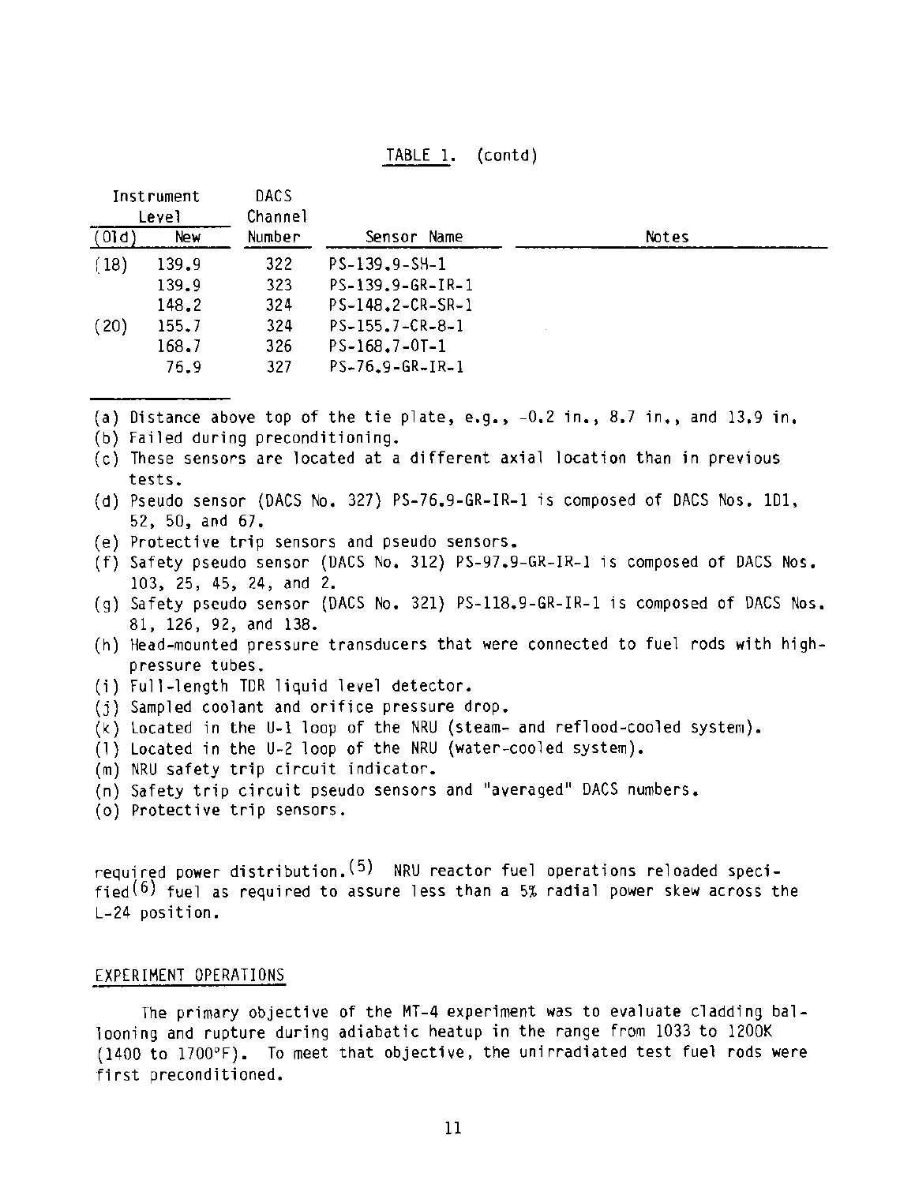TABLE 1. (contd)

| Instrument Level (Old) | Instrument Level New | DACS Channel Number | Sensor Name | Notes |
|---|---|---|---|---|
| (18) | 139.9 | 322 | PS-139.9-SH-1 | |
| | 139.9 | 323 | PS-139.9-GR-IR-1 | |
| | 148.2 | 324 | PS-148.2-CR-SR-1 | |
| (20) | 155.7 | 324 | PS-155.7-CR-8-1 | |
| | 168.7 | 326 | PS-168.7-OT-1 | |
| | 76.9 | 327 | PS-76.9-GR-IR-1 | |

(a) Distance above top of the tie plate, e.g., -0.2 in., 8.7 in., and 13.9 in.
(b) Failed during preconditioning.
(c) These sensors are located at a different axial location than in previous tests.
(d) Pseudo sensor (DACS No. 327) PS-76.9-GR-IR-1 is composed of DACS Nos. 101, 52, 50, and 67.
(e) Protective trip sensors and pseudo sensors.
(f) Safety pseudo sensor (DACS No. 312) PS-97.9-GR-IR-1 is composed of DACS Nos. 103, 25, 45, 24, and 2.
(g) Safety pseudo sensor (DACS No. 321) PS-118.9-GR-IR-1 is composed of DACS Nos. 81, 126, 92, and 138.
(h) Head-mounted pressure transducers that were connected to fuel rods with high-pressure tubes.
(i) Full-length TDR liquid level detector.
(j) Sampled coolant and orifice pressure drop.
(k) Located in the U-1 loop of the NRU (steam- and reflood-cooled system).
(l) Located in the U-2 loop of the NRU (water-cooled system).
(m) NRU safety trip circuit indicator.
(n) Safety trip circuit pseudo sensors and "averaged" DACS numbers.
(o) Protective trip sensors.

required power distribution.[5] NRU reactor fuel operations reloaded specified[6] fuel as required to assure less than a 5% radial power skew across the L-24 position.

## EXPERIMENT OPERATIONS

The primary objective of the MT-4 experiment was to evaluate cladding ballooning and rupture during adiabatic heatup in the range from 1033 to 1200K (1400 to 1700°F). To meet that objective, the unirradiated test fuel rods were first preconditioned.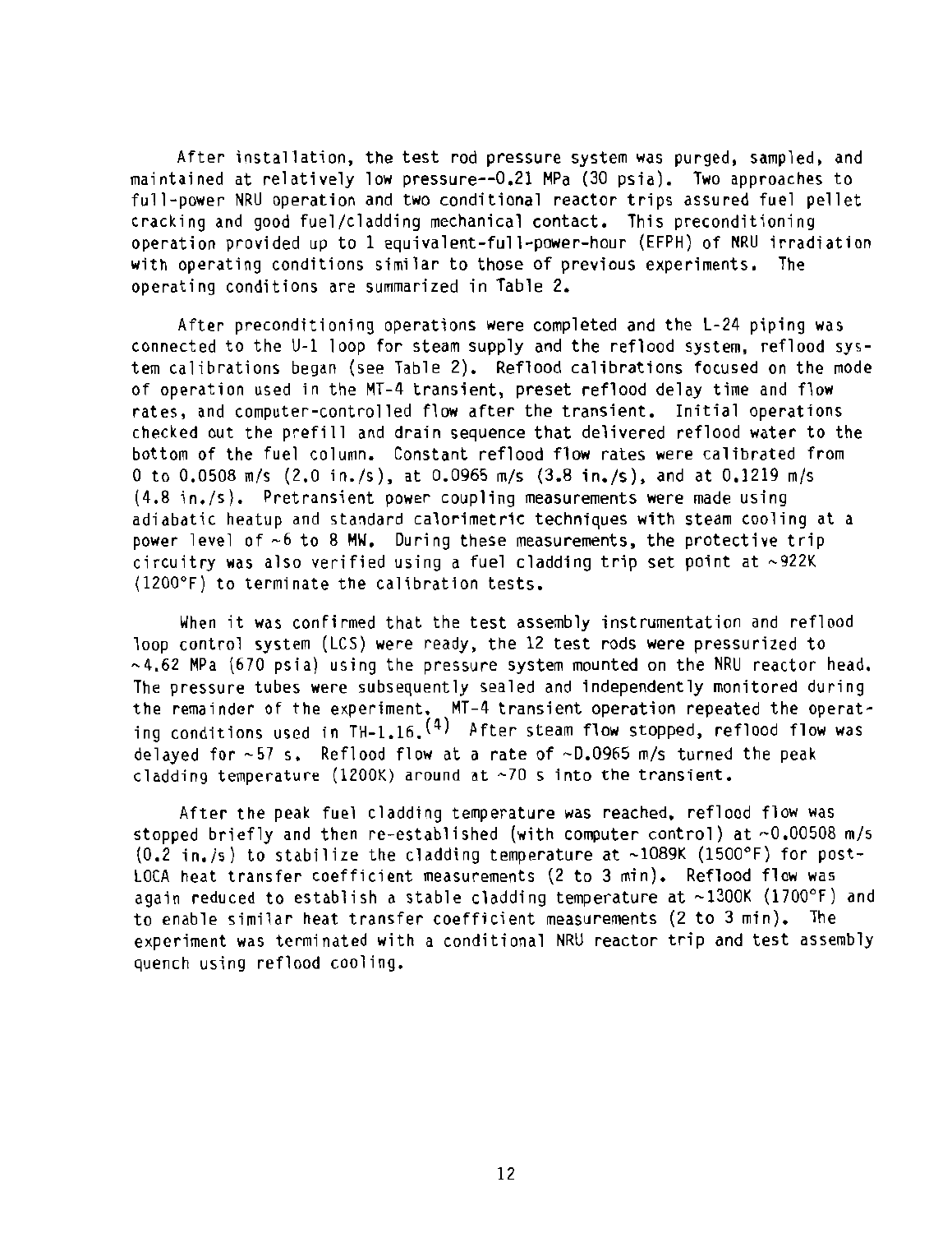After installation, the test rod pressure system was purged, sampled, and maintained at relatively low pressure--0.21 MPa (30 psia). Two approaches to full-power NRU operation and two conditional reactor trips assured fuel pellet cracking and good fuel/cladding mechanical contact. This preconditioning operation provided up to 1 equivalent-full-power-hour (EFPH) of NRU irradiation with operating conditions similar to those of previous experiments. The operating conditions are summarized in Table 2.

After preconditioning operations were completed and the L-24 piping was connected to the U-1 loop for steam supply and the reflood system, reflood system calibrations began (see Table 2). Reflood calibrations focused on the mode of operation used in the MT-4 transient, preset reflood delay time and flow rates, and computer-controlled flow after the transient. Initial operations checked out the prefill and drain sequence that delivered reflood water to the bottom of the fuel column. Constant reflood flow rates were calibrated from 0 to 0.0508 m/s (2.0 in./s), at 0.0965 m/s (3.8 in./s), and at 0.1219 m/s (4.8 in./s). Pretransient power coupling measurements were made using adiabatic heatup and standard calorimetric techniques with steam cooling at a power level of ~6 to 8 MW. During these measurements, the protective trip circuitry was also verified using a fuel cladding trip set point at ~922K (1200°F) to terminate the calibration tests.

When it was confirmed that the test assembly instrumentation and reflood loop control system (LCS) were ready, the 12 test rods were pressurized to ~4.62 MPa (670 psia) using the pressure system mounted on the NRU reactor head. The pressure tubes were subsequently sealed and independently monitored during the remainder of the experiment. MT-4 transient operation repeated the operating conditions used in TH-1.16.[4] After steam flow stopped, reflood flow was delayed for ~57 s. Reflood flow at a rate of ~0.0965 m/s turned the peak cladding temperature (1200K) around at ~70 s into the transient.

After the peak fuel cladding temperature was reached, reflood flow was stopped briefly and then re-established (with computer control) at ~0.00508 m/s (0.2 in./s) to stabilize the cladding temperature at ~1089K (1500°F) for post-LOCA heat transfer coefficient measurements (2 to 3 min). Reflood flow was again reduced to establish a stable cladding temperature at ~1300K (1700°F) and to enable similar heat transfer coefficient measurements (2 to 3 min). The experiment was terminated with a conditional NRU reactor trip and test assembly quench using reflood cooling.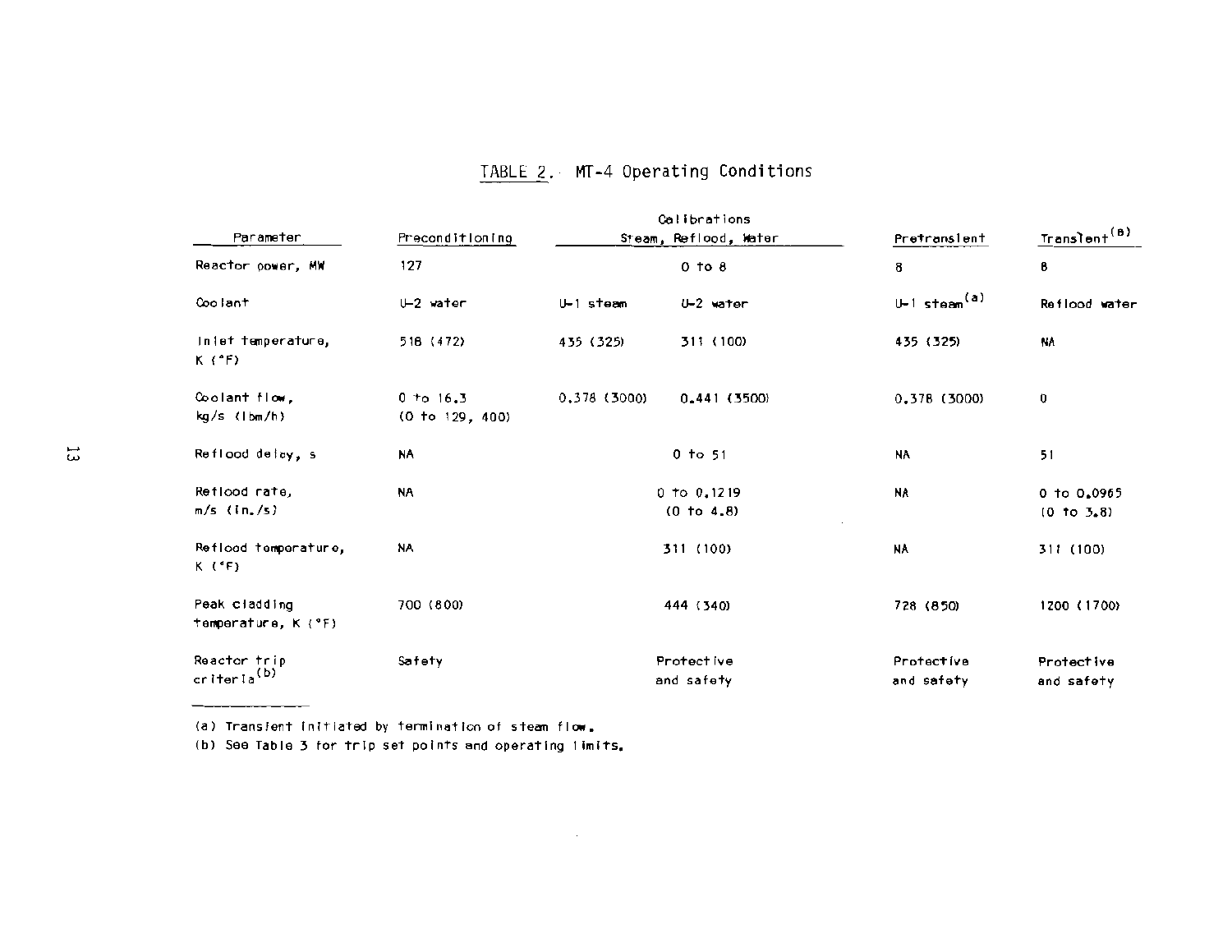## TABLE 2. MT-4 Operating Conditions

| Parameter | Preconditioning | Calibrations Steam, Reflood, Water | | Pretransient | Transient[a] |
|---|---|---|---|---|---|
| Reactor power, MW | 127 | 0 to 8 | | 8 | 8 |
| Coolant | U-2 water | U-1 steam | U-2 water | U-1 steam[a] | Reflood water |
| Inlet temperature, K (°F) | 518 (472) | 435 (325) | 311 (100) | 435 (325) | NA |
| Coolant flow, kg/s (lbm/h) | 0 to 16.3 (0 to 129, 400) | 0.378 (3000) | 0.441 (3500) | 0.378 (3000) | 0 |
| Reflood delay, s | NA | 0 to 51 | | NA | 51 |
| Reflood rate, m/s (in./s) | NA | 0 to 0.1219 (0 to 4.8) | | NA | 0 to 0.0965 (0 to 3.8) |
| Reflood temperature, K (°F) | NA | 311 (100) | | NA | 311 (100) |
| Peak cladding temperature, K (°F) | 700 (800) | 444 (340) | | 728 (850) | 1200 (1700) |
| Reactor trip criteria[b] | Safety | Protective and safety | | Protective and safety | Protective and safety |

(a) Transient initiated by termination of steam flow.

(b) See Table 3 for trip set points and operating limits.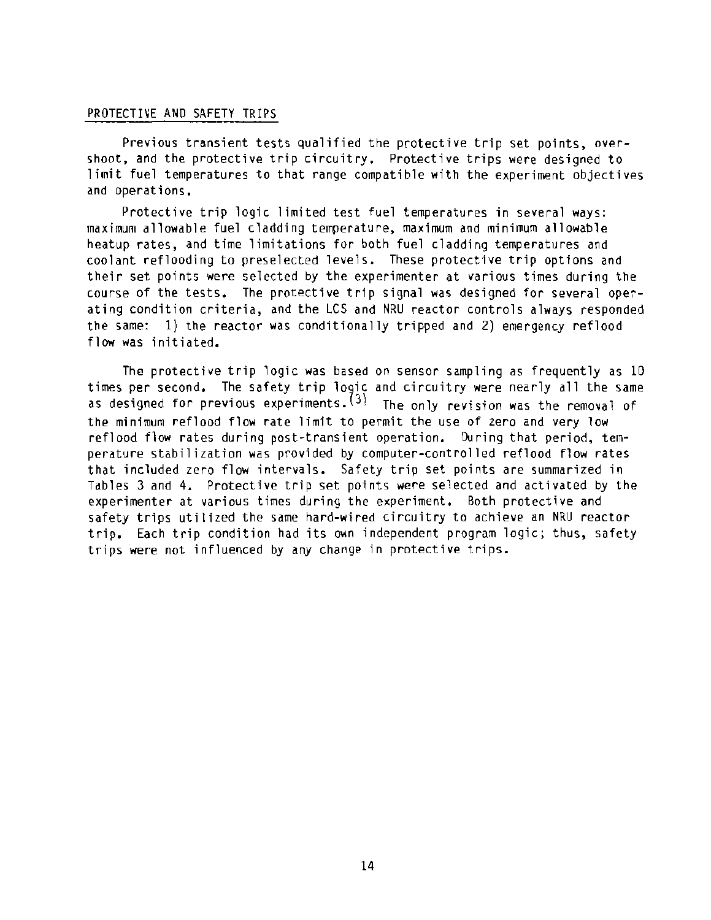## PROTECTIVE AND SAFETY TRIPS

Previous transient tests qualified the protective trip set points, overshoot, and the protective trip circuitry. Protective trips were designed to limit fuel temperatures to that range compatible with the experiment objectives and operations.

Protective trip logic limited test fuel temperatures in several ways: maximum allowable fuel cladding temperature, maximum and minimum allowable heatup rates, and time limitations for both fuel cladding temperatures and coolant reflooding to preselected levels. These protective trip options and their set points were selected by the experimenter at various times during the course of the tests. The protective trip signal was designed for several operating condition criteria, and the LCS and NRU reactor controls always responded the same: 1) the reactor was conditionally tripped and 2) emergency reflood flow was initiated.

The protective trip logic was based on sensor sampling as frequently as 10 times per second. The safety trip logic and circuitry were nearly all the same as designed for previous experiments.[3] The only revision was the removal of the minimum reflood flow rate limit to permit the use of zero and very low reflood flow rates during post-transient operation. During that period, temperature stabilization was provided by computer-controlled reflood flow rates that included zero flow intervals. Safety trip set points are summarized in Tables 3 and 4. Protective trip set points were selected and activated by the experimenter at various times during the experiment. Both protective and safety trips utilized the same hard-wired circuitry to achieve an NRU reactor trip. Each trip condition had its own independent program logic; thus, safety trips were not influenced by any change in protective trips.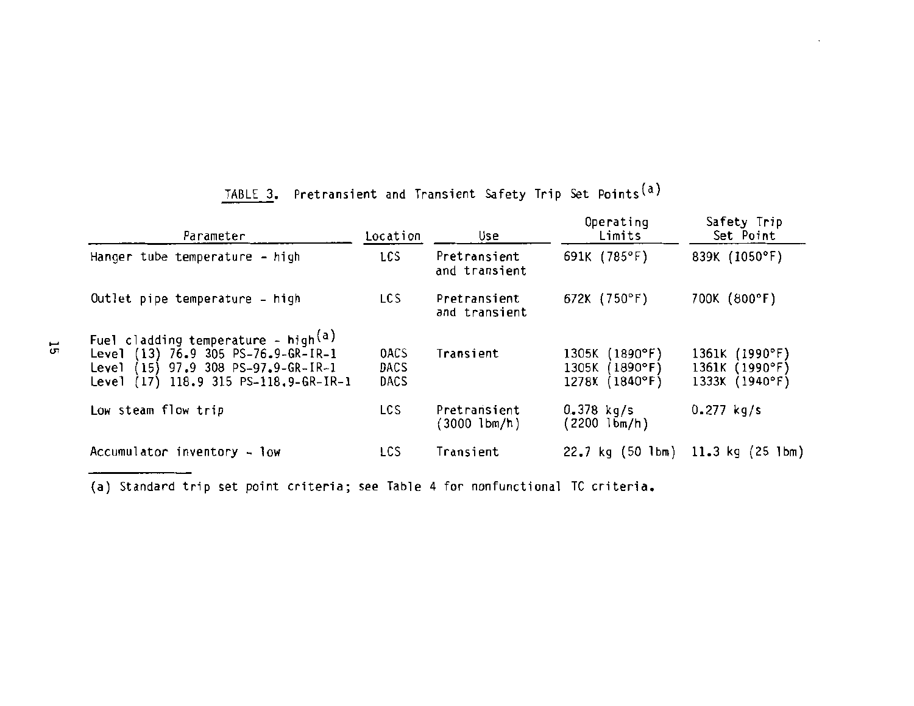TABLE 3. Pretransient and Transient Safety Trip Set Points[a]

| Parameter | Location | Use | Operating Limits | Safety Trip Set Point |
|---|---|---|---|---|
| Hanger tube temperature - high | LCS | Pretransient and transient | 691K (785°F) | 839K (1050°F) |
| Outlet pipe temperature - high | LCS | Pretransient and transient | 672K (750°F) | 700K (800°F) |
| Fuel cladding temperature - high[a] | | | | |
| Level (13) 76.9 305 PS-76.9-GR-IR-1 | DACS | Transient | 1305K (1890°F) | 1361K (1990°F) |
| Level (15) 97.9 308 PS-97.9-GR-IR-1 | DACS | | 1305K (1890°F) | 1361K (1990°F) |
| Level (17) 118.9 315 PS-118.9-GR-IR-1 | DACS | | 1278K (1840°F) | 1333K (1940°F) |
| Low steam flow trip | LCS | Pretransient (3000 lbm/h) | 0.378 kg/s (2200 lbm/h) | 0.277 kg/s |
| Accumulator inventory - low | LCS | Transient | 22.7 kg (50 lbm) | 11.3 kg (25 lbm) |

(a) Standard trip set point criteria; see Table 4 for nonfunctional TC criteria.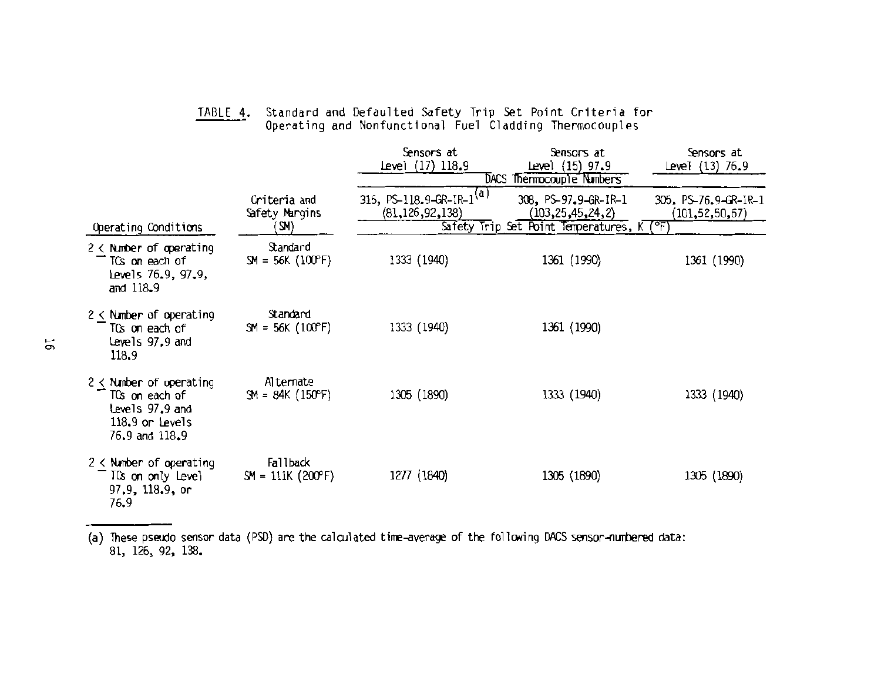TABLE 4. Standard and Defaulted Safety Trip Set Point Criteria for Operating and Nonfunctional Fuel Cladding Thermocouples

| Operating Conditions | Criteria and Safety Margins (SM) | Sensors at Level (17) 118.9 | Sensors at Level (15) 97.9 | Sensors at Level (13) 76.9 |
|---|---|---|---|---|
| | | DACS Thermocouple Numbers | | |
| | | 315, PS-118.9-GR-IR-1[a] (81,126,92,138) | 308, PS-97.9-GR-IR-1 (103,25,45,24,2) | 305, PS-76.9-GR-IR-1 (101,52,50,67) |
| | | Safety Trip Set Point Temperatures, K (°F) | | |
| 2 ≤ Number of operating TCs on each of Levels 76.9, 97.9, and 118.9 | Standard SM = 56K (100°F) | 1333 (1940) | 1361 (1990) | 1361 (1990) |
| 2 ≤ Number of operating TCs on each of Levels 97.9 and 118.9 | Standard SM = 56K (100°F) | 1333 (1940) | 1361 (1990) | |
| 2 ≤ Number of operating TCs on each of Levels 97.9 and 118.9 or Levels 76.9 and 118.9 | Alternate SM = 84K (150°F) | 1305 (1890) | 1333 (1940) | 1333 (1940) |
| 2 ≤ Number of operating TCs on only Level 97.9, 118.9, or 76.9 | Fallback SM = 111K (200°F) | 1277 (1840) | 1305 (1890) | 1305 (1890) |

(a) These pseudo sensor data (PSD) are the calculated time-average of the following DACS sensor-numbered data: 81, 126, 92, 138.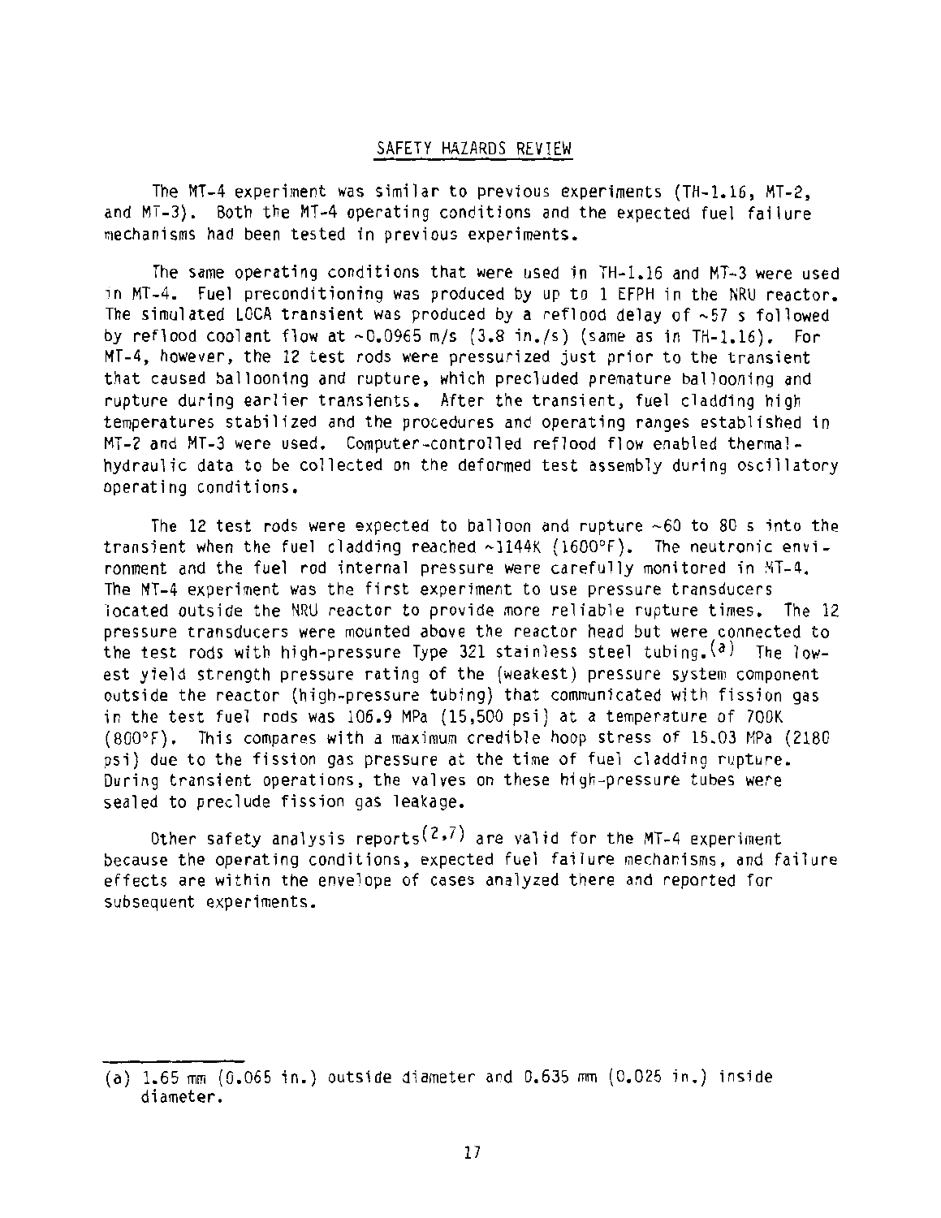## SAFETY HAZARDS REVIEW

The MT-4 experiment was similar to previous experiments (TH-1.16, MT-2, and MT-3). Both the MT-4 operating conditions and the expected fuel failure mechanisms had been tested in previous experiments.

The same operating conditions that were used in TH-1.16 and MT-3 were used in MT-4. Fuel preconditioning was produced by up to 1 EFPH in the NRU reactor. The simulated LOCA transient was produced by a reflood delay of ~57 s followed by reflood coolant flow at ~0.0965 m/s (3.8 in./s) (same as in TH-1.16). For MT-4, however, the 12 test rods were pressurized just prior to the transient that caused ballooning and rupture, which precluded premature ballooning and rupture during earlier transients. After the transient, fuel cladding high temperatures stabilized and the procedures and operating ranges established in MT-2 and MT-3 were used. Computer-controlled reflood flow enabled thermal-hydraulic data to be collected on the deformed test assembly during oscillatory operating conditions.

The 12 test rods were expected to balloon and rupture ~60 to 80 s into the transient when the fuel cladding reached ~1144K (1600°F). The neutronic environment and the fuel rod internal pressure were carefully monitored in MT-4. The MT-4 experiment was the first experiment to use pressure transducers located outside the NRU reactor to provide more reliable rupture times. The 12 pressure transducers were mounted above the reactor head but were connected to the test rods with high-pressure Type 321 stainless steel tubing.[a] The lowest yield strength pressure rating of the (weakest) pressure system component outside the reactor (high-pressure tubing) that communicated with fission gas in the test fuel rods was 106.9 MPa (15,500 psi) at a temperature of 700K (800°F). This compares with a maximum credible hoop stress of 15.03 MPa (2180 psi) due to the fission gas pressure at the time of fuel cladding rupture. During transient operations, the valves on these high-pressure tubes were sealed to preclude fission gas leakage.

Other safety analysis reports[2,7] are valid for the MT-4 experiment because the operating conditions, expected fuel failure mechanisms, and failure effects are within the envelope of cases analyzed there and reported for subsequent experiments.

---

(a) 1.65 mm (0.065 in.) outside diameter and 0.635 mm (0.025 in.) inside diameter.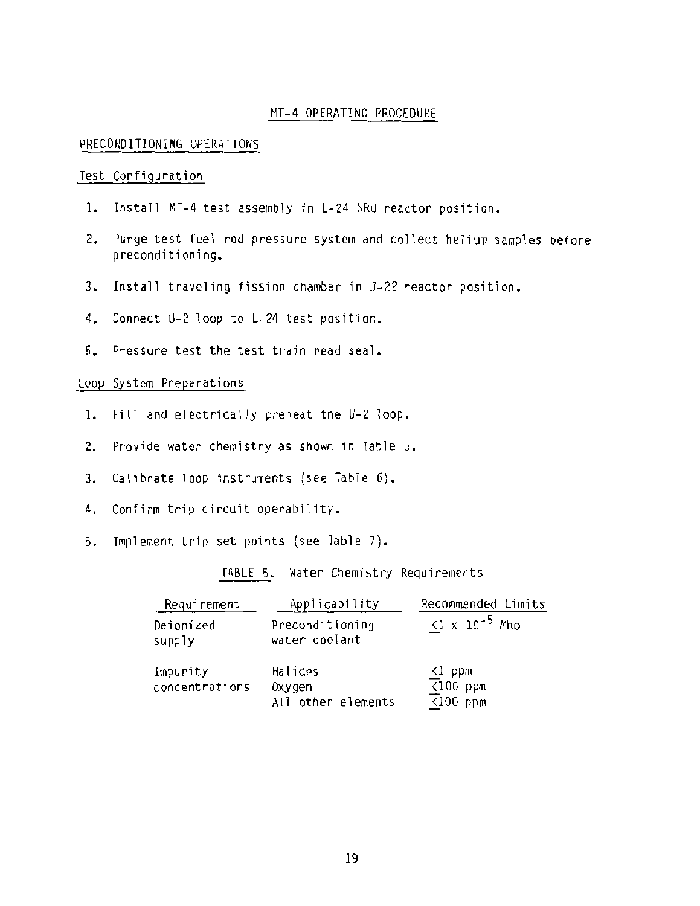## MT-4 OPERATING PROCEDURE

### PRECONDITIONING OPERATIONS

#### Test Configuration

1. Install MT-4 test assembly in L-24 NRU reactor position.
2. Purge test fuel rod pressure system and collect helium samples before preconditioning.
3. Install traveling fission chamber in J-22 reactor position.
4. Connect U-2 loop to L-24 test position.
5. Pressure test the test train head seal.

#### Loop System Preparations

1. Fill and electrically preheat the U-2 loop.
2. Provide water chemistry as shown in Table 5.
3. Calibrate loop instruments (see Table 6).
4. Confirm trip circuit operability.
5. Implement trip set points (see Table 7).

TABLE 5. Water Chemistry Requirements

| Requirement | Applicability | Recommended Limits |
|---|---|---|
| Deionized supply | Preconditioning water coolant | $\leq 1 \times 10^{-5}$ Mho |
| Impurity concentrations | Halides | $\leq 1$ ppm |
| | Oxygen | $\leq 100$ ppm |
| | All other elements | $\leq 100$ ppm |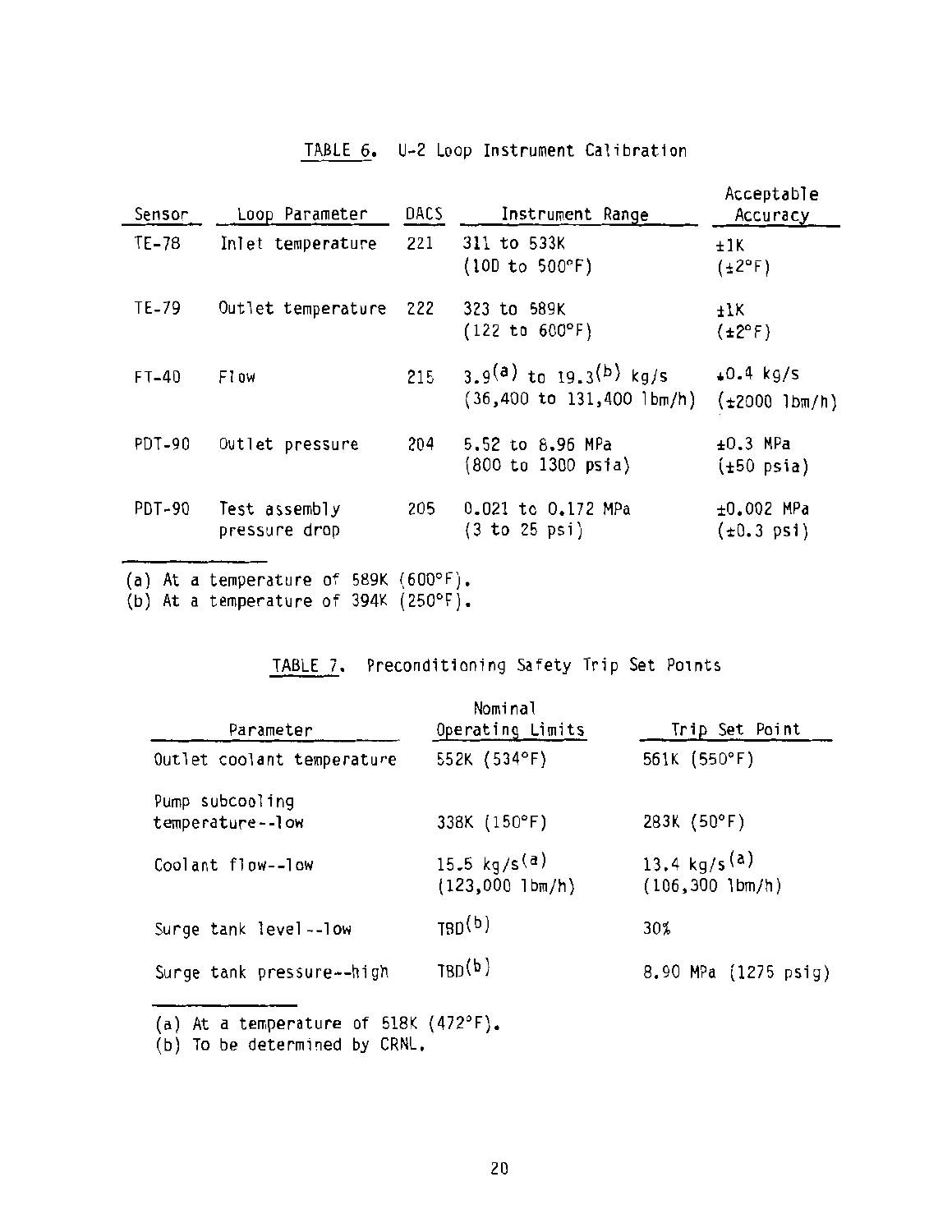TABLE 6. U-2 Loop Instrument Calibration

| Sensor | Loop Parameter | DACS | Instrument Range | Acceptable Accuracy |
|---|---|---|---|---|
| TE-78 | Inlet temperature | 221 | 311 to 533K (100 to 500°F) | ±1K (±2°F) |
| TE-79 | Outlet temperature | 222 | 323 to 589K (122 to 600°F) | ±1K (±2°F) |
| FT-40 | Flow | 215 | 3.9[a] to 19.3[b] kg/s (36,400 to 131,400 lbm/h) | ±0.4 kg/s (±2000 lbm/h) |
| PDT-90 | Outlet pressure | 204 | 5.52 to 8.96 MPa (800 to 1300 psia) | ±0.3 MPa (±50 psia) |
| PDT-90 | Test assembly pressure drop | 205 | 0.021 to 0.172 MPa (3 to 25 psi) | ±0.002 MPa (±0.3 psi) |

(a) At a temperature of 589K (600°F).
(b) At a temperature of 394K (250°F).

TABLE 7. Preconditioning Safety Trip Set Points

| Parameter | Nominal Operating Limits | Trip Set Point |
|---|---|---|
| Outlet coolant temperature | 552K (534°F) | 561K (550°F) |
| Pump subcooling temperature--low | 338K (150°F) | 283K (50°F) |
| Coolant flow--low | 15.5 kg/s[a] (123,000 lbm/h) | 13.4 kg/s[a] (106,300 lbm/h) |
| Surge tank level--low | TBD[b] | 30% |
| Surge tank pressure--high | TBD[b] | 8.90 MPa (1275 psig) |

(a) At a temperature of 518K (472°F).
(b) To be determined by CRNL.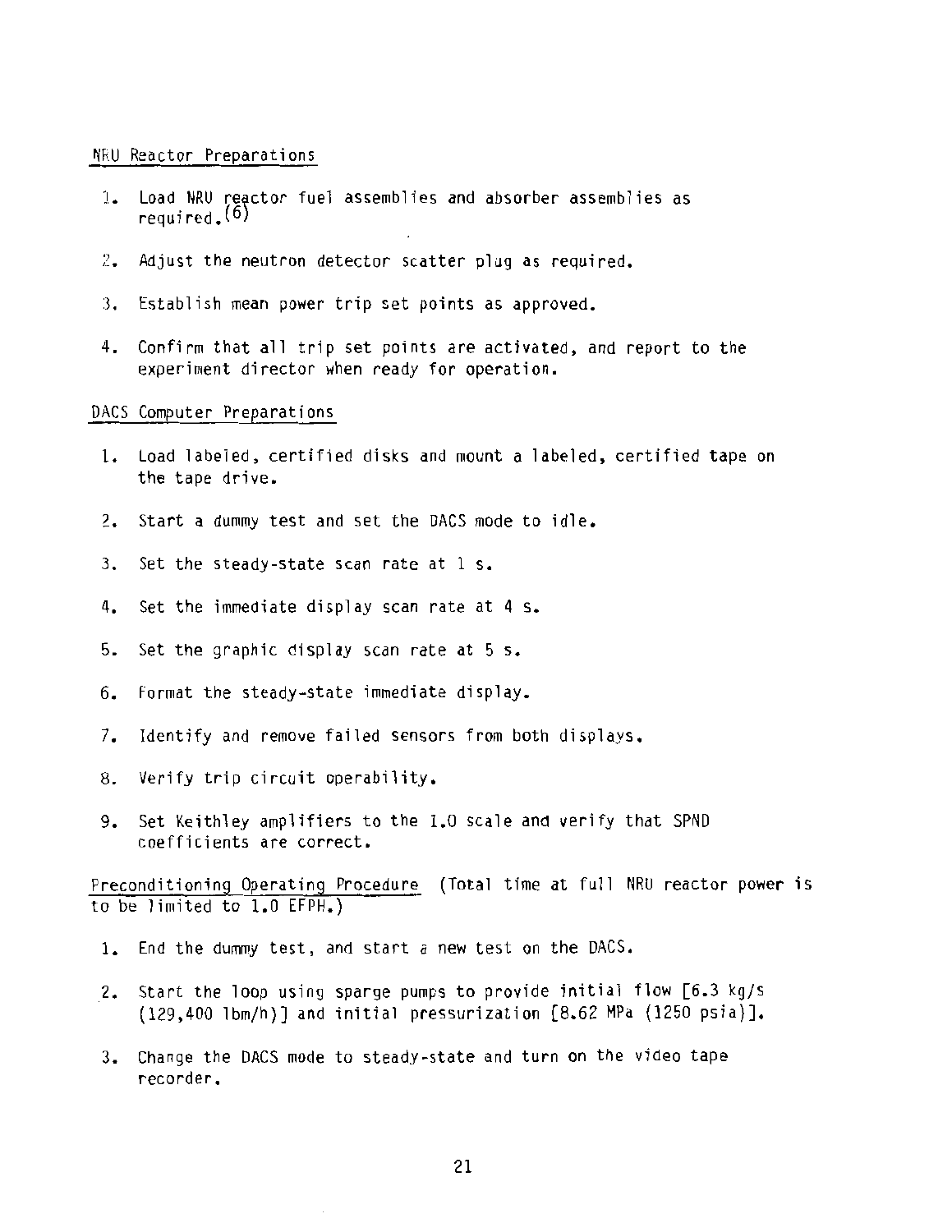NRU Reactor Preparations

1. Load NRU reactor fuel assemblies and absorber assemblies as required.[6]

2. Adjust the neutron detector scatter plug as required.

3. Establish mean power trip set points as approved.

4. Confirm that all trip set points are activated, and report to the experiment director when ready for operation.

DACS Computer Preparations

1. Load labeled, certified disks and mount a labeled, certified tape on the tape drive.

2. Start a dummy test and set the DACS mode to idle.

3. Set the steady-state scan rate at 1 s.

4. Set the immediate display scan rate at 4 s.

5. Set the graphic display scan rate at 5 s.

6. Format the steady-state immediate display.

7. Identify and remove failed sensors from both displays.

8. Verify trip circuit operability.

9. Set Keithley amplifiers to the 1.0 scale and verify that SPND coefficients are correct.

Preconditioning Operating Procedure (Total time at full NRU reactor power is to be limited to 1.0 EFPH.)

1. End the dummy test, and start a new test on the DACS.

2. Start the loop using sparge pumps to provide initial flow [6.3 kg/s (129,400 lbm/h)] and initial pressurization [8.62 MPa (1250 psia)].

3. Change the DACS mode to steady-state and turn on the video tape recorder.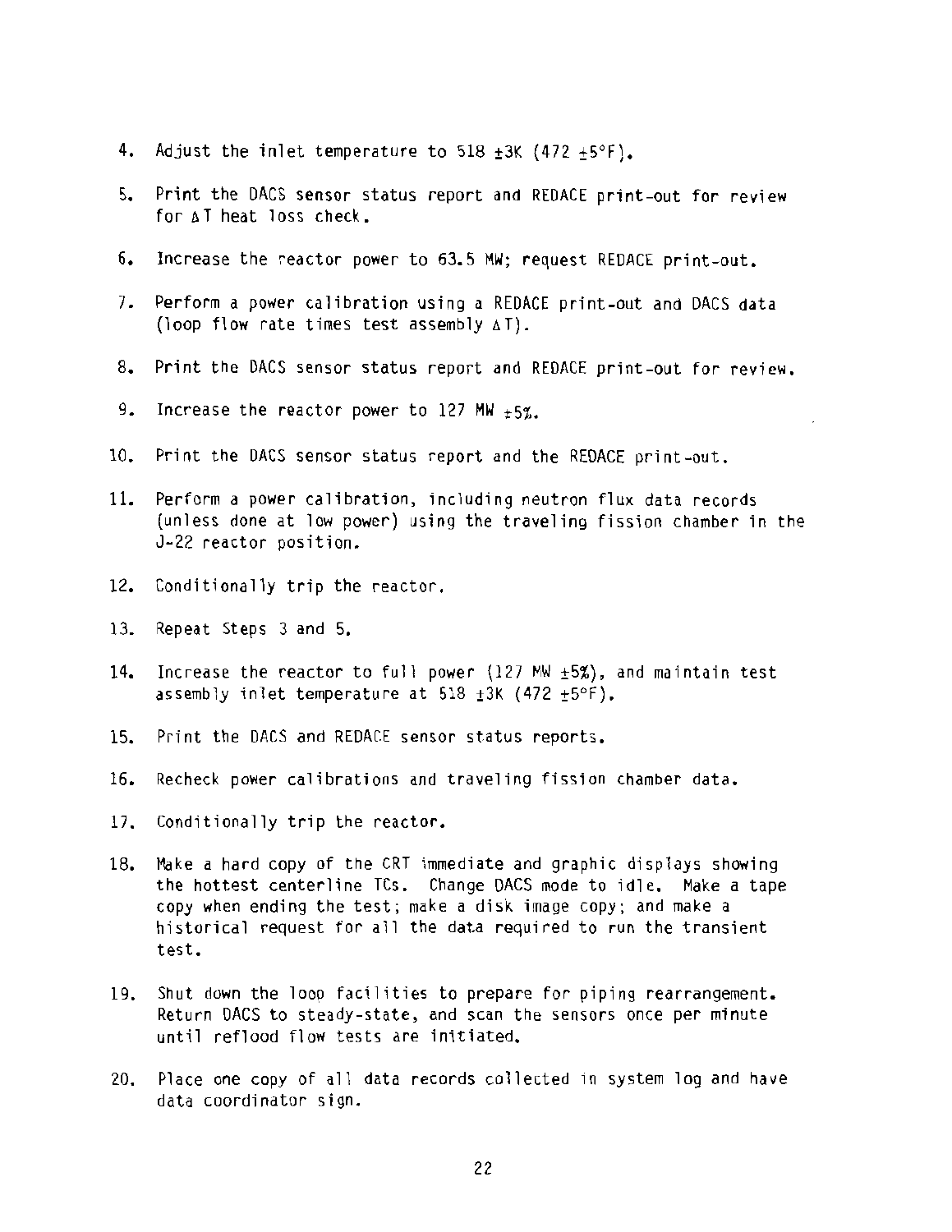4. Adjust the inlet temperature to 518 ±3K (472 ±5°F).

5. Print the DACS sensor status report and REDACE print-out for review for $\Delta T$ heat loss check.

6. Increase the reactor power to 63.5 MW; request REDACE print-out.

7. Perform a power calibration using a REDACE print-out and DACS data (loop flow rate times test assembly $\Delta T$).

8. Print the DACS sensor status report and REDACE print-out for review.

9. Increase the reactor power to 127 MW ±5%.

10. Print the DACS sensor status report and the REDACE print-out.

11. Perform a power calibration, including neutron flux data records (unless done at low power) using the traveling fission chamber in the J-22 reactor position.

12. Conditionally trip the reactor.

13. Repeat Steps 3 and 5.

14. Increase the reactor to full power (127 MW ±5%), and maintain test assembly inlet temperature at 518 ±3K (472 ±5°F).

15. Print the DACS and REDACE sensor status reports.

16. Recheck power calibrations and traveling fission chamber data.

17. Conditionally trip the reactor.

18. Make a hard copy of the CRT immediate and graphic displays showing the hottest centerline TCs. Change DACS mode to idle. Make a tape copy when ending the test; make a disk image copy; and make a historical request for all the data required to run the transient test.

19. Shut down the loop facilities to prepare for piping rearrangement. Return DACS to steady-state, and scan the sensors once per minute until reflood flow tests are initiated.

20. Place one copy of all data records collected in system log and have data coordinator sign.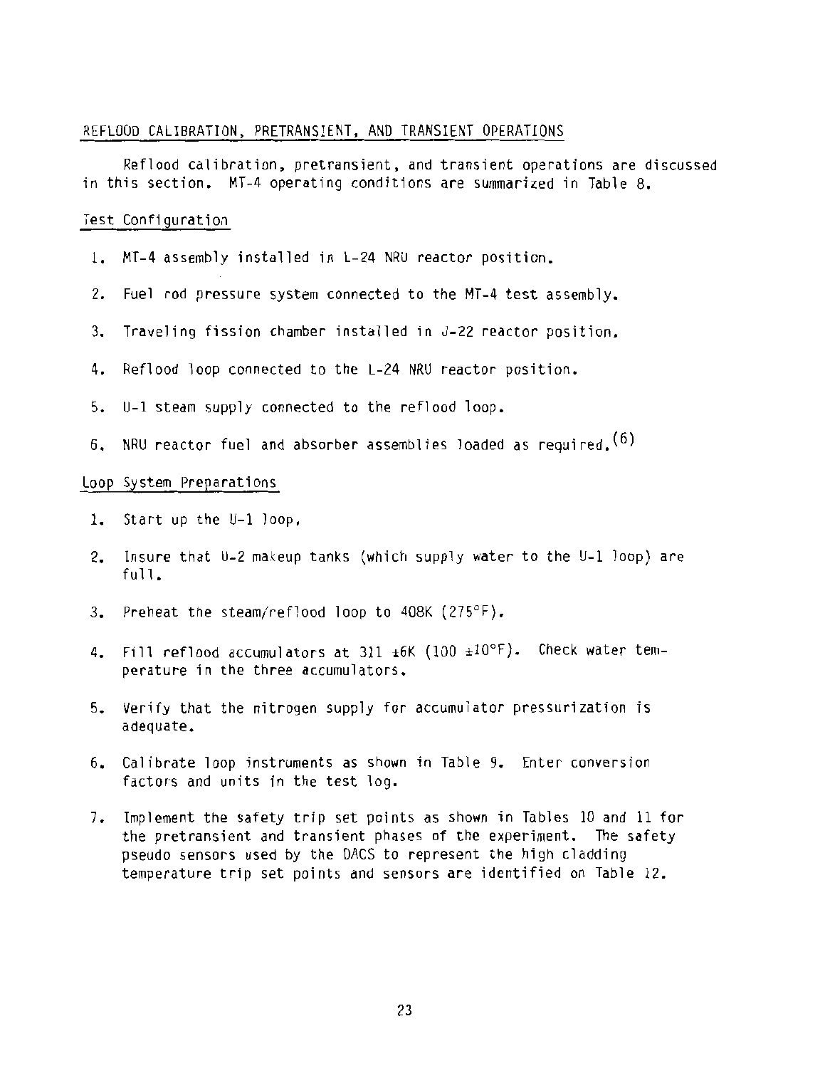## REFLOOD CALIBRATION, PRETRANSIENT, AND TRANSIENT OPERATIONS

Reflood calibration, pretransient, and transient operations are discussed in this section. MT-4 operating conditions are summarized in Table 8.

### Test Configuration

1. MT-4 assembly installed in L-24 NRU reactor position.
2. Fuel rod pressure system connected to the MT-4 test assembly.
3. Traveling fission chamber installed in J-22 reactor position.
4. Reflood loop connected to the L-24 NRU reactor position.
5. U-1 steam supply connected to the reflood loop.
6. NRU reactor fuel and absorber assemblies loaded as required.[6]

### Loop System Preparations

1. Start up the U-1 loop.
2. Insure that U-2 makeup tanks (which supply water to the U-1 loop) are full.
3. Preheat the steam/reflood loop to 408K (275°F).
4. Fill reflood accumulators at 311 ±6K (100 ±10°F). Check water temperature in the three accumulators.
5. Verify that the nitrogen supply for accumulator pressurization is adequate.
6. Calibrate loop instruments as shown in Table 9. Enter conversion factors and units in the test log.
7. Implement the safety trip set points as shown in Tables 10 and 11 for the pretransient and transient phases of the experiment. The safety pseudo sensors used by the DACS to represent the high cladding temperature trip set points and sensors are identified on Table 12.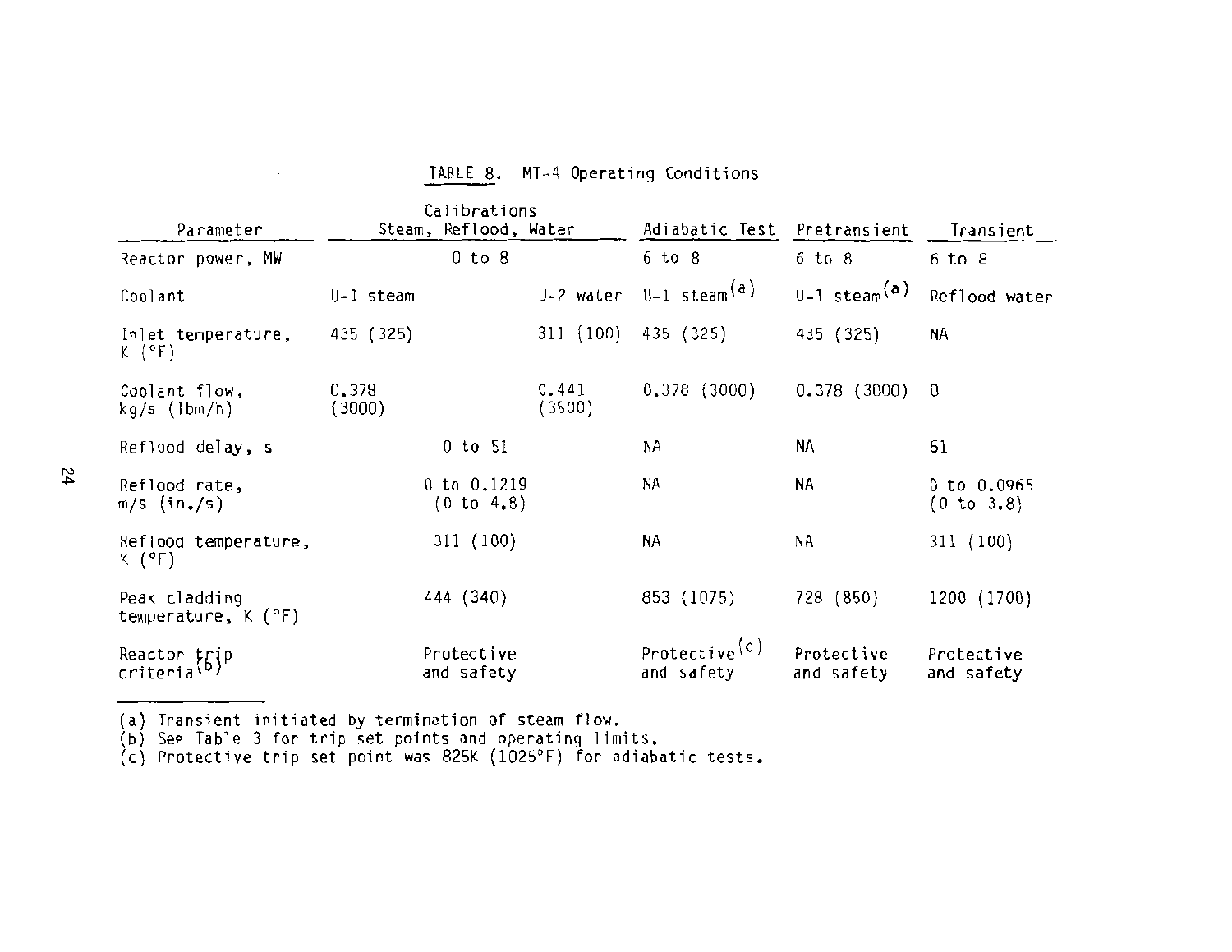TABLE 8. MT-4 Operating Conditions

| Parameter | Calibrations Steam, Reflood, Water | | Adiabatic Test | Pretransient | Transient |
|---|---|---|---|---|---|
| Reactor power, MW | 0 to 8 | | 6 to 8 | 6 to 8 | 6 to 8 |
| Coolant | U-1 steam | U-2 water | U-1 steam[a] | U-1 steam[a] | Reflood water |
| Inlet temperature, K (°F) | 435 (325) | 311 (100) | 435 (325) | 435 (325) | NA |
| Coolant flow, kg/s (lbm/h) | 0.378 (3000) | 0.441 (3500) | 0.378 (3000) | 0.378 (3000) | 0 |
| Reflood delay, s | 0 to 51 | | NA | NA | 51 |
| Reflood rate, m/s (in./s) | 0 to 0.1219 (0 to 4.8) | | NA | NA | 0 to 0.0965 (0 to 3.8) |
| Reflood temperature, K (°F) | 311 (100) | | NA | NA | 311 (100) |
| Peak cladding temperature, K (°F) | 444 (340) | | 853 (1075) | 728 (850) | 1200 (1700) |
| Reactor trip criteria[b] | Protective and safety | | Protective[c] and safety | Protective and safety | Protective and safety |

(a) Transient initiated by termination of steam flow.
(b) See Table 3 for trip set points and operating limits.
(c) Protective trip set point was 825K (1025°F) for adiabatic tests.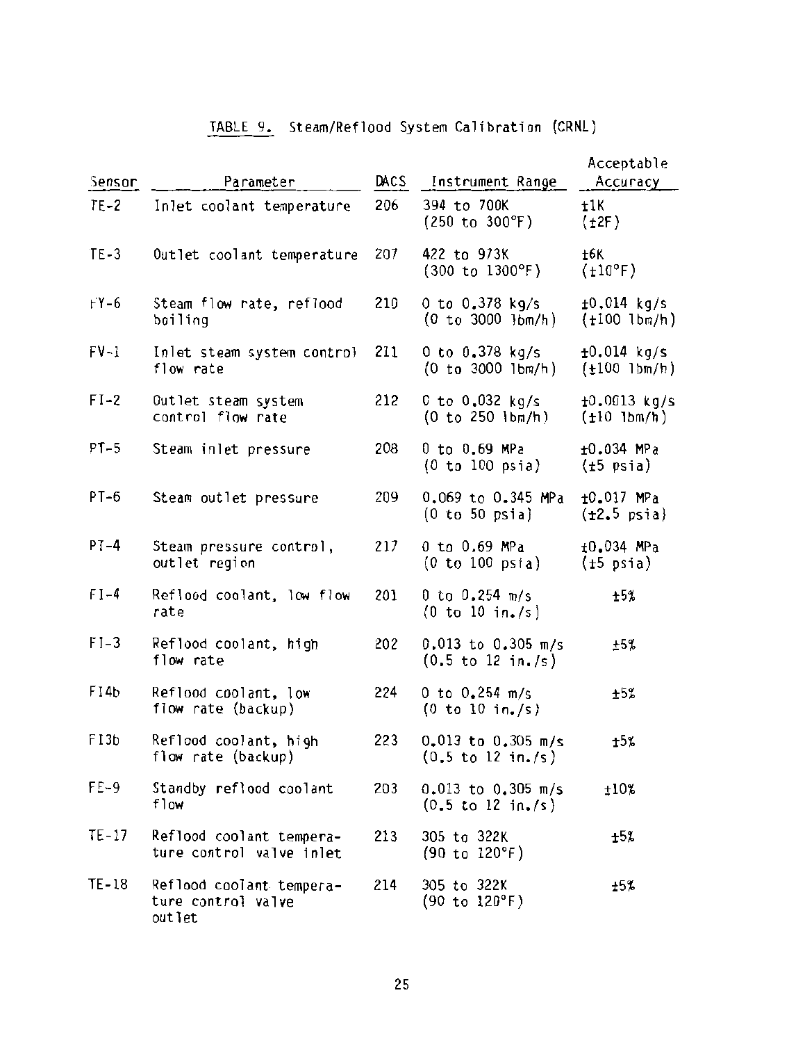TABLE 9. Steam/Reflood System Calibration (CRNL)

| Sensor | Parameter | DACS | Instrument Range | Acceptable Accuracy |
|---|---|---|---|---|
| TE-2 | Inlet coolant temperature | 206 | 394 to 700K (250 to 300°F) | ±1K (±2F) |
| TE-3 | Outlet coolant temperature | 207 | 422 to 973K (300 to 1300°F) | ±6K (±10°F) |
| FY-6 | Steam flow rate, reflood boiling | 210 | 0 to 0.378 kg/s (0 to 3000 lbm/h) | ±0.014 kg/s (±100 lbm/h) |
| FV-1 | Inlet steam system control flow rate | 211 | 0 to 0.378 kg/s (0 to 3000 lbm/h) | ±0.014 kg/s (±100 lbm/h) |
| FI-2 | Outlet steam system control flow rate | 212 | 0 to 0.032 kg/s (0 to 250 lbm/h) | ±0.0013 kg/s (±10 lbm/h) |
| PT-5 | Steam inlet pressure | 208 | 0 to 0.69 MPa (0 to 100 psia) | ±0.034 MPa (±5 psia) |
| PT-6 | Steam outlet pressure | 209 | 0.069 to 0.345 MPa (0 to 50 psia) | ±0.017 MPa (±2.5 psia) |
| PT-4 | Steam pressure control, outlet region | 217 | 0 to 0.69 MPa (0 to 100 psia) | ±0.034 MPa (±5 psia) |
| FI-4 | Reflood coolant, low flow rate | 201 | 0 to 0.254 m/s (0 to 10 in./s) | ±5% |
| FI-3 | Reflood coolant, high flow rate | 202 | 0.013 to 0.305 m/s (0.5 to 12 in./s) | ±5% |
| FI4b | Reflood coolant, low flow rate (backup) | 224 | 0 to 0.254 m/s (0 to 10 in./s) | ±5% |
| FI3b | Reflood coolant, high flow rate (backup) | 223 | 0.013 to 0.305 m/s (0.5 to 12 in./s) | ±5% |
| FE-9 | Standby reflood coolant flow | 203 | 0.013 to 0.305 m/s (0.5 to 12 in./s) | ±10% |
| TE-17 | Reflood coolant temperature control valve inlet | 213 | 305 to 322K (90 to 120°F) | ±5% |
| TE-18 | Reflood coolant temperature control valve outlet | 214 | 305 to 322K (90 to 120°F) | ±5% |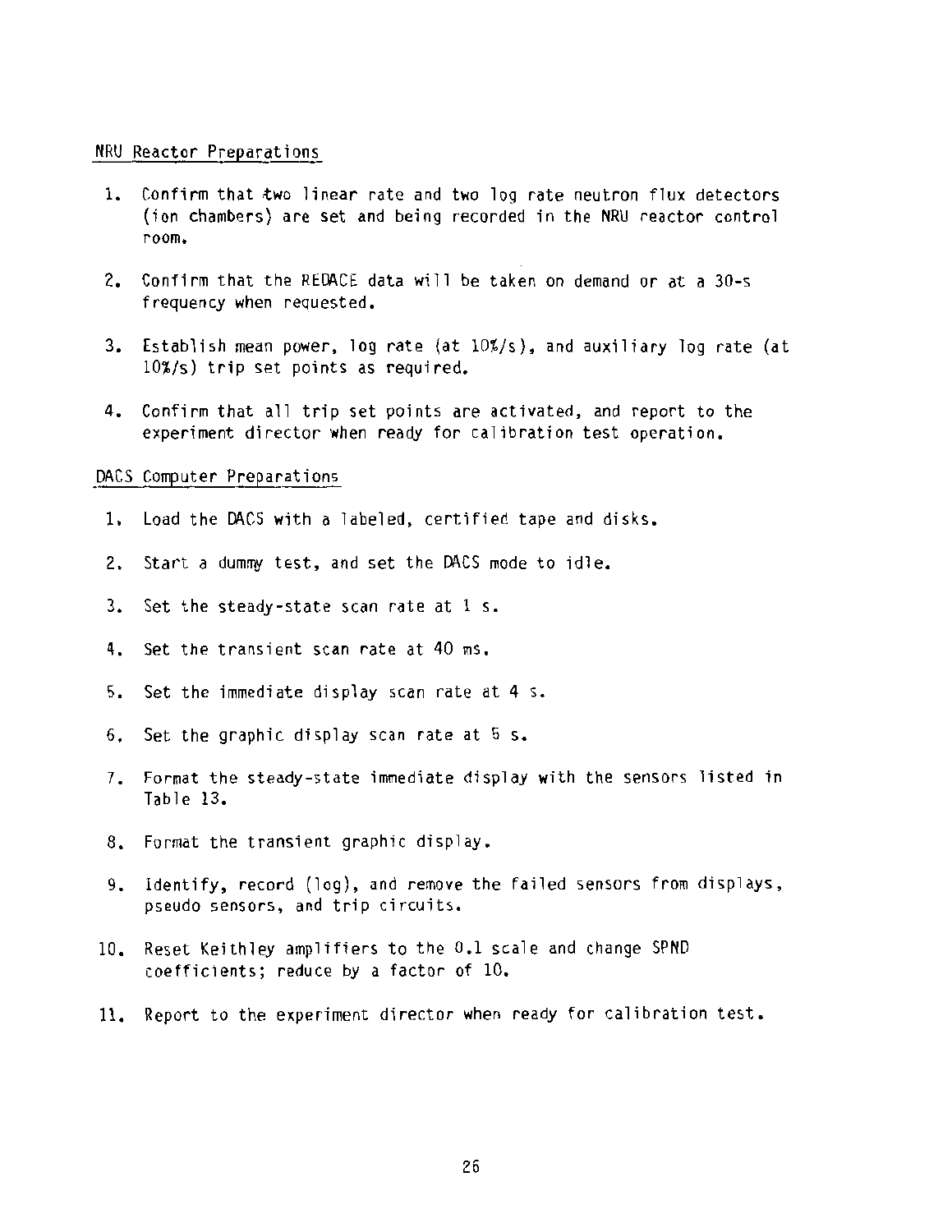NRU Reactor Preparations

1. Confirm that two linear rate and two log rate neutron flux detectors (ion chambers) are set and being recorded in the NRU reactor control room.

2. Confirm that the REDACE data will be taken on demand or at a 30-s frequency when requested.

3. Establish mean power, log rate (at 10%/s), and auxiliary log rate (at 10%/s) trip set points as required.

4. Confirm that all trip set points are activated, and report to the experiment director when ready for calibration test operation.

DACS Computer Preparations

1. Load the DACS with a labeled, certified tape and disks.

2. Start a dummy test, and set the DACS mode to idle.

3. Set the steady-state scan rate at 1 s.

4. Set the transient scan rate at 40 ms.

5. Set the immediate display scan rate at 4 s.

6. Set the graphic display scan rate at 5 s.

7. Format the steady-state immediate display with the sensors listed in Table 13.

8. Format the transient graphic display.

9. Identify, record (log), and remove the failed sensors from displays, pseudo sensors, and trip circuits.

10. Reset Keithley amplifiers to the 0.1 scale and change SPND coefficients; reduce by a factor of 10.

11. Report to the experiment director when ready for calibration test.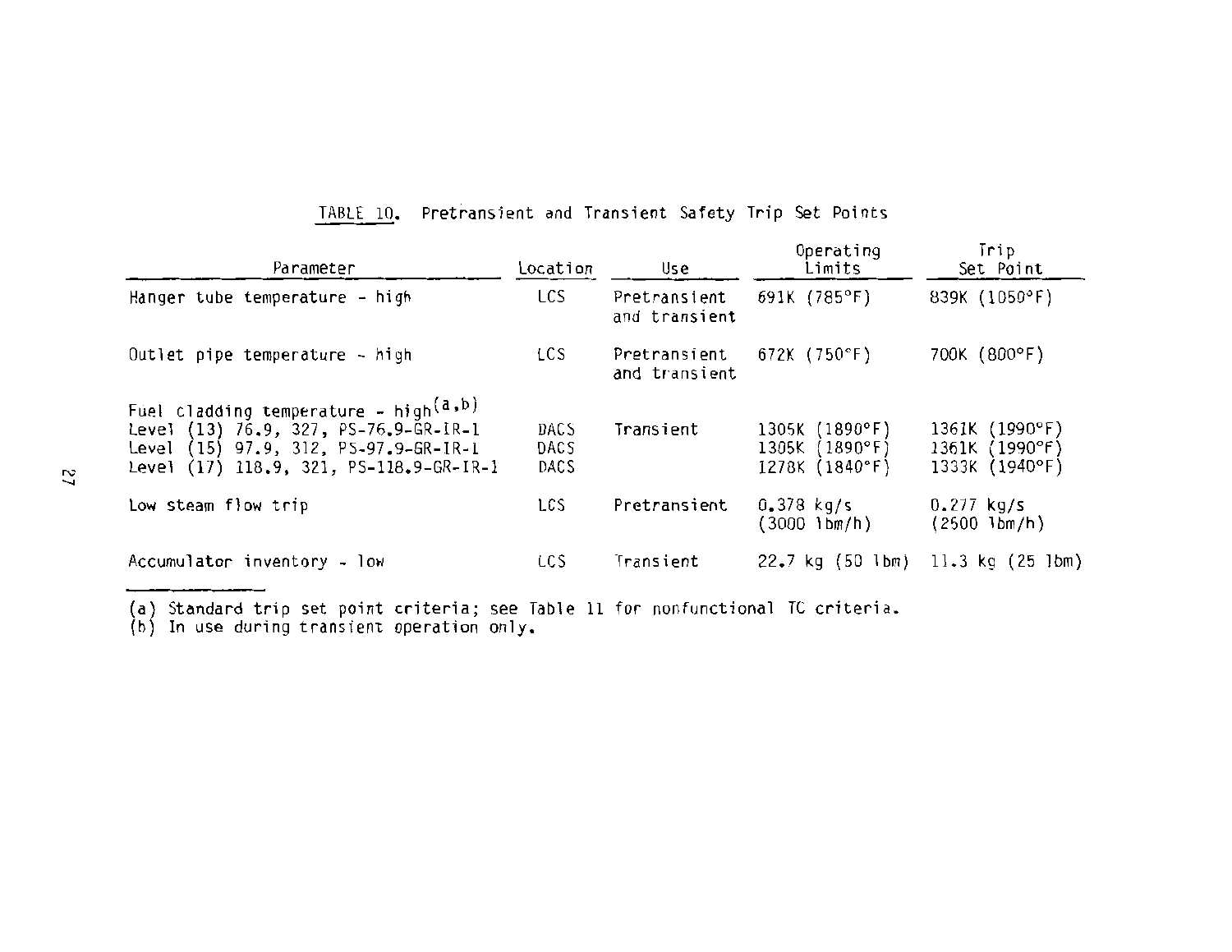TABLE 10. Pretransient and Transient Safety Trip Set Points

| Parameter | Location | Use | Operating Limits | Trip Set Point |
|---|---|---|---|---|
| Hanger tube temperature - high | LCS | Pretransient and transient | 691K (785°F) | 839K (1050°F) |
| Outlet pipe temperature - high | LCS | Pretransient and transient | 672K (750°F) | 700K (800°F) |
| Fuel cladding temperature - high[a,b] | | | | |
| Level (13) 76.9, 327, PS-76.9-GR-IR-1 | DACS | Transient | 1305K (1890°F) | 1361K (1990°F) |
| Level (15) 97.9, 312, PS-97.9-GR-IR-1 | DACS | | 1305K (1890°F) | 1361K (1990°F) |
| Level (17) 118.9, 321, PS-118.9-GR-IR-1 | DACS | | 1278K (1840°F) | 1333K (1940°F) |
| Low steam flow trip | LCS | Pretransient | 0.378 kg/s (3000 lbm/h) | 0.277 kg/s (2500 lbm/h) |
| Accumulator inventory - low | LCS | Transient | 22.7 kg (50 lbm) | 11.3 kg (25 lbm) |

(a) Standard trip set point criteria; see Table 11 for nonfunctional TC criteria.
(b) In use during transient operation only.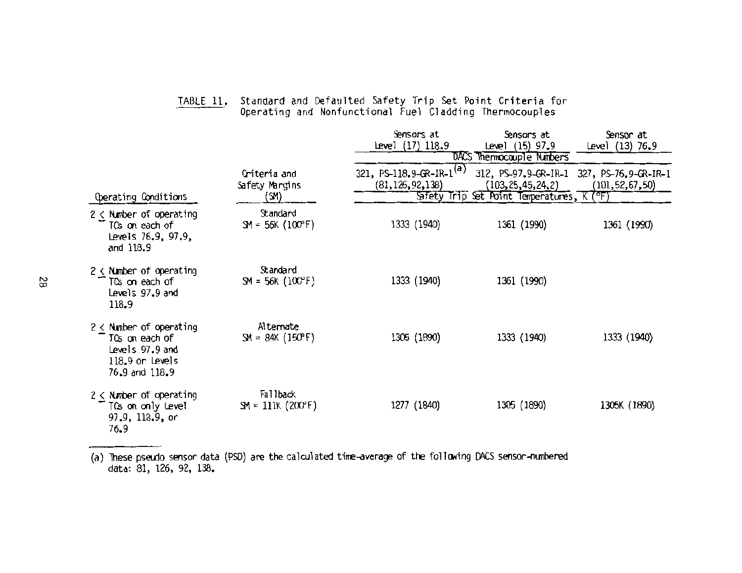TABLE 11. Standard and Defaulted Safety Trip Set Point Criteria for Operating and Nonfunctional Fuel Cladding Thermocouples

| Operating Conditions | Criteria and Safety Margins (SM) | Sensors at Level (17) 118.9 | Sensors at Level (15) 97.9 | Sensor at Level (13) 76.9 |
|---|---|---|---|---|
| | | DACS Thermocouple Numbers | | |
| | | 321, PS-118.9-GR-IR-1[(a)] (81,126,92,138) | 312, PS-97.9-GR-IR-1 (103,25,45,24.2) | 327, PS-76.9-GR-IR-1 (101,52,67,50) |
| | | Safety Trip Set Point Temperatures, K (°F) | | |
| 2 ≤ Number of operating TCs on each of Levels 76.9, 97.9, and 118.9 | Standard SM = 56K (100°F) | 1333 (1940) | 1361 (1990) | 1361 (1990) |
| 2 ≤ Number of operating TCs on each of Levels 97.9 and 118.9 | Standard SM = 56K (100°F) | 1333 (1940) | 1361 (1990) | |
| 2 ≤ Number of operating TCs on each of Levels 97.9 and 118.9 or Levels 76.9 and 118.9 | Alternate SM = 84K (150°F) | 1305 (1890) | 1333 (1940) | 1333 (1940) |
| 2 ≤ Number of operating TCs on only Level 97.9, 118.9, or 76.9 | Fallback SM = 111K (200°F) | 1277 (1840) | 1305 (1890) | 1305K (1890) |

(a) These pseudo sensor data (PSD) are the calculated time-average of the following DACS sensor-numbered data: 81, 126, 92, 138.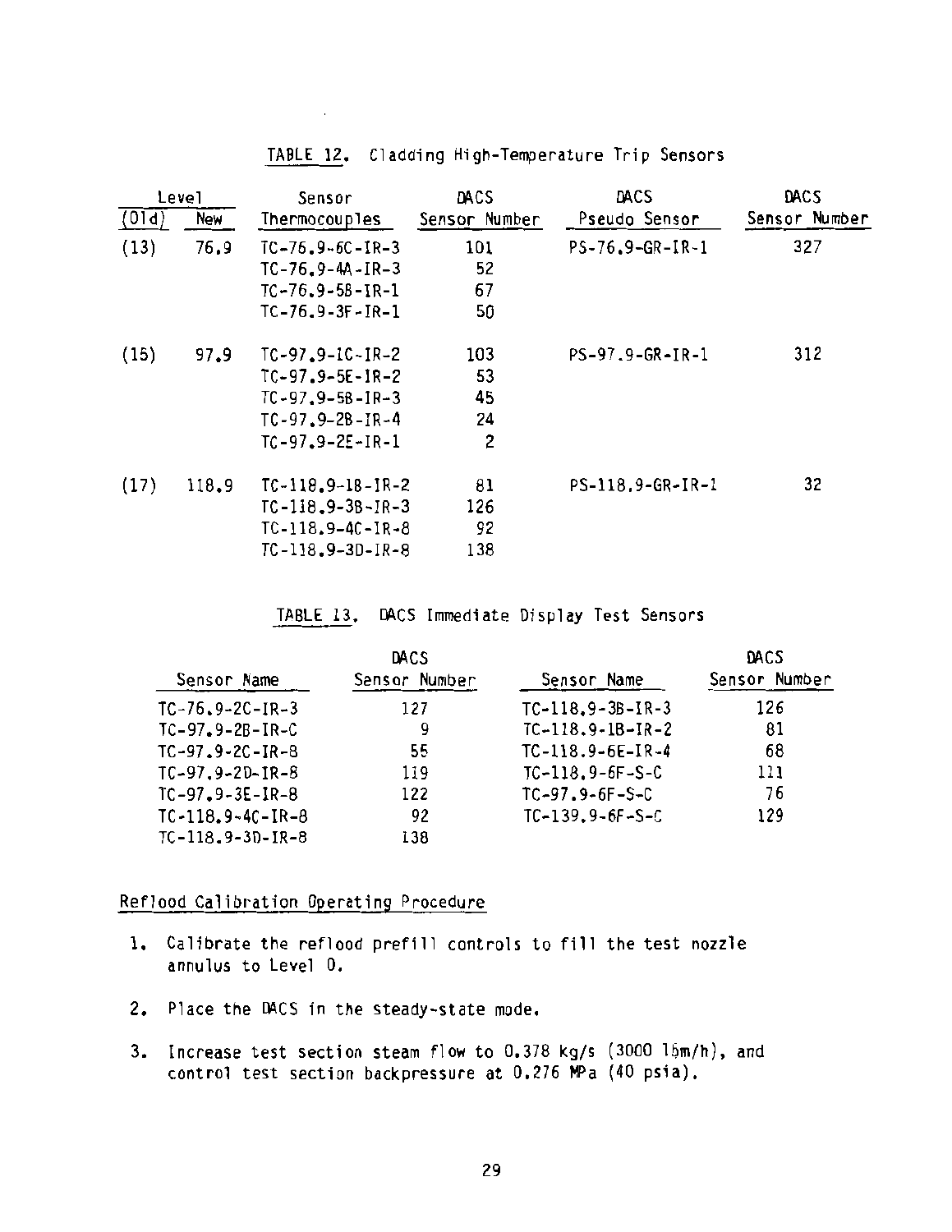TABLE 12. Cladding High-Temperature Trip Sensors

| Level (Old) | Level New | Sensor Thermocouples | DACS Sensor Number | DACS Pseudo Sensor | DACS Sensor Number |
|---|---|---|---|---|---|
| (13) | 76.9 | TC-76.9-6C-IR-3 | 101 | PS-76.9-GR-IR-1 | 327 |
| | | TC-76.9-4A-IR-3 | 52 | | |
| | | TC-76.9-5B-IR-1 | 67 | | |
| | | TC-76.9-3F-IR-1 | 50 | | |
| (15) | 97.9 | TC-97.9-1C-IR-2 | 103 | PS-97.9-GR-IR-1 | 312 |
| | | TC-97.9-5E-IR-2 | 53 | | |
| | | TC-97.9-5B-IR-3 | 45 | | |
| | | TC-97.9-2B-IR-4 | 24 | | |
| | | TC-97.9-2E-IR-1 | 2 | | |
| (17) | 118.9 | TC-118.9-1B-IR-2 | 81 | PS-118.9-GR-IR-1 | 32 |
| | | TC-118.9-3B-IR-3 | 126 | | |
| | | TC-118.9-4C-IR-8 | 92 | | |
| | | TC-118.9-3D-IR-8 | 138 | | |

TABLE 13. DACS Immediate Display Test Sensors

| Sensor Name | DACS Sensor Number | Sensor Name | DACS Sensor Number |
|---|---|---|---|
| TC-76.9-2C-IR-3 | 127 | TC-118.9-3B-IR-3 | 126 |
| TC-97.9-2B-IR-C | 9 | TC-118.9-1B-IR-2 | 81 |
| TC-97.9-2C-IR-8 | 55 | TC-118.9-6E-IR-4 | 68 |
| TC-97.9-2D-IR-8 | 119 | TC-118.9-6F-S-C | 111 |
| TC-97.9-3E-IR-8 | 122 | TC-97.9-6F-S-C | 76 |
| TC-118.9-4C-IR-8 | 92 | TC-139.9-6F-S-C | 129 |
| TC-118.9-3D-IR-8 | 138 | | |

## Reflood Calibration Operating Procedure

1. Calibrate the reflood prefill controls to fill the test nozzle annulus to Level 0.

2. Place the DACS in the steady-state mode.

3. Increase test section steam flow to 0.378 kg/s (3000 lbm/h), and control test section backpressure at 0.276 MPa (40 psia).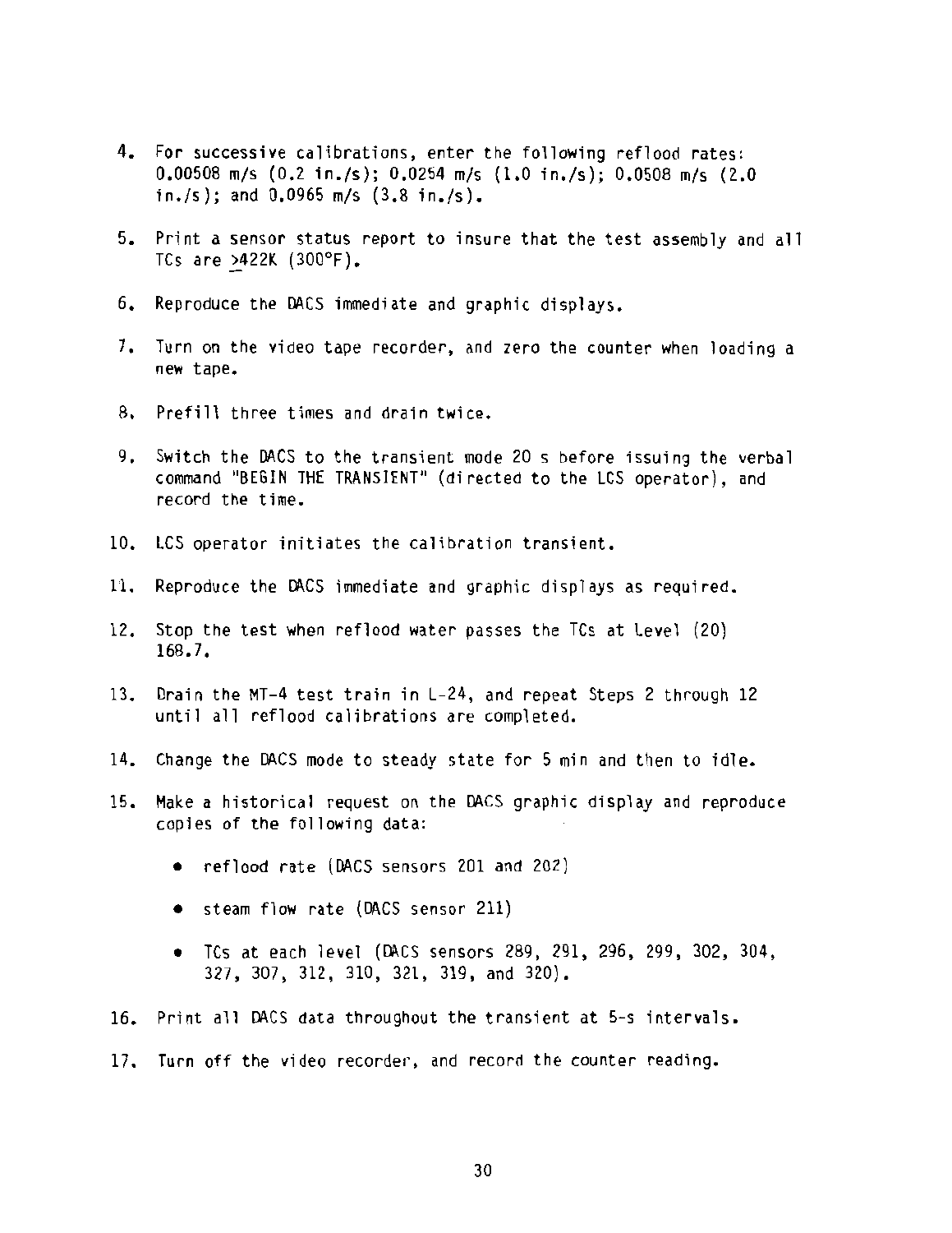4. For successive calibrations, enter the following reflood rates: 0.00508 m/s (0.2 in./s); 0.0254 m/s (1.0 in./s); 0.0508 m/s (2.0 in./s); and 0.0965 m/s (3.8 in./s).

5. Print a sensor status report to insure that the test assembly and all TCs are $\geq$422K (300°F).

6. Reproduce the DACS immediate and graphic displays.

7. Turn on the video tape recorder, and zero the counter when loading a new tape.

8. Prefill three times and drain twice.

9. Switch the DACS to the transient mode 20 s before issuing the verbal command "BEGIN THE TRANSIENT" (directed to the LCS operator), and record the time.

10. LCS operator initiates the calibration transient.

11. Reproduce the DACS immediate and graphic displays as required.

12. Stop the test when reflood water passes the TCs at Level (20) 168.7.

13. Drain the MT-4 test train in L-24, and repeat Steps 2 through 12 until all reflood calibrations are completed.

14. Change the DACS mode to steady state for 5 min and then to idle.

15. Make a historical request on the DACS graphic display and reproduce copies of the following data:

    - reflood rate (DACS sensors 201 and 202)

    - steam flow rate (DACS sensor 211)

    - TCs at each level (DACS sensors 289, 291, 296, 299, 302, 304, 327, 307, 312, 310, 321, 319, and 320).

16. Print all DACS data throughout the transient at 5-s intervals.

17. Turn off the video recorder, and record the counter reading.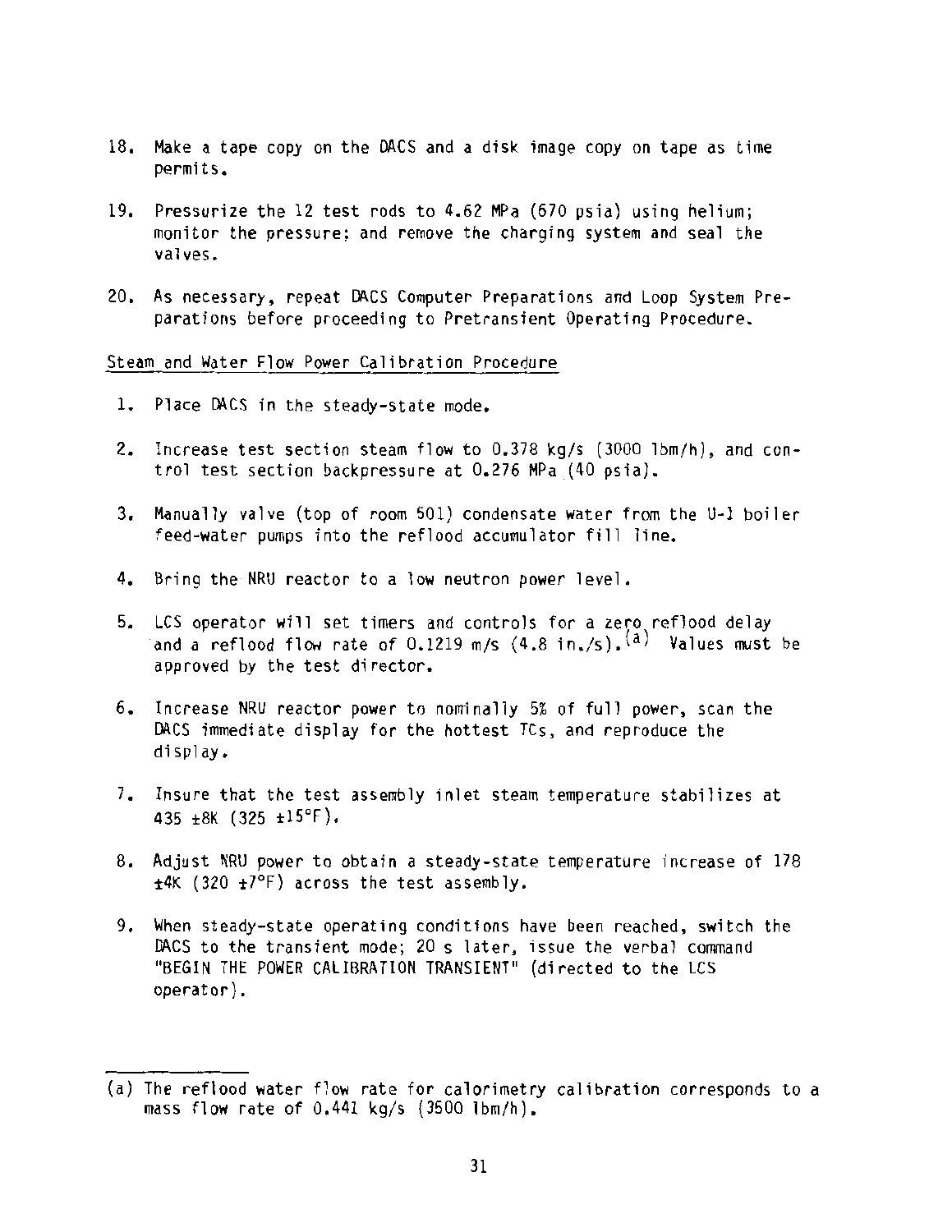18. Make a tape copy on the DACS and a disk image copy on tape as time permits.

19. Pressurize the 12 test rods to 4.62 MPa (670 psia) using helium; monitor the pressure; and remove the charging system and seal the valves.

20. As necessary, repeat DACS Computer Preparations and Loop System Preparations before proceeding to Pretransient Operating Procedure.

Steam and Water Flow Power Calibration Procedure

1. Place DACS in the steady-state mode.

2. Increase test section steam flow to 0.378 kg/s (3000 lbm/h), and control test section backpressure at 0.276 MPa (40 psia).

3. Manually valve (top of room 501) condensate water from the U-1 boiler feed-water pumps into the reflood accumulator fill line.

4. Bring the NRU reactor to a low neutron power level.

5. LCS operator will set timers and controls for a zero reflood delay and a reflood flow rate of 0.1219 m/s (4.8 in./s).[a] Values must be approved by the test director.

6. Increase NRU reactor power to nominally 5% of full power, scan the DACS immediate display for the hottest TCs, and reproduce the display.

7. Insure that the test assembly inlet steam temperature stabilizes at 435 ±8K (325 ±15°F).

8. Adjust NRU power to obtain a steady-state temperature increase of 178 ±4K (320 ±7°F) across the test assembly.

9. When steady-state operating conditions have been reached, switch the DACS to the transient mode; 20 s later, issue the verbal command "BEGIN THE POWER CALIBRATION TRANSIENT" (directed to the LCS operator).

---

(a) The reflood water flow rate for calorimetry calibration corresponds to a mass flow rate of 0.441 kg/s (3500 lbm/h).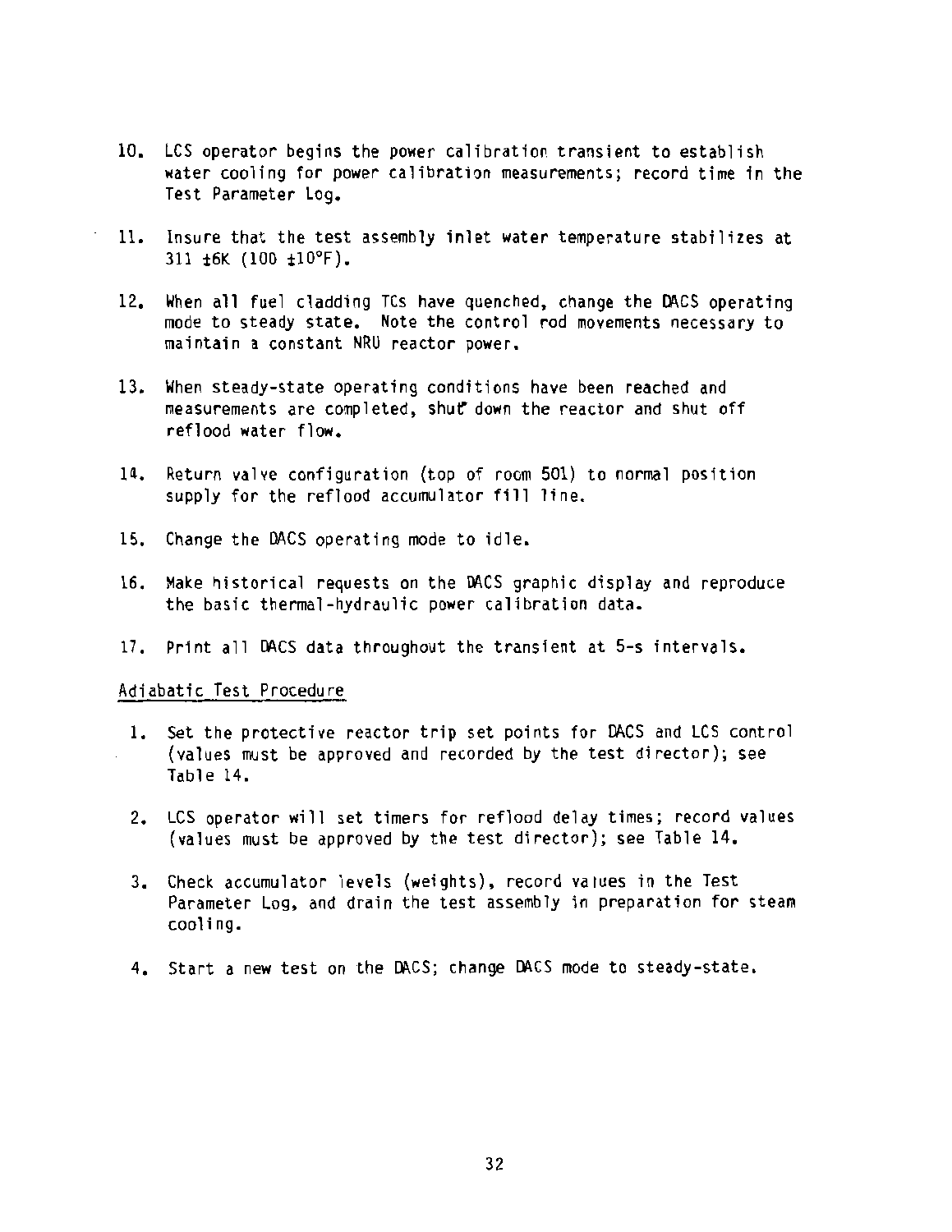10. LCS operator begins the power calibration transient to establish water cooling for power calibration measurements; record time in the Test Parameter Log.

11. Insure that the test assembly inlet water temperature stabilizes at 311 ±6K (100 ±10°F).

12. When all fuel cladding TCs have quenched, change the DACS operating mode to steady state. Note the control rod movements necessary to maintain a constant NRU reactor power.

13. When steady-state operating conditions have been reached and measurements are completed, shut down the reactor and shut off reflood water flow.

14. Return valve configuration (top of room 501) to normal position supply for the reflood accumulator fill line.

15. Change the DACS operating mode to idle.

16. Make historical requests on the DACS graphic display and reproduce the basic thermal-hydraulic power calibration data.

17. Print all DACS data throughout the transient at 5-s intervals.

Adiabatic Test Procedure

1. Set the protective reactor trip set points for DACS and LCS control (values must be approved and recorded by the test director); see Table 14.

2. LCS operator will set timers for reflood delay times; record values (values must be approved by the test director); see Table 14.

3. Check accumulator levels (weights), record values in the Test Parameter Log, and drain the test assembly in preparation for steam cooling.

4. Start a new test on the DACS; change DACS mode to steady-state.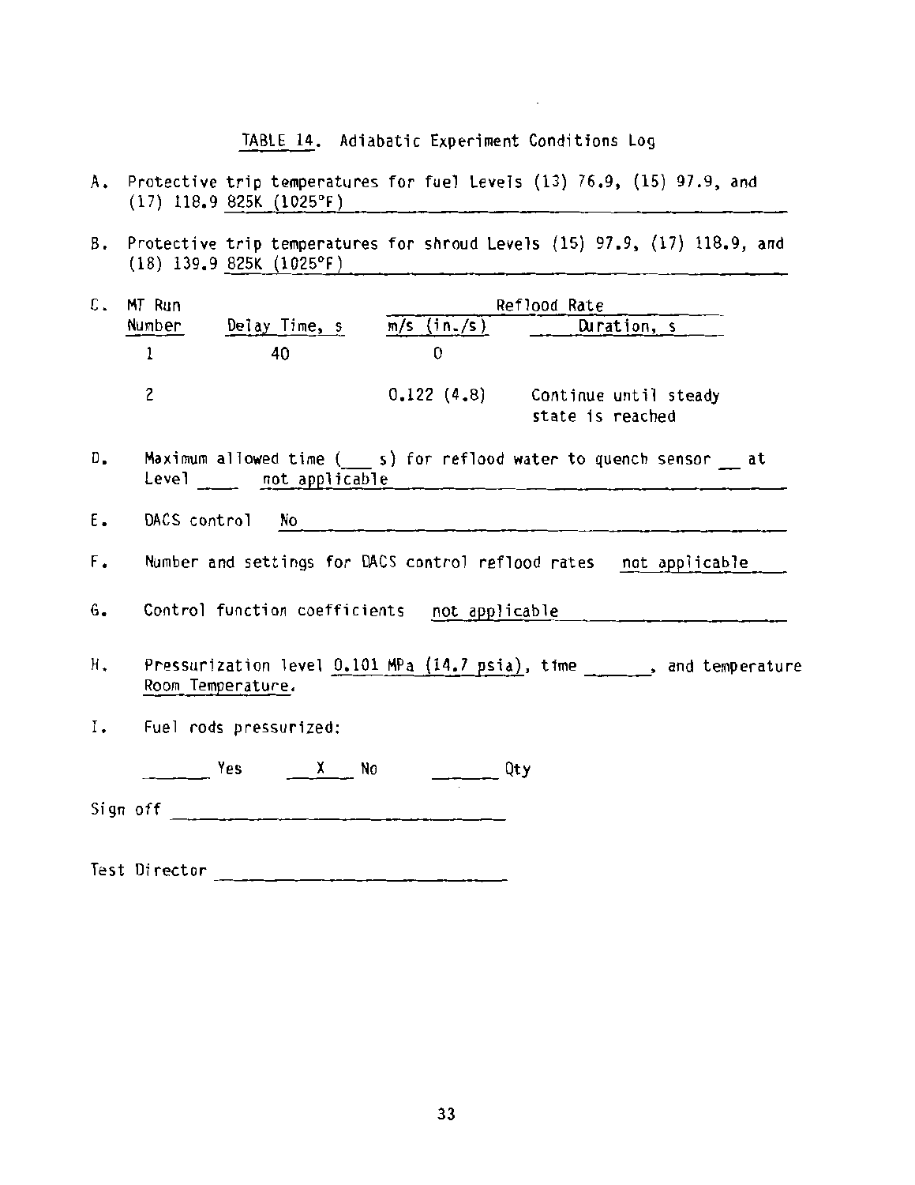TABLE 14. Adiabatic Experiment Conditions Log

A. Protective trip temperatures for fuel Levels (13) 76.9, (15) 97.9, and (17) 118.9 825K (1025°F)

B. Protective trip temperatures for shroud Levels (15) 97.9, (17) 118.9, and (18) 139.9 825K (1025°F)

C.

| MT Run Number | Delay Time, s | Reflood Rate m/s (in./s) | Reflood Rate Duration, s |
|---|---|---|---|
| 1 | 40 | 0 | |
| 2 | | 0.122 (4.8) | Continue until steady state is reached |

D. Maximum allowed time (___ s) for reflood water to quench sensor __ at Level ____ not applicable

E. DACS control No

F. Number and settings for DACS control reflood rates not applicable

G. Control function coefficients not applicable

H. Pressurization level 0.101 MPa (14.7 psia), time ______, and temperature Room Temperature.

I. Fuel rods pressurized:

______ Yes ___X___ No ______ Qty

Sign off ______________________________

Test Director ______________________________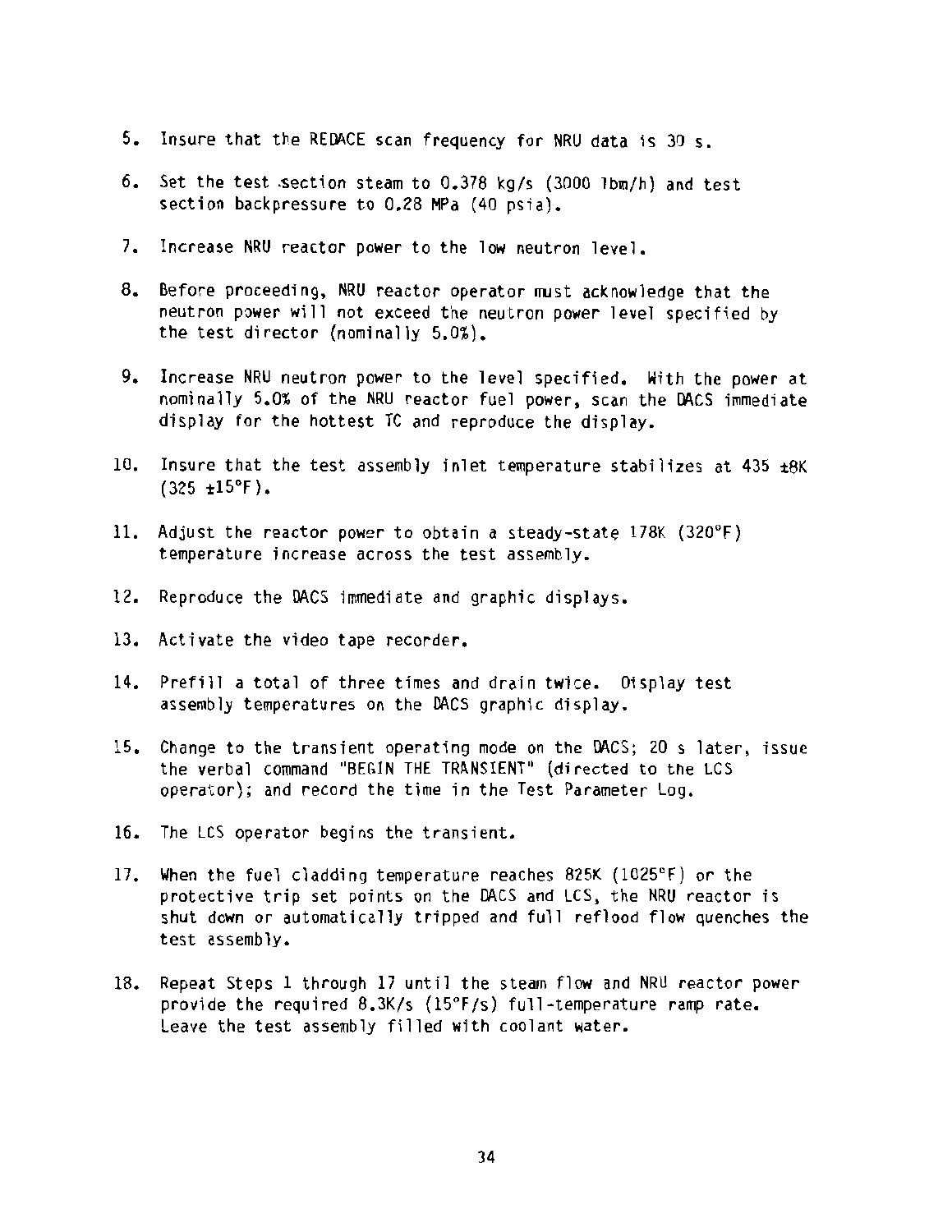5. Insure that the REDACE scan frequency for NRU data is 30 s.

6. Set the test section steam to 0.378 kg/s (3000 lbm/h) and test section backpressure to 0.28 MPa (40 psia).

7. Increase NRU reactor power to the low neutron level.

8. Before proceeding, NRU reactor operator must acknowledge that the neutron power will not exceed the neutron power level specified by the test director (nominally 5.0%).

9. Increase NRU neutron power to the level specified. With the power at nominally 5.0% of the NRU reactor fuel power, scan the DACS immediate display for the hottest TC and reproduce the display.

10. Insure that the test assembly inlet temperature stabilizes at 435 ±8K (325 ±15°F).

11. Adjust the reactor power to obtain a steady-state 178K (320°F) temperature increase across the test assembly.

12. Reproduce the DACS immediate and graphic displays.

13. Activate the video tape recorder.

14. Prefill a total of three times and drain twice. Display test assembly temperatures on the DACS graphic display.

15. Change to the transient operating mode on the DACS; 20 s later, issue the verbal command "BEGIN THE TRANSIENT" (directed to the LCS operator); and record the time in the Test Parameter Log.

16. The LCS operator begins the transient.

17. When the fuel cladding temperature reaches 825K (1025°F) or the protective trip set points on the DACS and LCS, the NRU reactor is shut down or automatically tripped and full reflood flow quenches the test assembly.

18. Repeat Steps 1 through 17 until the steam flow and NRU reactor power provide the required 8.3K/s (15°F/s) full-temperature ramp rate. Leave the test assembly filled with coolant water.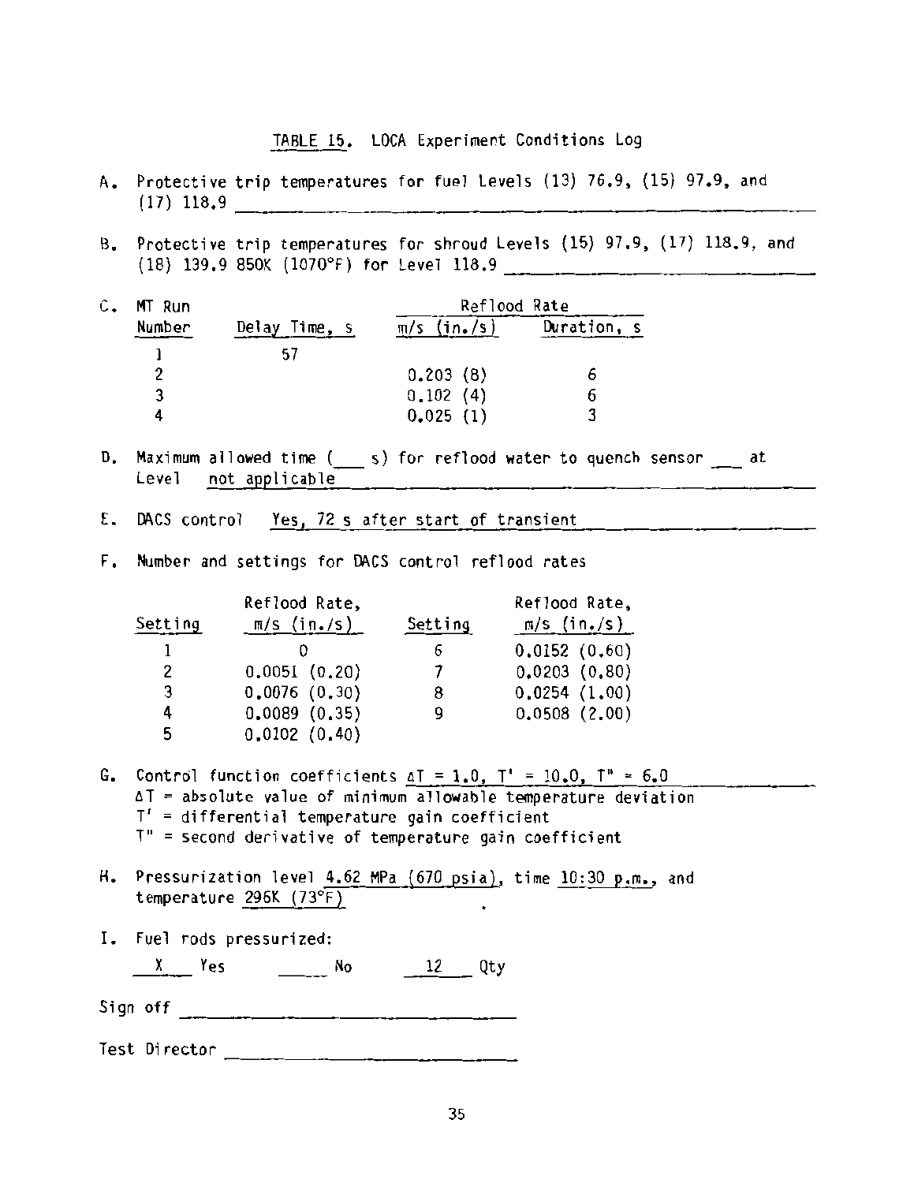TABLE 15. LOCA Experiment Conditions Log

A. Protective trip temperatures for fuel Levels (13) 76.9, (15) 97.9, and (17) 118.9 ______________________

B. Protective trip temperatures for shroud Levels (15) 97.9, (17) 118.9, and (18) 139.9 850K (1070°F) for Level 118.9 ______________________

C.

| MT Run Number | Delay Time, s | Reflood Rate m/s (in./s) | Reflood Rate Duration, s |
|---|---|---|---|
| 1 | 57 | | |
| 2 | | 0.203 (8) | 6 |
| 3 | | 0.102 (4) | 6 |
| 4 | | 0.025 (1) | 3 |

D. Maximum allowed time (___ s) for reflood water to quench sensor ___ at Level not applicable

E. DACS control Yes, 72 s after start of transient

F. Number and settings for DACS control reflood rates

| Setting | Reflood Rate, m/s (in./s) | Setting | Reflood Rate, m/s (in./s) |
|---|---|---|---|
| 1 | 0 | 6 | 0.0152 (0.60) |
| 2 | 0.0051 (0.20) | 7 | 0.0203 (0.80) |
| 3 | 0.0076 (0.30) | 8 | 0.0254 (1.00) |
| 4 | 0.0089 (0.35) | 9 | 0.0508 (2.00) |
| 5 | 0.0102 (0.40) | | |

G. Control function coefficients $\Delta T = 1.0$, $T' = 10.0$, $T'' = 6.0$

$\Delta T$ = absolute value of minimum allowable temperature deviation

$T'$ = differential temperature gain coefficient

$T''$ = second derivative of temperature gain coefficient

H. Pressurization level 4.62 MPa (670 psia), time 10:30 p.m., and temperature 296K (73°F).

I. Fuel rods pressurized:

 X  Yes ____ No  12  Qty

Sign off ______________________

Test Director ______________________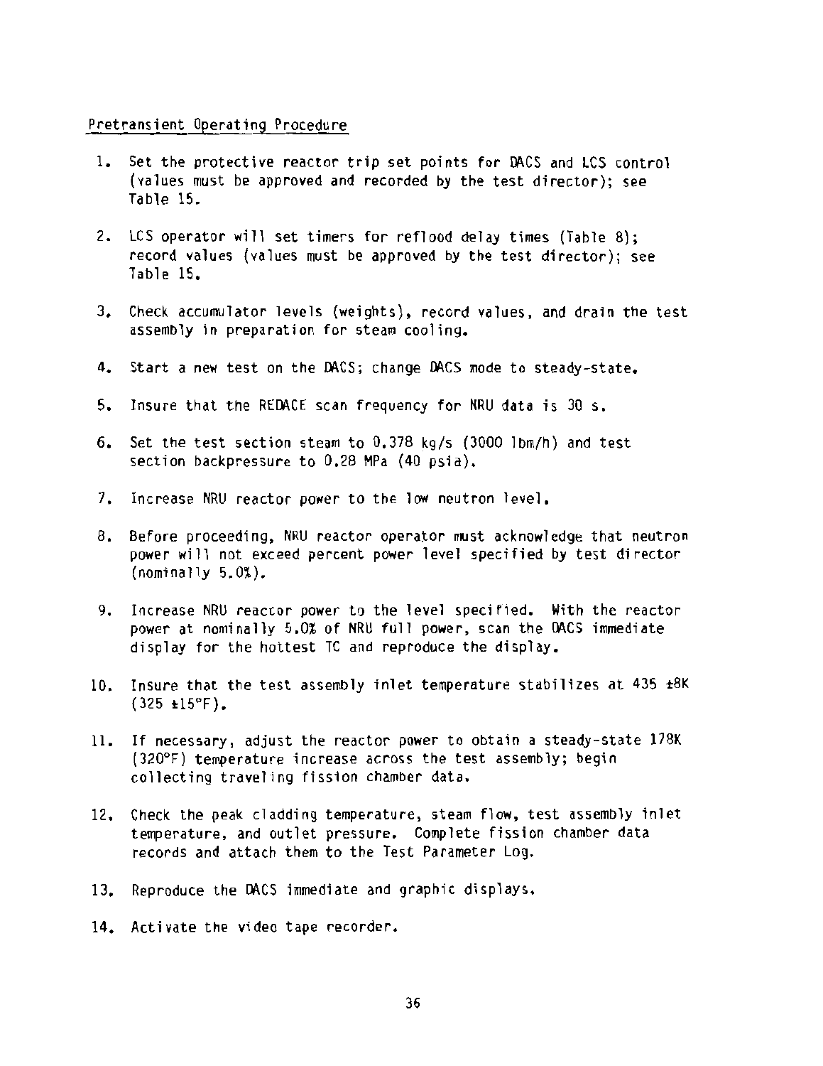Pretransient Operating Procedure

1. Set the protective reactor trip set points for DACS and LCS control (values must be approved and recorded by the test director); see Table 15.

2. LCS operator will set timers for reflood delay times (Table 8); record values (values must be approved by the test director); see Table 15.

3. Check accumulator levels (weights), record values, and drain the test assembly in preparation for steam cooling.

4. Start a new test on the DACS; change DACS mode to steady-state.

5. Insure that the REDACE scan frequency for NRU data is 30 s.

6. Set the test section steam to 0.378 kg/s (3000 lbm/h) and test section backpressure to 0.28 MPa (40 psia).

7. Increase NRU reactor power to the low neutron level.

8. Before proceeding, NRU reactor operator must acknowledge that neutron power will not exceed percent power level specified by test director (nominally 5.0%).

9. Increase NRU reactor power to the level specified. With the reactor power at nominally 5.0% of NRU full power, scan the DACS immediate display for the hottest TC and reproduce the display.

10. Insure that the test assembly inlet temperature stabilizes at 435 ±8K (325 ±15°F).

11. If necessary, adjust the reactor power to obtain a steady-state 178K (320°F) temperature increase across the test assembly; begin collecting traveling fission chamber data.

12. Check the peak cladding temperature, steam flow, test assembly inlet temperature, and outlet pressure. Complete fission chamber data records and attach them to the Test Parameter Log.

13. Reproduce the DACS immediate and graphic displays.

14. Activate the video tape recorder.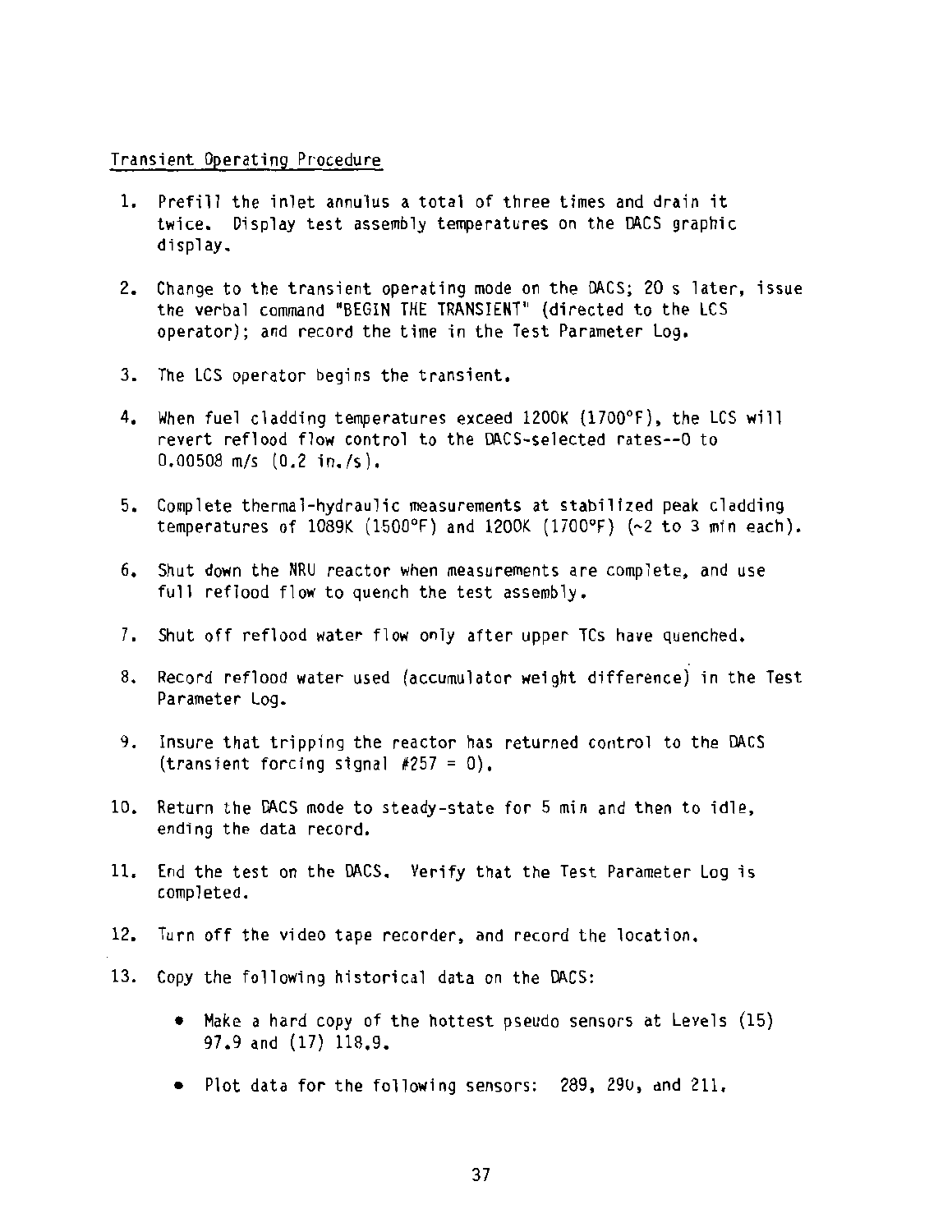Transient Operating Procedure

1. Prefill the inlet annulus a total of three times and drain it twice. Display test assembly temperatures on the DACS graphic display.

2. Change to the transient operating mode on the DACS; 20 s later, issue the verbal command "BEGIN THE TRANSIENT" (directed to the LCS operator); and record the time in the Test Parameter Log.

3. The LCS operator begins the transient.

4. When fuel cladding temperatures exceed 1200K (1700°F), the LCS will revert reflood flow control to the DACS-selected rates--0 to 0.00508 m/s (0.2 in./s).

5. Complete thermal-hydraulic measurements at stabilized peak cladding temperatures of 1089K (1500°F) and 1200K (1700°F) (~2 to 3 min each).

6. Shut down the NRU reactor when measurements are complete, and use full reflood flow to quench the test assembly.

7. Shut off reflood water flow only after upper TCs have quenched.

8. Record reflood water used (accumulator weight difference) in the Test Parameter Log.

9. Insure that tripping the reactor has returned control to the DACS (transient forcing signal #257 = 0).

10. Return the DACS mode to steady-state for 5 min and then to idle, ending the data record.

11. End the test on the DACS. Verify that the Test Parameter Log is completed.

12. Turn off the video tape recorder, and record the location.

13. Copy the following historical data on the DACS:

    - Make a hard copy of the hottest pseudo sensors at Levels (15) 97.9 and (17) 118.9.

    - Plot data for the following sensors: 289, 290, and 211.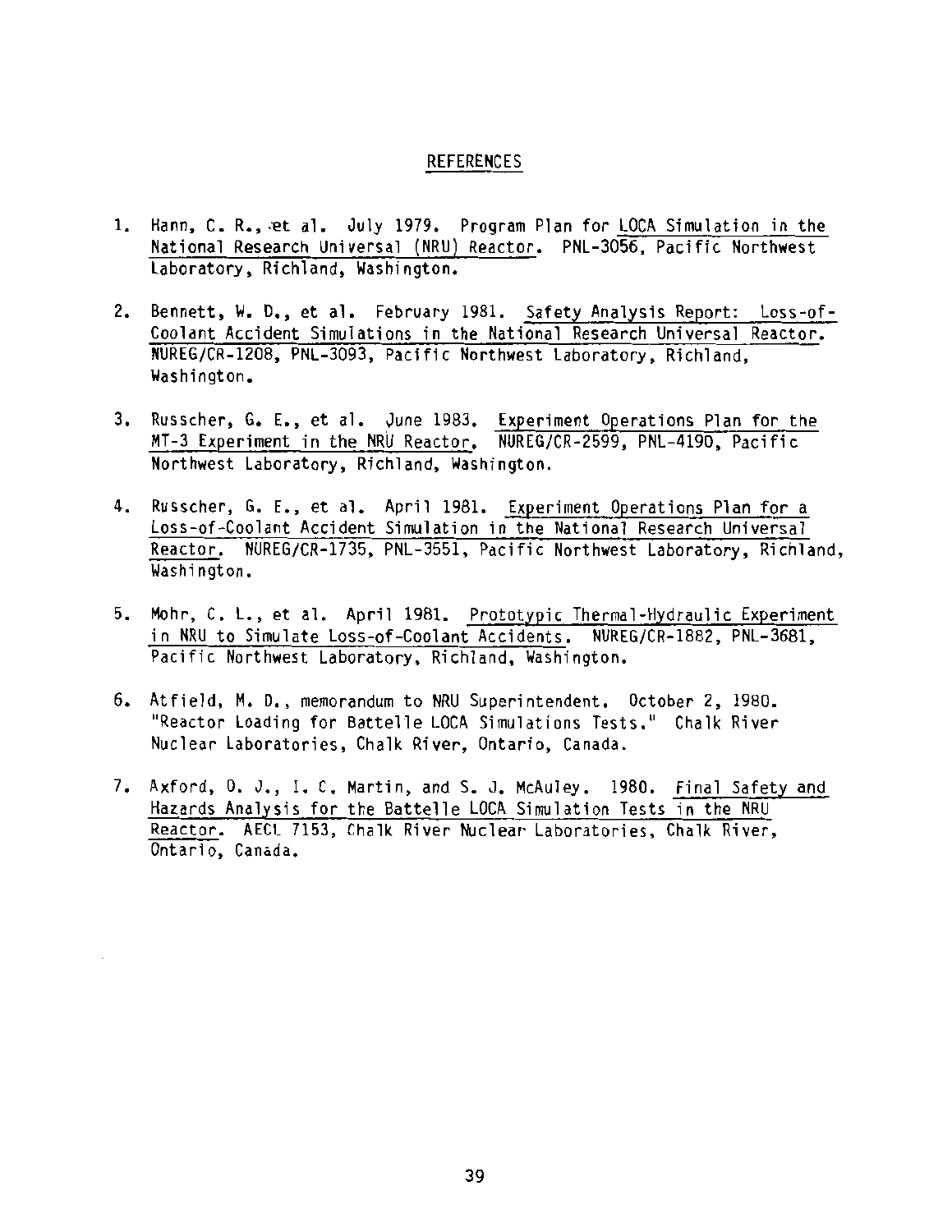# REFERENCES

1. Hann, C. R., et al. July 1979. Program Plan for LOCA Simulation in the National Research Universal (NRU) Reactor. PNL-3056, Pacific Northwest Laboratory, Richland, Washington.

2. Bennett, W. D., et al. February 1981. Safety Analysis Report: Loss-of-Coolant Accident Simulations in the National Research Universal Reactor. NUREG/CR-1208, PNL-3093, Pacific Northwest Laboratory, Richland, Washington.

3. Russcher, G. E., et al. June 1983. Experiment Operations Plan for the MT-3 Experiment in the NRU Reactor. NUREG/CR-2599, PNL-4190, Pacific Northwest Laboratory, Richland, Washington.

4. Russcher, G. E., et al. April 1981. Experiment Operations Plan for a Loss-of-Coolant Accident Simulation in the National Research Universal Reactor. NUREG/CR-1735, PNL-3551, Pacific Northwest Laboratory, Richland, Washington.

5. Mohr, C. L., et al. April 1981. Prototypic Thermal-Hydraulic Experiment in NRU to Simulate Loss-of-Coolant Accidents. NUREG/CR-1882, PNL-3681, Pacific Northwest Laboratory, Richland, Washington.

6. Atfield, M. D., memorandum to NRU Superintendent. October 2, 1980. "Reactor Loading for Battelle LOCA Simulations Tests." Chalk River Nuclear Laboratories, Chalk River, Ontario, Canada.

7. Axford, D. J., I. C. Martin, and S. J. McAuley. 1980. Final Safety and Hazards Analysis for the Battelle LOCA Simulation Tests in the NRU Reactor. AECL 7153, Chalk River Nuclear Laboratories, Chalk River, Ontario, Canada.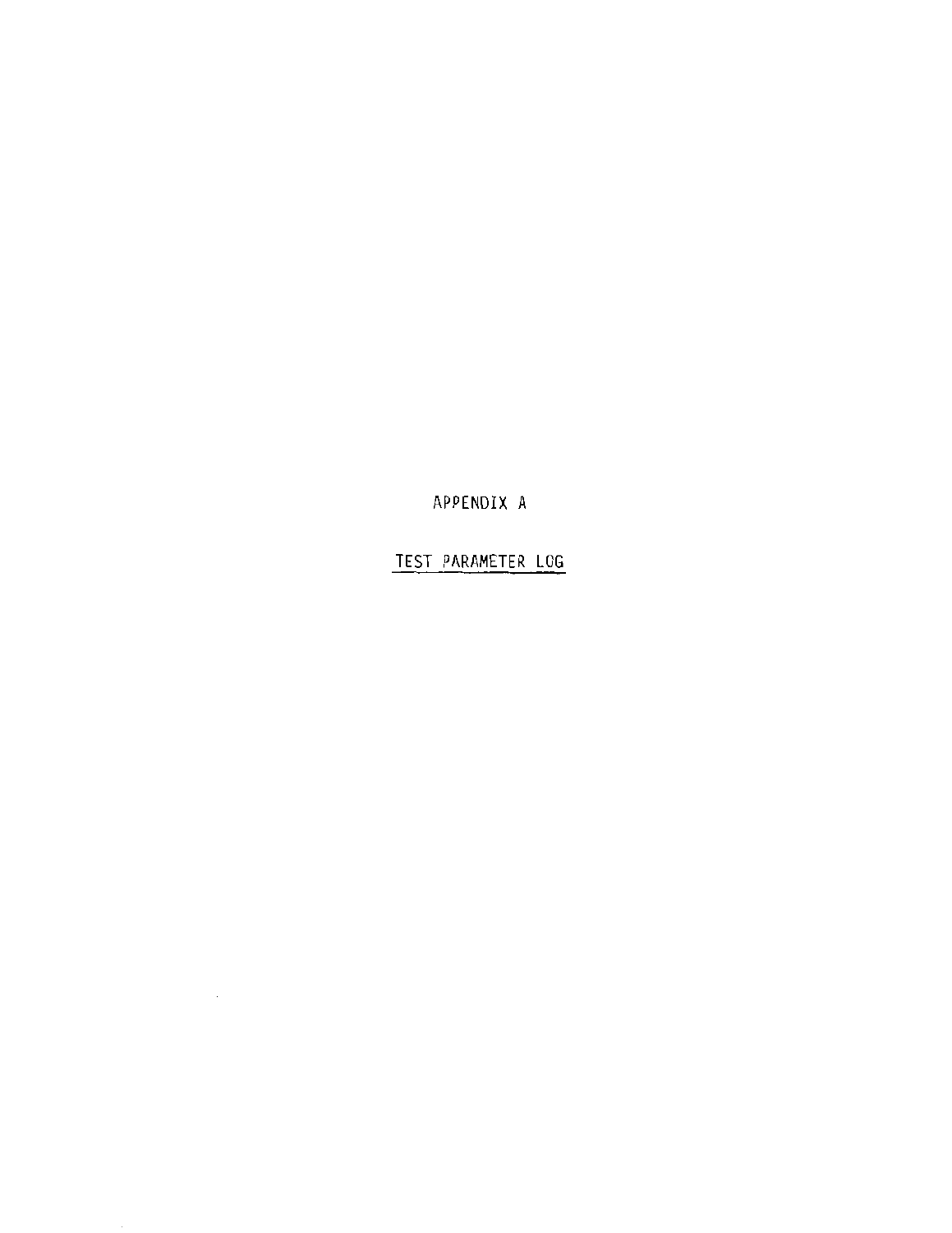# APPENDIX A

## TEST PARAMETER LOG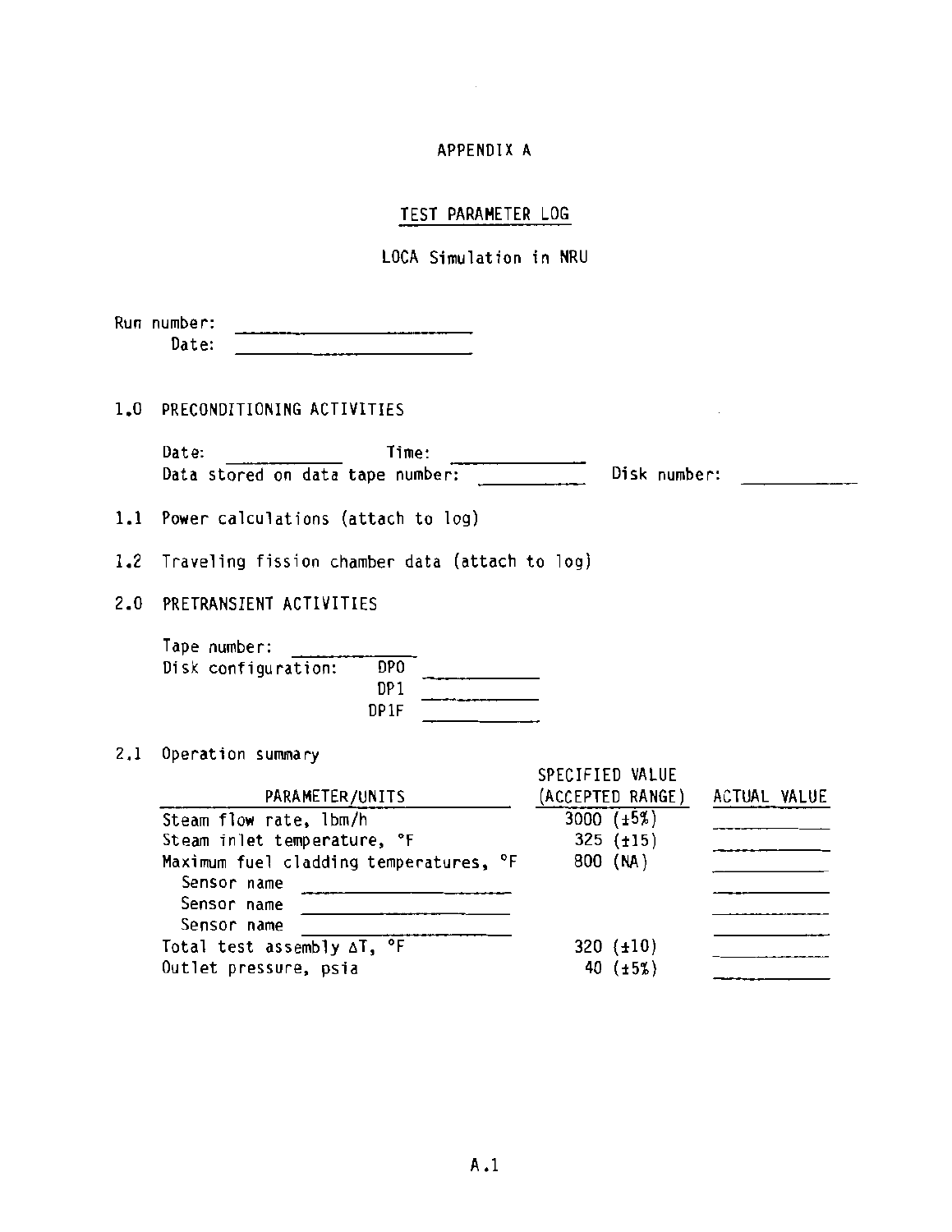# APPENDIX A

## TEST PARAMETER LOG

LOCA Simulation in NRU

Run number: \_\_\_\_\_\_\_\_\_\_\_\_\_\_\_\_\_\_\_\_

Date: \_\_\_\_\_\_\_\_\_\_\_\_\_\_\_\_\_\_\_\_

1.0 PRECONDITIONING ACTIVITIES

Date: \_\_\_\_\_\_\_\_\_\_ Time: \_\_\_\_\_\_\_\_\_\_

Data stored on data tape number: \_\_\_\_\_\_\_\_\_\_ Disk number: \_\_\_\_\_\_\_\_\_\_

1.1 Power calculations (attach to log)

1.2 Traveling fission chamber data (attach to log)

2.0 PRETRANSIENT ACTIVITIES

Tape number: \_\_\_\_\_\_\_\_\_\_

Disk configuration: DP0 \_\_\_\_\_\_\_\_\_\_

DP1 \_\_\_\_\_\_\_\_\_\_

DP1F \_\_\_\_\_\_\_\_\_\_

2.1 Operation summary

| PARAMETER/UNITS | SPECIFIED VALUE (ACCEPTED RANGE) | ACTUAL VALUE |
|---|---|---|
| Steam flow rate, lbm/h | 3000 (±5%) | \_\_\_\_\_\_\_\_\_\_ |
| Steam inlet temperature, °F | 325 (±15) | \_\_\_\_\_\_\_\_\_\_ |
| Maximum fuel cladding temperatures, °F | 800 (NA) | \_\_\_\_\_\_\_\_\_\_ |
| Sensor name \_\_\_\_\_\_\_\_\_\_ | | \_\_\_\_\_\_\_\_\_\_ |
| Sensor name \_\_\_\_\_\_\_\_\_\_ | | \_\_\_\_\_\_\_\_\_\_ |
| Sensor name \_\_\_\_\_\_\_\_\_\_ | | \_\_\_\_\_\_\_\_\_\_ |
| Total test assembly $\Delta T$, °F | 320 (±10) | \_\_\_\_\_\_\_\_\_\_ |
| Outlet pressure, psia | 40 (±5%) | \_\_\_\_\_\_\_\_\_\_ |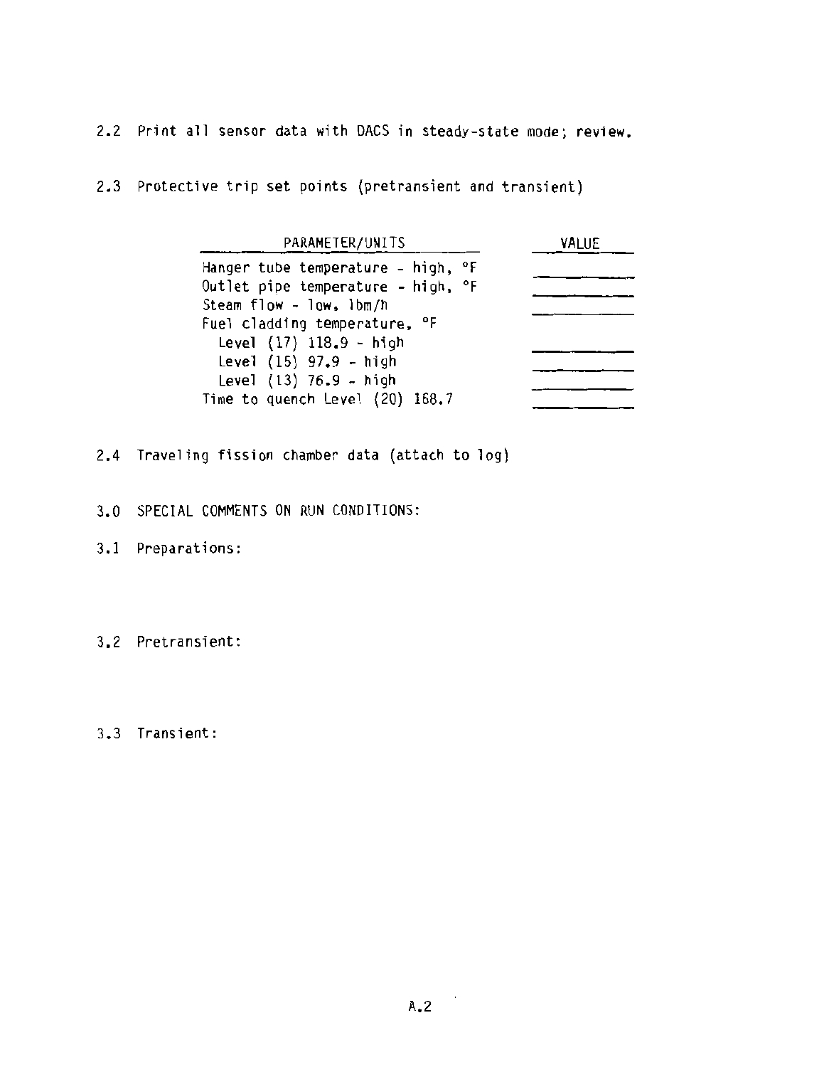2.2 Print all sensor data with DACS in steady-state mode; review.

2.3 Protective trip set points (pretransient and transient)

| PARAMETER/UNITS | VALUE |
|---|---|
| Hanger tube temperature - high, °F | |
| Outlet pipe temperature - high, °F | |
| Steam flow - low, lbm/h | |
| Fuel cladding temperature, °F | |
| Level (17) 118.9 - high | |
| Level (15) 97.9 - high | |
| Level (13) 76.9 - high | |
| Time to quench Level (20) 168.7 | |

2.4 Traveling fission chamber data (attach to log)

3.0 SPECIAL COMMENTS ON RUN CONDITIONS:

3.1 Preparations:

3.2 Pretransient:

3.3 Transient: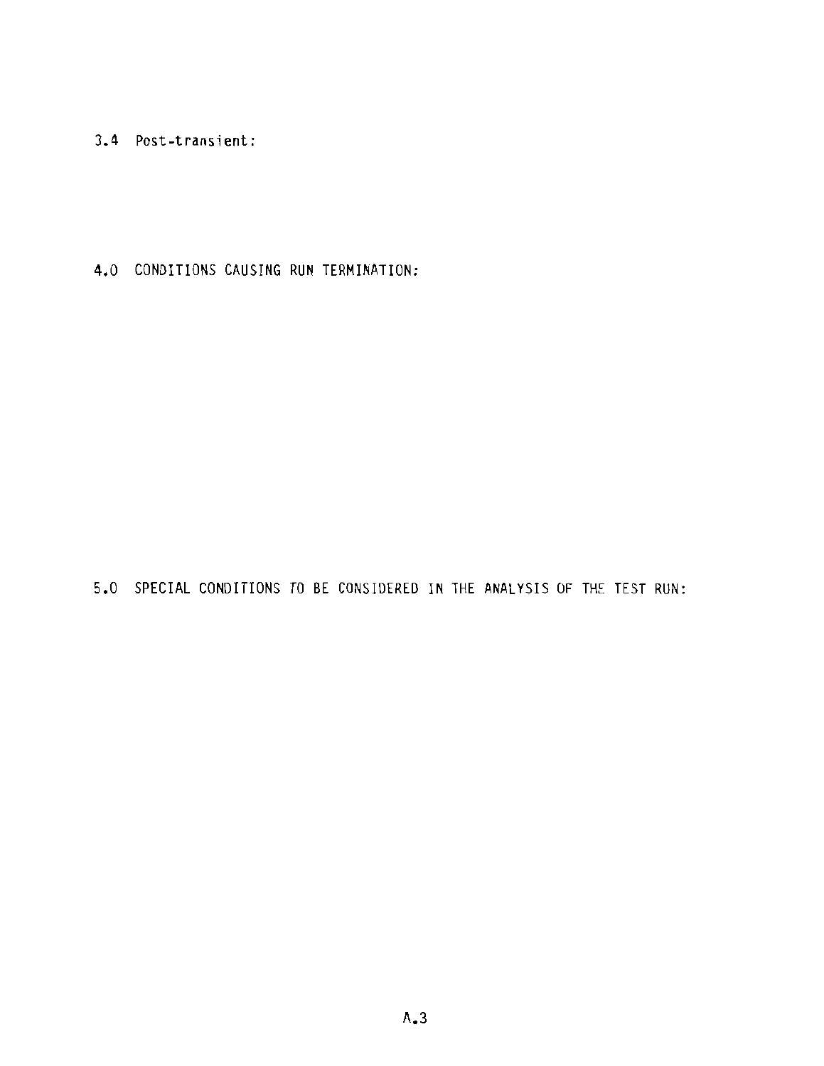### 3.4 Post-transient:

## 4.0 CONDITIONS CAUSING RUN TERMINATION:

## 5.0 SPECIAL CONDITIONS TO BE CONSIDERED IN THE ANALYSIS OF THE TEST RUN: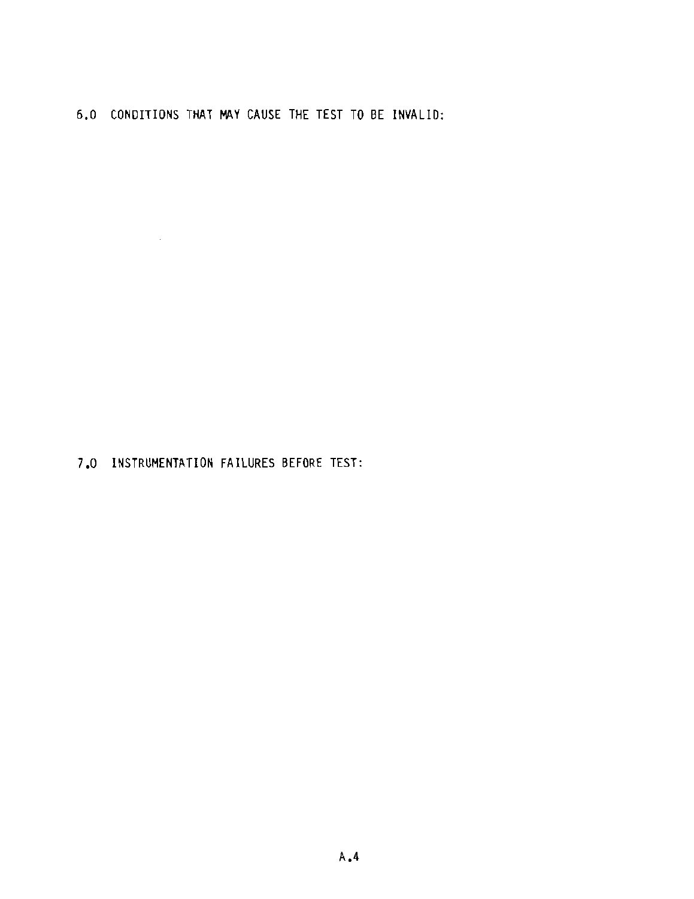## 6.0 CONDITIONS THAT MAY CAUSE THE TEST TO BE INVALID:

## 7.0 INSTRUMENTATION FAILURES BEFORE TEST: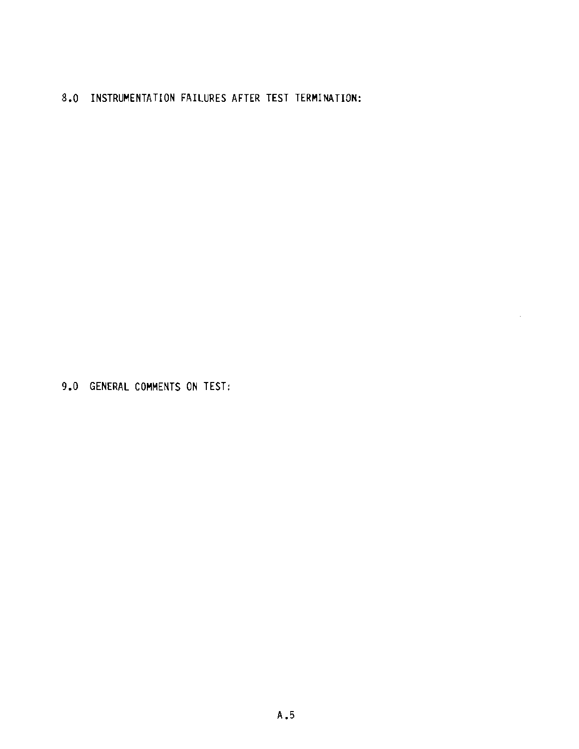## 8.0 INSTRUMENTATION FAILURES AFTER TEST TERMINATION:

## 9.0 GENERAL COMMENTS ON TEST: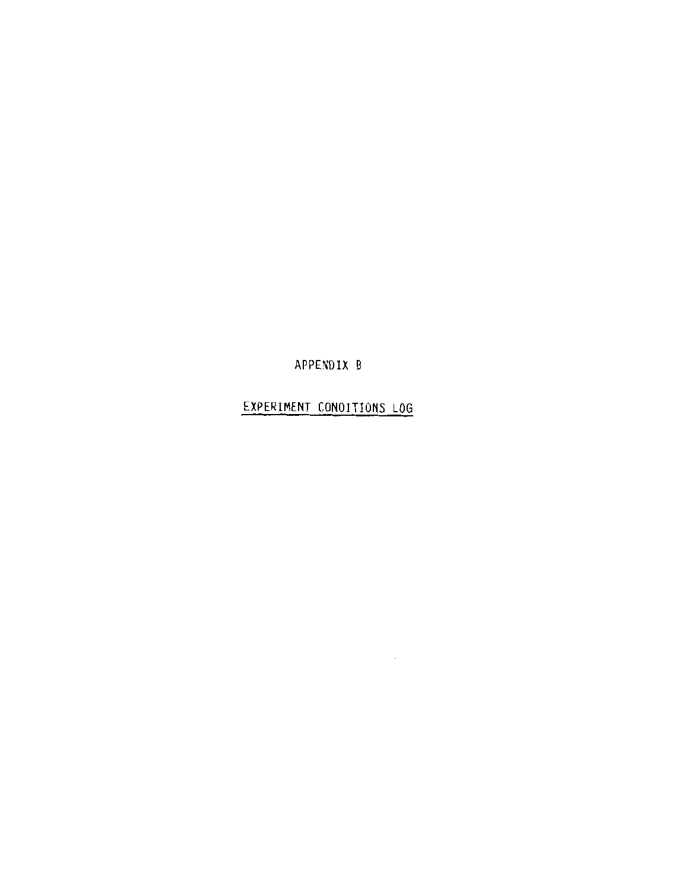# APPENDIX B

## EXPERIMENT CONOITIONS LOG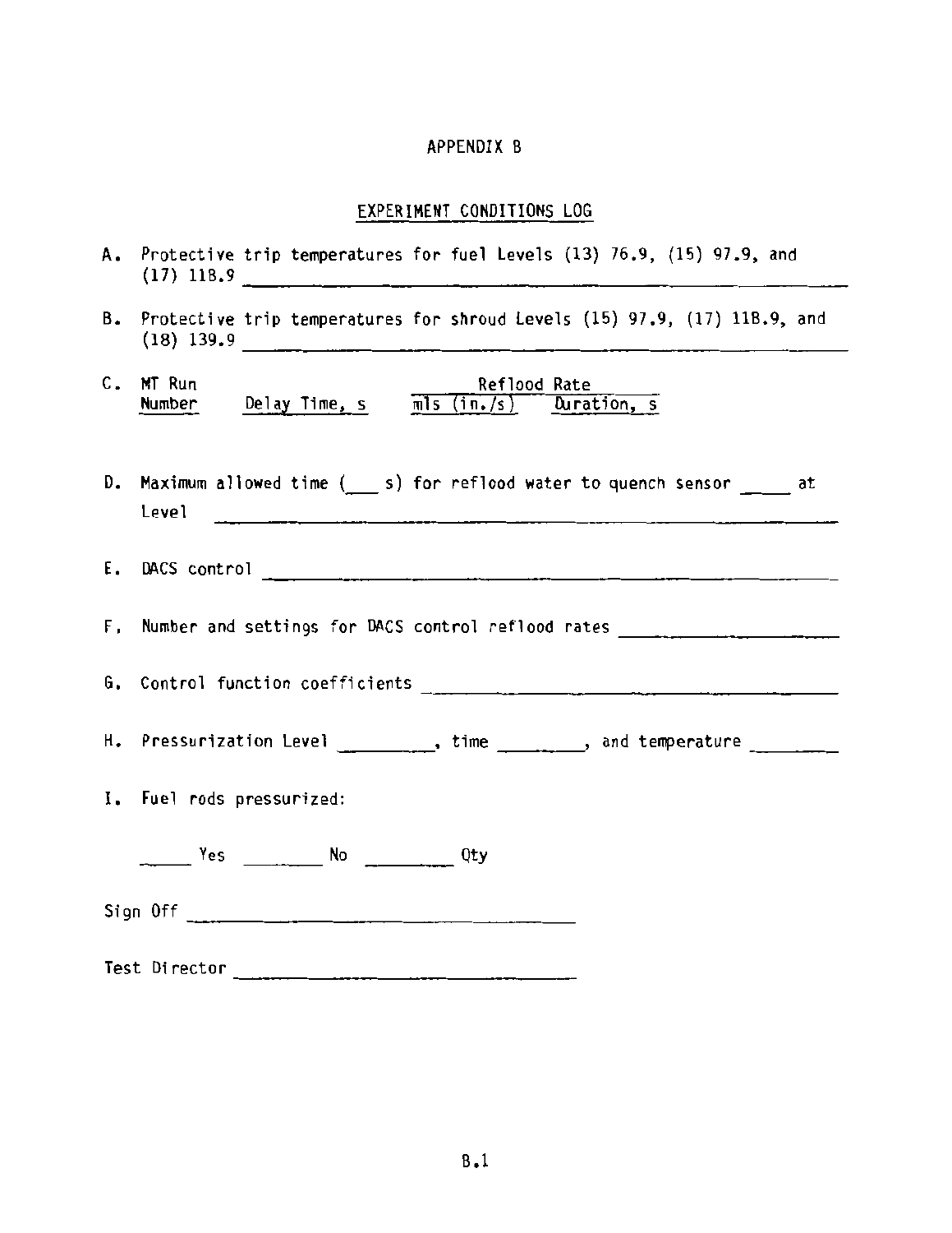# APPENDIX B

## EXPERIMENT CONDITIONS LOG

A. Protective trip temperatures for fuel Levels (13) 76.9, (15) 97.9, and (17) 118.9 ____________________

B. Protective trip temperatures for shroud Levels (15) 97.9, (17) 118.9, and (18) 139.9 ____________________

C.

| MT Run Number | Delay Time, s | Reflood Rate mls (in./s) | Reflood Rate Duration, s |
|---|---|---|---|
| | | | |

D. Maximum allowed time (___ s) for reflood water to quench sensor _____ at Level ____________________

E. DACS control ____________________

F. Number and settings for DACS control reflood rates ____________________

G. Control function coefficients ____________________

H. Pressurization Level _________, time ________, and temperature ________

I. Fuel rods pressurized:

_____ Yes ________ No ________ Qty

Sign Off ____________________

Test Director ____________________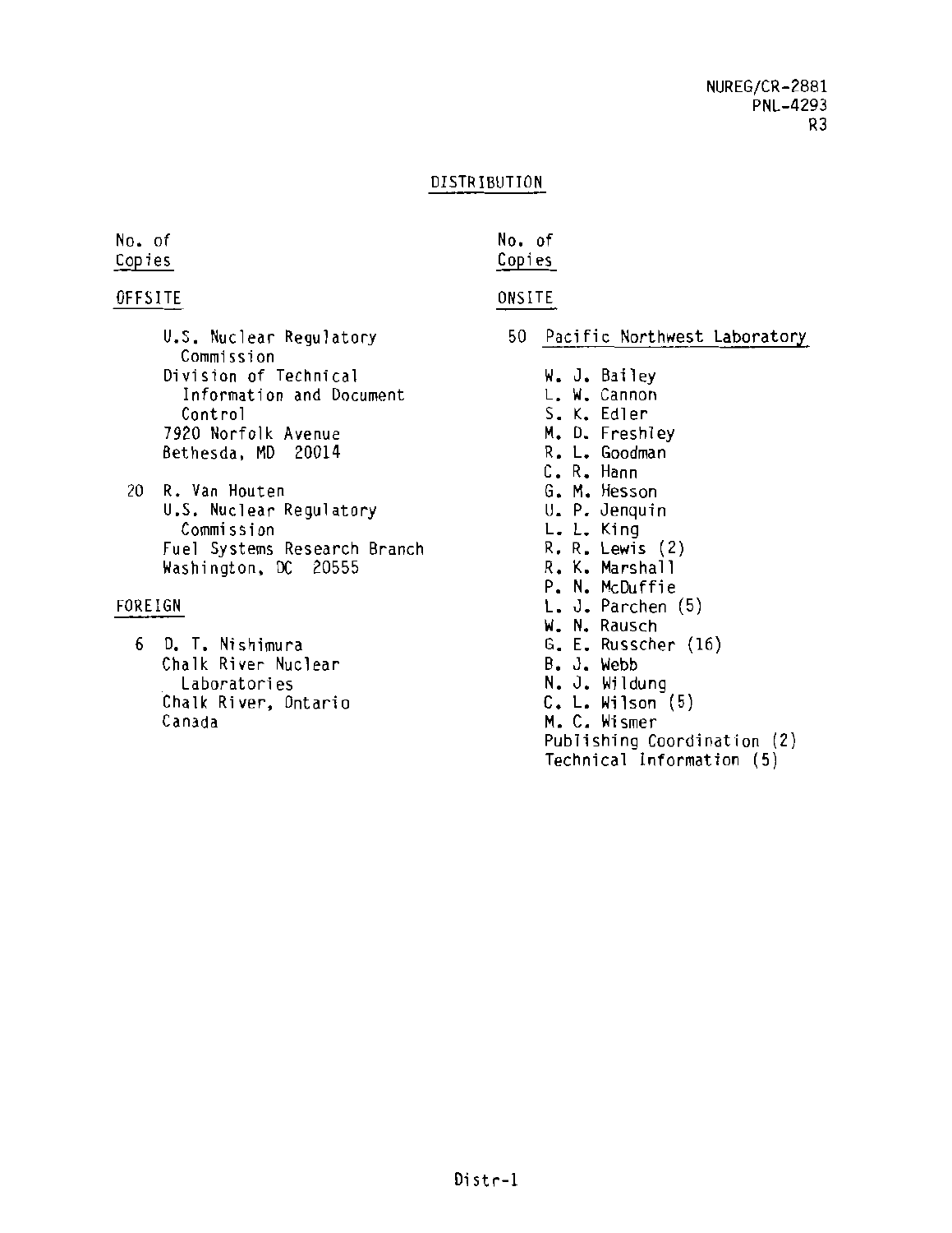NUREG/CR-2881
PNL-4293
R3

## DISTRIBUTION

No. of
Copies

### OFFSITE

U.S. Nuclear Regulatory Commission
Division of Technical Information and Document Control
7920 Norfolk Avenue
Bethesda, MD 20014

20 R. Van Houten
U.S. Nuclear Regulatory Commission
Fuel Systems Research Branch
Washington, DC 20555

### FOREIGN

6 D. T. Nishimura
Chalk River Nuclear Laboratories
Chalk River, Ontario
Canada

No. of
Copies

### ONSITE

50 Pacific Northwest Laboratory

W. J. Bailey
L. W. Cannon
S. K. Edler
M. D. Freshley
R. L. Goodman
C. R. Hann
G. M. Hesson
U. P. Jenquin
L. L. King
R. R. Lewis (2)
R. K. Marshall
P. N. McDuffie
L. J. Parchen (5)
W. N. Rausch
G. E. Russcher (16)
B. J. Webb
N. J. Wildung
C. L. Wilson (5)
M. C. Wismer
Publishing Coordination (2)
Technical Information (5)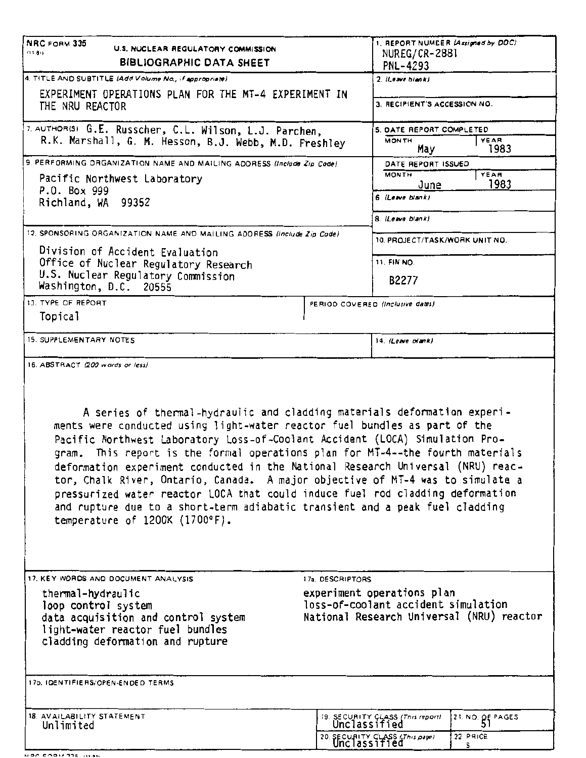NRC FORM 335 (11-81)

U.S. NUCLEAR REGULATORY COMMISSION

**BIBLIOGRAPHIC DATA SHEET**

| | |
|---|---|
| 1. REPORT NUMBER (Assigned by DDC) | NUREG/CR-2881 PNL-4293 |
| 4. TITLE AND SUBTITLE (Add Volume No., if appropriate) | EXPERIMENT OPERATIONS PLAN FOR THE MT-4 EXPERIMENT IN THE NRU REACTOR |
| 2. (Leave blank) | |
| 3. RECIPIENT'S ACCESSION NO. | |
| 7. AUTHOR(S) | G.E. Russcher, C.L. Wilson, L.J. Parchen, R.K. Marshall, G. M. Hesson, B.J. Webb, M.D. Freshley |
| 5. DATE REPORT COMPLETED | MONTH: May, YEAR: 1983 |
| 9. PERFORMING ORGANIZATION NAME AND MAILING ADDRESS (Include Zip Code) | Pacific Northwest Laboratory, P.O. Box 999, Richland, WA 99352 |
| DATE REPORT ISSUED | MONTH: June, YEAR: 1983 |
| 6. (Leave blank) | |
| 8. (Leave blank) | |
| 12. SPONSORING ORGANIZATION NAME AND MAILING ADDRESS (Include Zip Code) | Division of Accident Evaluation, Office of Nuclear Regulatory Research, U.S. Nuclear Regulatory Commission, Washington, D.C. 20555 |
| 10. PROJECT/TASK/WORK UNIT NO. | |
| 11. FIN NO. | B2277 |
| 13. TYPE OF REPORT | Topical |
| PERIOD COVERED (Inclusive dates) | |
| 15. SUPPLEMENTARY NOTES | |
| 14. (Leave blank) | |

16. ABSTRACT (200 words or less)

A series of thermal-hydraulic and cladding materials deformation experiments were conducted using light-water reactor fuel bundles as part of the Pacific Northwest Laboratory Loss-of-Coolant Accident (LOCA) Simulation Program. This report is the formal operations plan for MT-4--the fourth materials deformation experiment conducted in the National Research Universal (NRU) reactor, Chalk River, Ontario, Canada. A major objective of MT-4 was to simulate a pressurized water reactor LOCA that could induce fuel rod cladding deformation and rupture due to a short-term adiabatic transient and a peak fuel cladding temperature of 1200K (1700°F).

17. KEY WORDS AND DOCUMENT ANALYSIS

- thermal-hydraulic
- loop control system
- data acquisition and control system
- light-water reactor fuel bundles
- cladding deformation and rupture

17a. DESCRIPTORS

- experiment operations plan
- loss-of-coolant accident simulation
- National Research Universal (NRU) reactor

17b. IDENTIFIERS/OPEN-ENDED TERMS

| | |
|---|---|
| 18. AVAILABILITY STATEMENT | Unlimited |
| 19. SECURITY CLASS (This report) | Unclassified |
| 21. NO. OF PAGES | 51 |
| 20. SECURITY CLASS (This page) | Unclassified |
| 22. PRICE | $ |